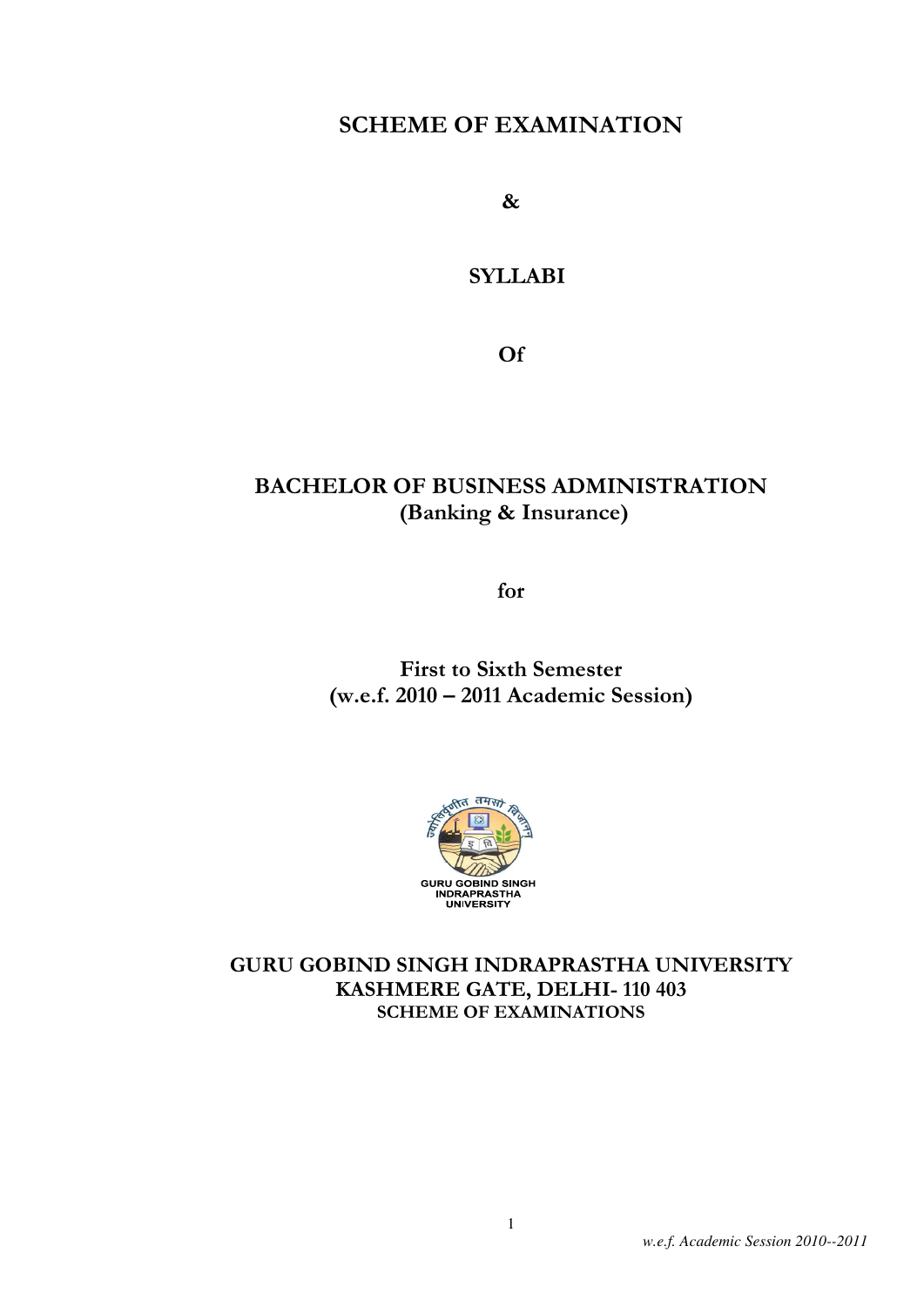# SCHEME OF EXAMINATION

**&**

**SYLLABI**

**Of**

## BACHELOR OF BUSINESS ADMINISTRATION (Banking & Insurance)

**for**

**First to Sixth Semester**
**(w.e.f. 2010 – 2011 Academic Session)**

GURU GOBIND SINGH INDRAPRASTHA UNIVERSITY

**GURU GOBIND SINGH INDRAPRASTHA UNIVERSITY**
**KASHMERE GATE, DELHI- 110 403**
**SCHEME OF EXAMINATIONS**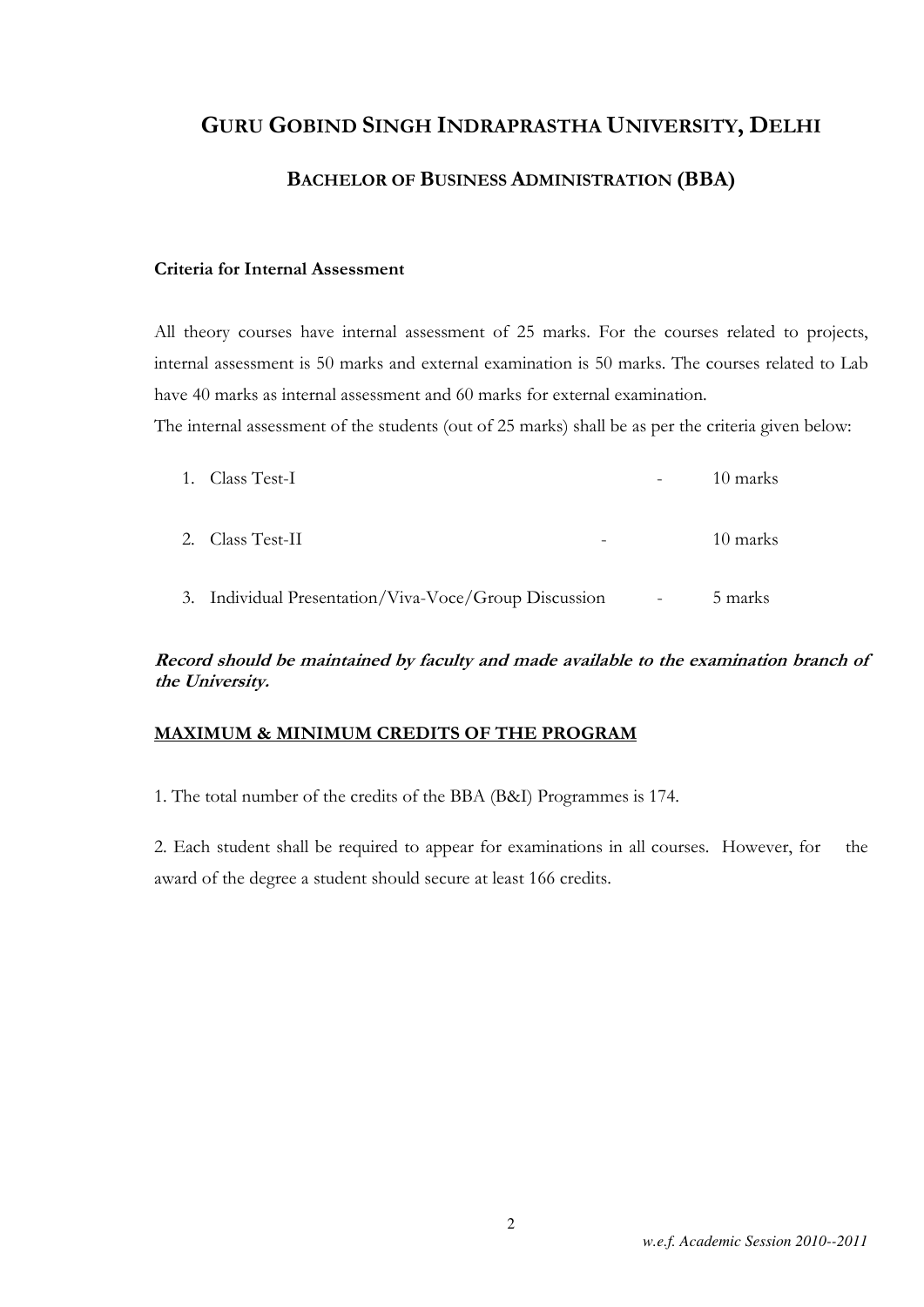# GURU GOBIND SINGH INDRAPRASTHA UNIVERSITY, DELHI

## BACHELOR OF BUSINESS ADMINISTRATION (BBA)

**Criteria for Internal Assessment**

All theory courses have internal assessment of 25 marks. For the courses related to projects, internal assessment is 50 marks and external examination is 50 marks. The courses related to Lab have 40 marks as internal assessment and 60 marks for external examination.

The internal assessment of the students (out of 25 marks) shall be as per the criteria given below:

1. Class Test-I - 10 marks
2. Class Test-II - 10 marks
3. Individual Presentation/Viva-Voce/Group Discussion - 5 marks

***Record should be maintained by faculty and made available to the examination branch of the University.***

**MAXIMUM & MINIMUM CREDITS OF THE PROGRAM**

1. The total number of the credits of the BBA (B&I) Programmes is 174.

2. Each student shall be required to appear for examinations in all courses. However, for the award of the degree a student should secure at least 166 credits.

*w.e.f. Academic Session 2010--2011*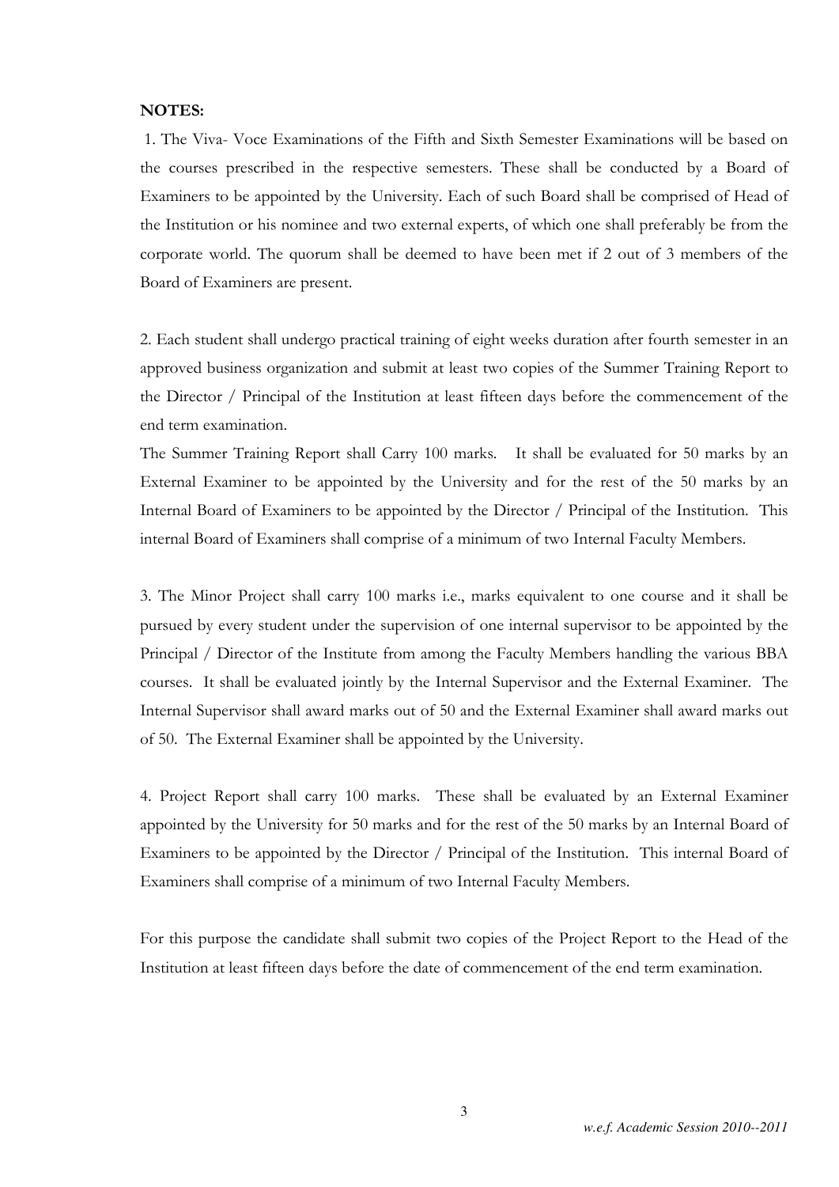**NOTES:**

1. The Viva- Voce Examinations of the Fifth and Sixth Semester Examinations will be based on the courses prescribed in the respective semesters. These shall be conducted by a Board of Examiners to be appointed by the University. Each of such Board shall be comprised of Head of the Institution or his nominee and two external experts, of which one shall preferably be from the corporate world. The quorum shall be deemed to have been met if 2 out of 3 members of the Board of Examiners are present.

2. Each student shall undergo practical training of eight weeks duration after fourth semester in an approved business organization and submit at least two copies of the Summer Training Report to the Director / Principal of the Institution at least fifteen days before the commencement of the end term examination.
The Summer Training Report shall Carry 100 marks. It shall be evaluated for 50 marks by an External Examiner to be appointed by the University and for the rest of the 50 marks by an Internal Board of Examiners to be appointed by the Director / Principal of the Institution. This internal Board of Examiners shall comprise of a minimum of two Internal Faculty Members.

3. The Minor Project shall carry 100 marks i.e., marks equivalent to one course and it shall be pursued by every student under the supervision of one internal supervisor to be appointed by the Principal / Director of the Institute from among the Faculty Members handling the various BBA courses. It shall be evaluated jointly by the Internal Supervisor and the External Examiner. The Internal Supervisor shall award marks out of 50 and the External Examiner shall award marks out of 50. The External Examiner shall be appointed by the University.

4. Project Report shall carry 100 marks. These shall be evaluated by an External Examiner appointed by the University for 50 marks and for the rest of the 50 marks by an Internal Board of Examiners to be appointed by the Director / Principal of the Institution. This internal Board of Examiners shall comprise of a minimum of two Internal Faculty Members.

For this purpose the candidate shall submit two copies of the Project Report to the Head of the Institution at least fifteen days before the date of commencement of the end term examination.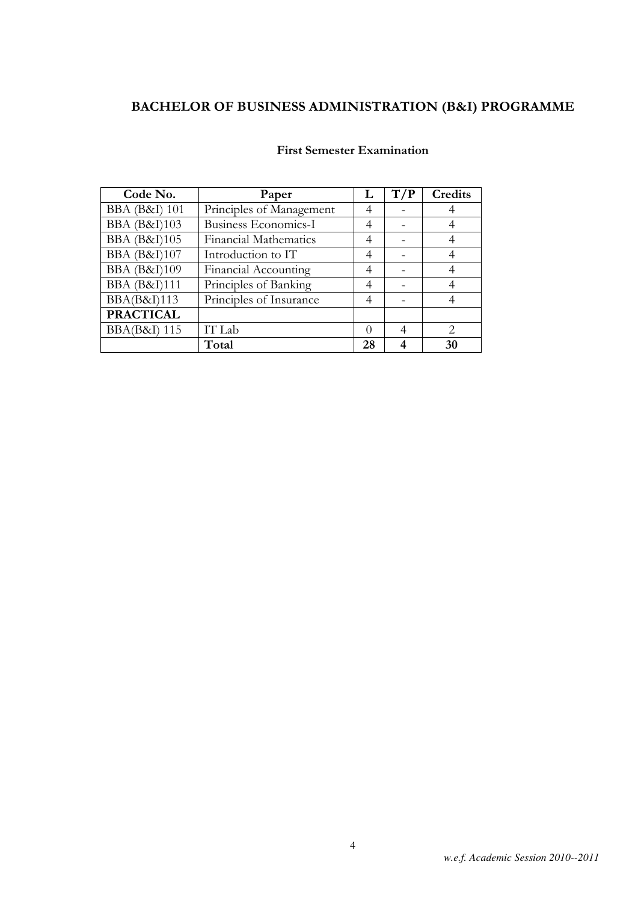## BACHELOR OF BUSINESS ADMINISTRATION (B&I) PROGRAMME

### First Semester Examination

| Code No. | Paper | L | T/P | Credits |
|---|---|---|---|---|
| BBA (B&I) 101 | Principles of Management | 4 | - | 4 |
| BBA (B&I)103 | Business Economics-I | 4 | - | 4 |
| BBA (B&I)105 | Financial Mathematics | 4 | - | 4 |
| BBA (B&I)107 | Introduction to IT | 4 | - | 4 |
| BBA (B&I)109 | Financial Accounting | 4 | - | 4 |
| BBA (B&I)111 | Principles of Banking | 4 | - | 4 |
| BBA(B&I)113 | Principles of Insurance | 4 | - | 4 |
| **PRACTICAL** | | | | |
| BBA(B&I) 115 | IT Lab | 0 | 4 | 2 |
| | **Total** | **28** | **4** | **30** |

*w.e.f. Academic Session 2010--2011*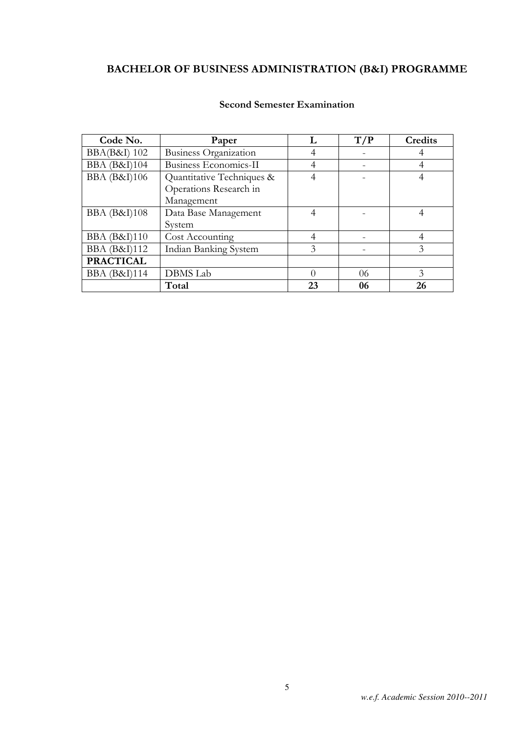# BACHELOR OF BUSINESS ADMINISTRATION (B&I) PROGRAMME

## Second Semester Examination

| Code No. | Paper | L | T/P | Credits |
|---|---|---|---|---|
| BBA(B&I) 102 | Business Organization | 4 | - | 4 |
| BBA (B&I)104 | Business Economics-II | 4 | - | 4 |
| BBA (B&I)106 | Quantitative Techniques & Operations Research in Management | 4 | - | 4 |
| BBA (B&I)108 | Data Base Management System | 4 | - | 4 |
| BBA (B&I)110 | Cost Accounting | 4 | - | 4 |
| BBA (B&I)112 | Indian Banking System | 3 | - | 3 |
| **PRACTICAL** | | | | |
| BBA (B&I)114 | DBMS Lab | 0 | 06 | 3 |
| | **Total** | **23** | **06** | **26** |

*w.e.f. Academic Session 2010--2011*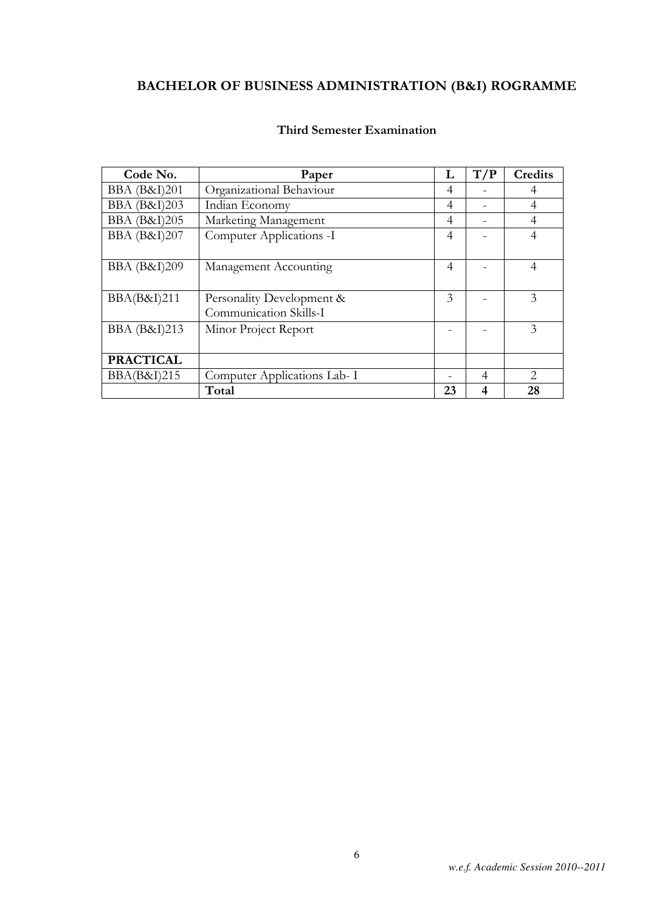## BACHELOR OF BUSINESS ADMINISTRATION (B&I) ROGRAMME

### Third Semester Examination

| Code No. | Paper | L | T/P | Credits |
|---|---|---|---|---|
| BBA (B&I)201 | Organizational Behaviour | 4 | - | 4 |
| BBA (B&I)203 | Indian Economy | 4 | - | 4 |
| BBA (B&I)205 | Marketing Management | 4 | - | 4 |
| BBA (B&I)207 | Computer Applications -I | 4 | - | 4 |
| BBA (B&I)209 | Management Accounting | 4 | - | 4 |
| BBA(B&I)211 | Personality Development & Communication Skills-I | 3 | - | 3 |
| BBA (B&I)213 | Minor Project Report | - | - | 3 |
| **PRACTICAL** | | | | |
| BBA(B&I)215 | Computer Applications Lab- I | - | 4 | 2 |
| | **Total** | **23** | **4** | **28** |

*w.e.f. Academic Session 2010--2011*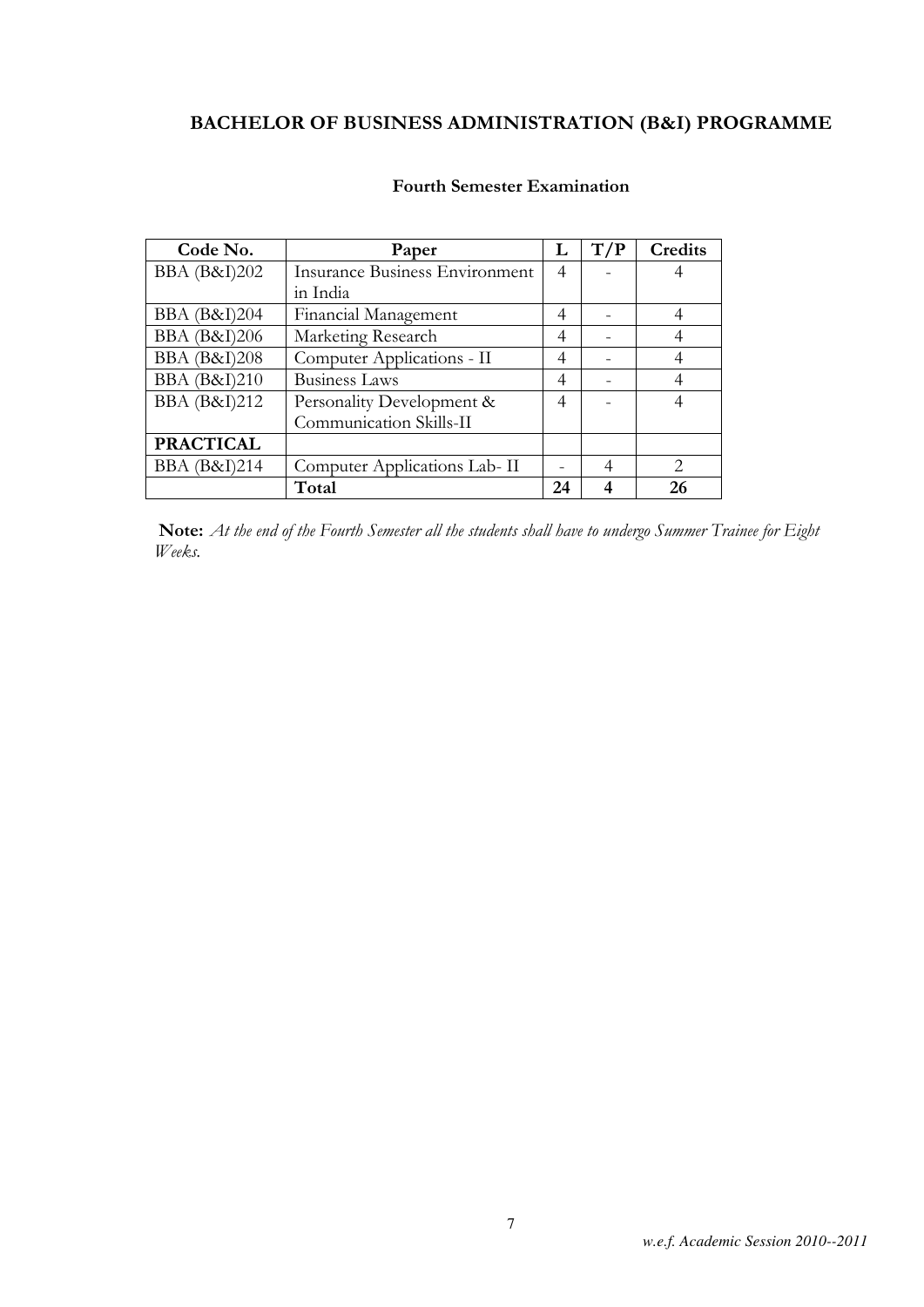# BACHELOR OF BUSINESS ADMINISTRATION (B&I) PROGRAMME

## Fourth Semester Examination

| Code No. | Paper | L | T/P | Credits |
|---|---|---|---|---|
| BBA (B&I)202 | Insurance Business Environment in India | 4 | - | 4 |
| BBA (B&I)204 | Financial Management | 4 | - | 4 |
| BBA (B&I)206 | Marketing Research | 4 | - | 4 |
| BBA (B&I)208 | Computer Applications - II | 4 | - | 4 |
| BBA (B&I)210 | Business Laws | 4 | - | 4 |
| BBA (B&I)212 | Personality Development & Communication Skills-II | 4 | - | 4 |
| **PRACTICAL** | | | | |
| BBA (B&I)214 | Computer Applications Lab- II | - | 4 | 2 |
| | **Total** | **24** | **4** | **26** |

**Note:** *At the end of the Fourth Semester all the students shall have to undergo Summer Trainee for Eight Weeks.*

*w.e.f. Academic Session 2010--2011*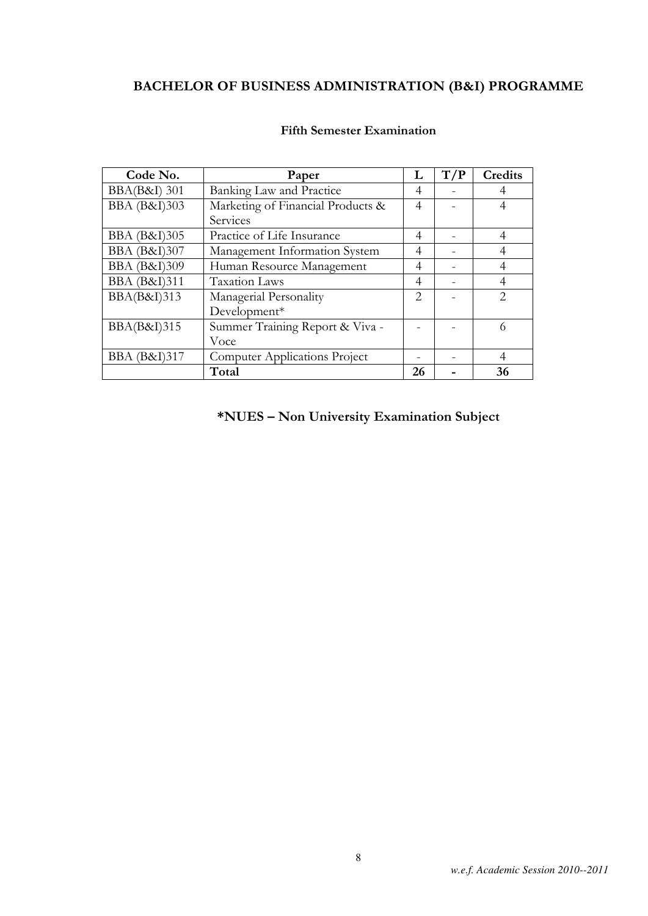## BACHELOR OF BUSINESS ADMINISTRATION (B&I) PROGRAMME

### Fifth Semester Examination

| Code No. | Paper | L | T/P | Credits |
|---|---|---|---|---|
| BBA(B&I) 301 | Banking Law and Practice | 4 | - | 4 |
| BBA (B&I)303 | Marketing of Financial Products & Services | 4 | - | 4 |
| BBA (B&I)305 | Practice of Life Insurance | 4 | - | 4 |
| BBA (B&I)307 | Management Information System | 4 | - | 4 |
| BBA (B&I)309 | Human Resource Management | 4 | - | 4 |
| BBA (B&I)311 | Taxation Laws | 4 | - | 4 |
| BBA(B&I)313 | Managerial Personality Development* | 2 | - | 2 |
| BBA(B&I)315 | Summer Training Report & Viva - Voce | - | - | 6 |
| BBA (B&I)317 | Computer Applications Project | - | - | 4 |
| | **Total** | **26** | **-** | **36** |

**\*NUES – Non University Examination Subject**

*w.e.f. Academic Session 2010--2011*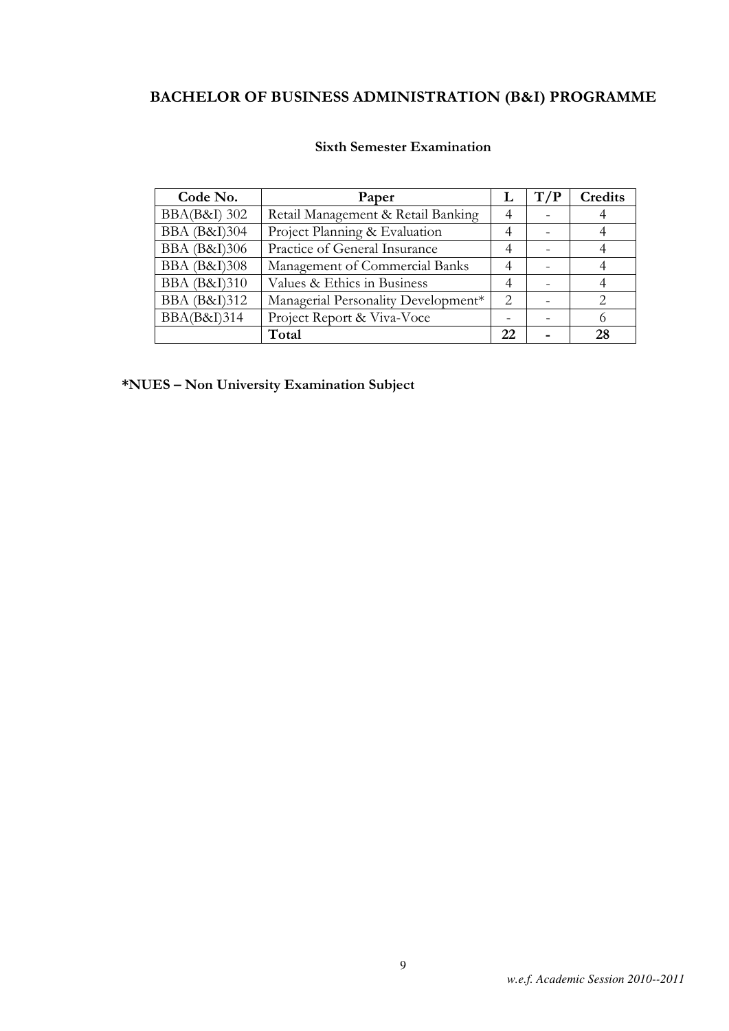# BACHELOR OF BUSINESS ADMINISTRATION (B&I) PROGRAMME

### Sixth Semester Examination

| Code No. | Paper | L | T/P | Credits |
|---|---|---|---|---|
| BBA(B&I) 302 | Retail Management & Retail Banking | 4 | - | 4 |
| BBA (B&I)304 | Project Planning & Evaluation | 4 | - | 4 |
| BBA (B&I)306 | Practice of General Insurance | 4 | - | 4 |
| BBA (B&I)308 | Management of Commercial Banks | 4 | - | 4 |
| BBA (B&I)310 | Values & Ethics in Business | 4 | - | 4 |
| BBA (B&I)312 | Managerial Personality Development* | 2 | - | 2 |
| BBA(B&I)314 | Project Report & Viva-Voce | - | - | 6 |
| | **Total** | **22** | **-** | **28** |

**\*NUES – Non University Examination Subject**

*w.e.f. Academic Session 2010--2011*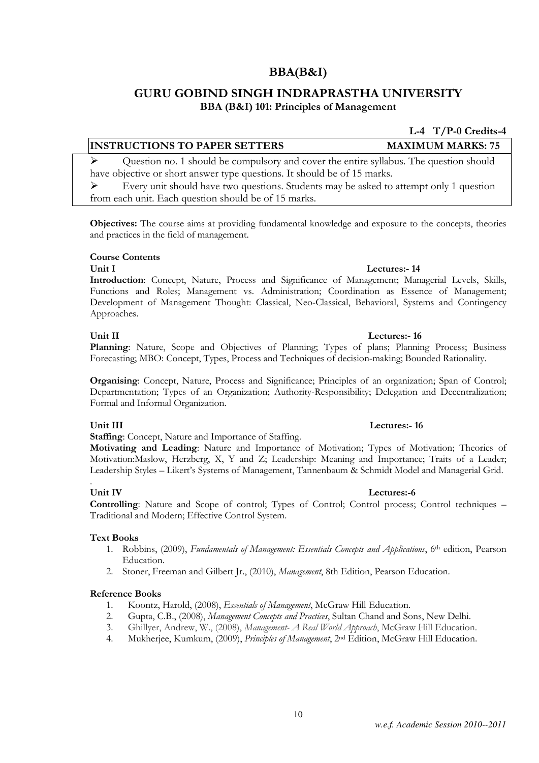# BBA(B&I)

## GURU GOBIND SINGH INDRAPRASTHA UNIVERSITY

### BBA (B&I) 101: Principles of Management

**L-4 T/P-0 Credits-4**

| INSTRUCTIONS TO PAPER SETTERS | MAXIMUM MARKS: 75 |
|---|---|
| ➢ Question no. 1 should be compulsory and cover the entire syllabus. The question should have objective or short answer type questions. It should be of 15 marks. ➢ Every unit should have two questions. Students may be asked to attempt only 1 question from each unit. Each question should be of 15 marks. | |

**Objectives:** The course aims at providing fundamental knowledge and exposure to the concepts, theories and practices in the field of management.

**Course Contents**

**Unit I** **Lectures:- 14**

**Introduction**: Concept, Nature, Process and Significance of Management; Managerial Levels, Skills, Functions and Roles; Management vs. Administration; Coordination as Essence of Management; Development of Management Thought: Classical, Neo-Classical, Behavioral, Systems and Contingency Approaches.

**Unit II** **Lectures:- 16**

**Planning**: Nature, Scope and Objectives of Planning; Types of plans; Planning Process; Business Forecasting; MBO: Concept, Types, Process and Techniques of decision-making; Bounded Rationality.

**Organising**: Concept, Nature, Process and Significance; Principles of an organization; Span of Control; Departmentation; Types of an Organization; Authority-Responsibility; Delegation and Decentralization; Formal and Informal Organization.

**Unit III** **Lectures:- 16**

**Staffing**: Concept, Nature and Importance of Staffing.

**Motivating and Leading**: Nature and Importance of Motivation; Types of Motivation; Theories of Motivation:Maslow, Herzberg, X, Y and Z; Leadership: Meaning and Importance; Traits of a Leader; Leadership Styles – Likert's Systems of Management, Tannenbaum & Schmidt Model and Managerial Grid.

**Unit IV** **Lectures:-6**

**Controlling**: Nature and Scope of control; Types of Control; Control process; Control techniques – Traditional and Modern; Effective Control System.

**Text Books**

1. Robbins, (2009), *Fundamentals of Management: Essentials Concepts and Applications*, 6th edition, Pearson Education.
2. Stoner, Freeman and Gilbert Jr., (2010), *Management*, 8th Edition, Pearson Education.

**Reference Books**

1. Koontz, Harold, (2008), *Essentials of Management*, McGraw Hill Education.
2. Gupta, C.B., (2008), *Management Concepts and Practices*, Sultan Chand and Sons, New Delhi.
3. Ghillyer, Andrew, W., (2008), *Management- A Real World Approach*, McGraw Hill Education.
4. Mukherjee, Kumkum, (2009), *Principles of Management*, 2nd Edition, McGraw Hill Education.

*w.e.f. Academic Session 2010--2011*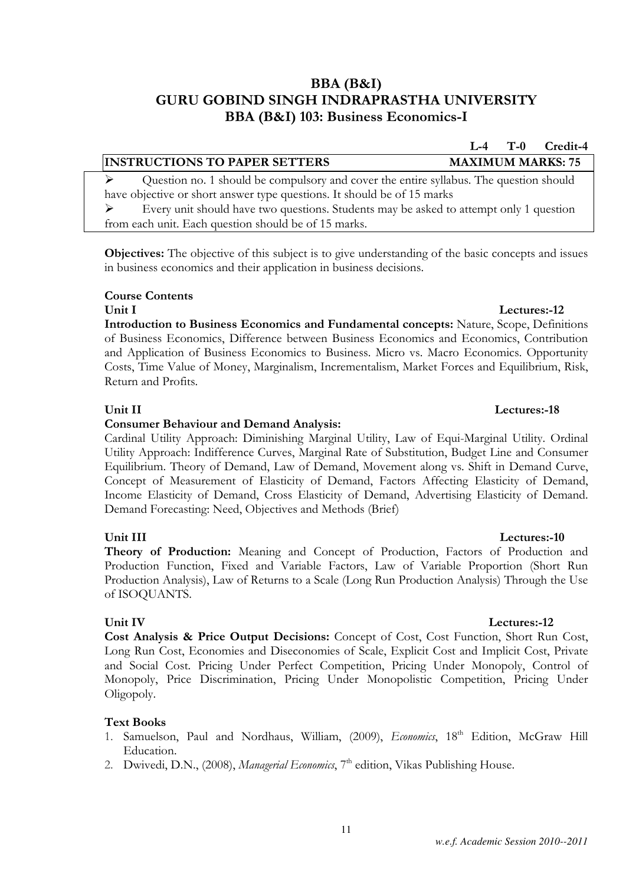# BBA (B&I)
# GURU GOBIND SINGH INDRAPRASTHA UNIVERSITY
## BBA (B&I) 103: Business Economics-I

**L-4 T-0 Credit-4**

| INSTRUCTIONS TO PAPER SETTERS | MAXIMUM MARKS: 75 |
|---|---|

- Question no. 1 should be compulsory and cover the entire syllabus. The question should have objective or short answer type questions. It should be of 15 marks
- Every unit should have two questions. Students may be asked to attempt only 1 question from each unit. Each question should be of 15 marks.

**Objectives:** The objective of this subject is to give understanding of the basic concepts and issues in business economics and their application in business decisions.

**Course Contents**

**Unit I** **Lectures:-12**

**Introduction to Business Economics and Fundamental concepts:** Nature, Scope, Definitions of Business Economics, Difference between Business Economics and Economics, Contribution and Application of Business Economics to Business. Micro vs. Macro Economics. Opportunity Costs, Time Value of Money, Marginalism, Incrementalism, Market Forces and Equilibrium, Risk, Return and Profits.

**Unit II** **Lectures:-18**

**Consumer Behaviour and Demand Analysis:**
Cardinal Utility Approach: Diminishing Marginal Utility, Law of Equi-Marginal Utility. Ordinal Utility Approach: Indifference Curves, Marginal Rate of Substitution, Budget Line and Consumer Equilibrium. Theory of Demand, Law of Demand, Movement along vs. Shift in Demand Curve, Concept of Measurement of Elasticity of Demand, Factors Affecting Elasticity of Demand, Income Elasticity of Demand, Cross Elasticity of Demand, Advertising Elasticity of Demand. Demand Forecasting: Need, Objectives and Methods (Brief)

**Unit III** **Lectures:-10**

**Theory of Production:** Meaning and Concept of Production, Factors of Production and Production Function, Fixed and Variable Factors, Law of Variable Proportion (Short Run Production Analysis), Law of Returns to a Scale (Long Run Production Analysis) Through the Use of ISOQUANTS.

**Unit IV** **Lectures:-12**

**Cost Analysis & Price Output Decisions:** Concept of Cost, Cost Function, Short Run Cost, Long Run Cost, Economies and Diseconomies of Scale, Explicit Cost and Implicit Cost, Private and Social Cost. Pricing Under Perfect Competition, Pricing Under Monopoly, Control of Monopoly, Price Discrimination, Pricing Under Monopolistic Competition, Pricing Under Oligopoly.

**Text Books**

1. Samuelson, Paul and Nordhaus, William, (2009), *Economics*, 18th Edition, McGraw Hill Education.
2. Dwivedi, D.N., (2008), *Managerial Economics*, 7th edition, Vikas Publishing House.

*w.e.f. Academic Session 2010--2011*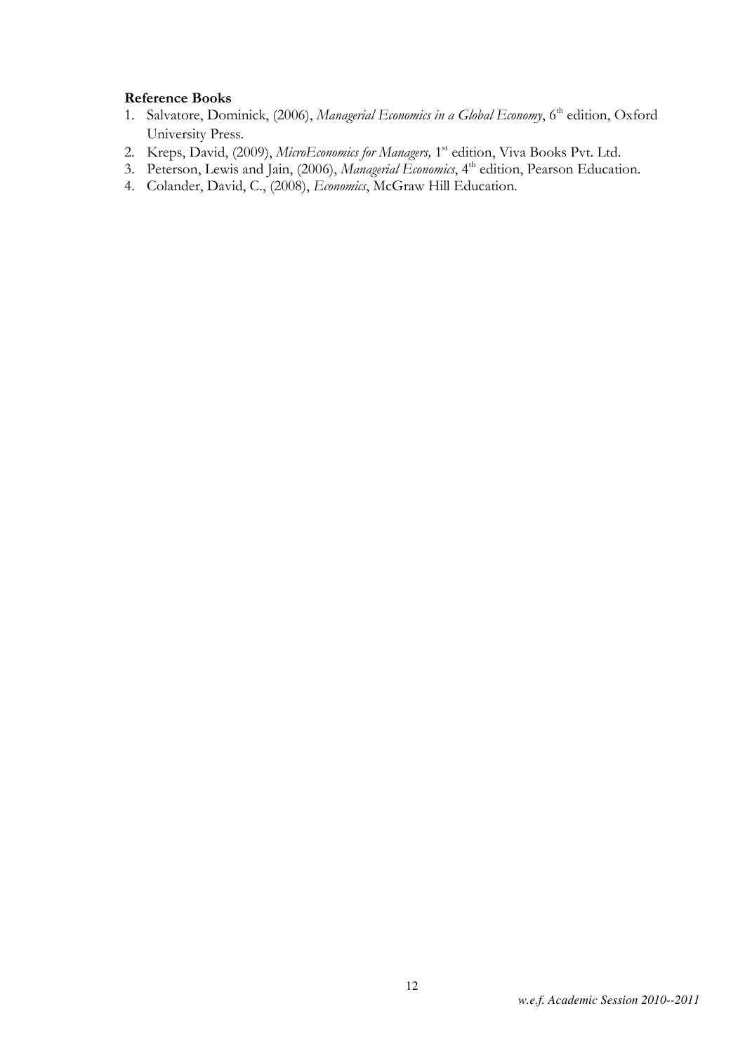**Reference Books**

1. Salvatore, Dominick, (2006), *Managerial Economics in a Global Economy*, 6th edition, Oxford University Press.
2. Kreps, David, (2009), *MicroEconomics for Managers,* 1st edition, Viva Books Pvt. Ltd.
3. Peterson, Lewis and Jain, (2006), *Managerial Economics*, 4th edition, Pearson Education.
4. Colander, David, C., (2008), *Economics*, McGraw Hill Education.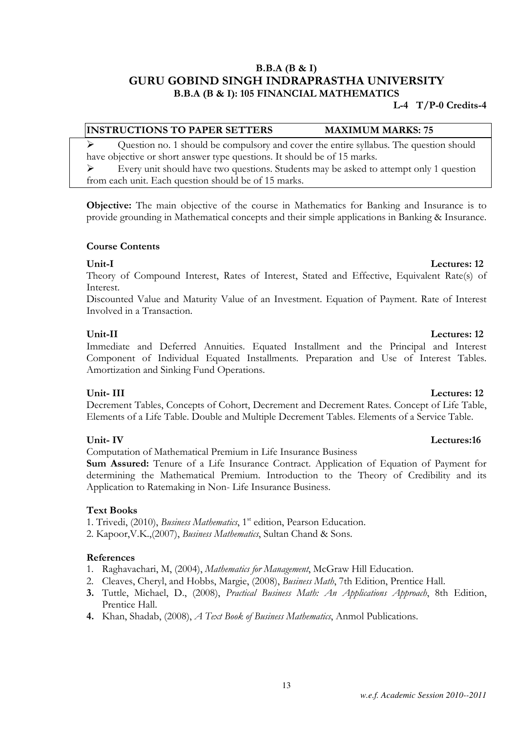**B.B.A (B & I)**

# GURU GOBIND SINGH INDRAPRASTHA UNIVERSITY

## B.B.A (B & I): 105 FINANCIAL MATHEMATICS

**L-4 T/P-0 Credits-4**

| INSTRUCTIONS TO PAPER SETTERS | MAXIMUM MARKS: 75 |
|---|---|

- Question no. 1 should be compulsory and cover the entire syllabus. The question should have objective or short answer type questions. It should be of 15 marks.
- Every unit should have two questions. Students may be asked to attempt only 1 question from each unit. Each question should be of 15 marks.

**Objective:** The main objective of the course in Mathematics for Banking and Insurance is to provide grounding in Mathematical concepts and their simple applications in Banking & Insurance.

### Course Contents

**Unit-I** **Lectures: 12**

Theory of Compound Interest, Rates of Interest, Stated and Effective, Equivalent Rate(s) of Interest.

Discounted Value and Maturity Value of an Investment. Equation of Payment. Rate of Interest Involved in a Transaction.

**Unit-II** **Lectures: 12**

Immediate and Deferred Annuities. Equated Installment and the Principal and Interest Component of Individual Equated Installments. Preparation and Use of Interest Tables. Amortization and Sinking Fund Operations.

**Unit- III** **Lectures: 12**

Decrement Tables, Concepts of Cohort, Decrement and Decrement Rates. Concept of Life Table, Elements of a Life Table. Double and Multiple Decrement Tables. Elements of a Service Table.

**Unit- IV** **Lectures:16**

Computation of Mathematical Premium in Life Insurance Business

**Sum Assured:** Tenure of a Life Insurance Contract. Application of Equation of Payment for determining the Mathematical Premium. Introduction to the Theory of Credibility and its Application to Ratemaking in Non- Life Insurance Business.

### Text Books

1. Trivedi, (2010), *Business Mathematics*, 1st edition, Pearson Education.
2. Kapoor,V.K.,(2007), *Business Mathematics*, Sultan Chand & Sons.

### References

1. Raghavachari, M, (2004), *Mathematics for Management*, McGraw Hill Education.
2. Cleaves, Cheryl, and Hobbs, Margie, (2008), *Business Math*, 7th Edition, Prentice Hall.
3. Tuttle, Michael, D., (2008), *Practical Business Math: An Applications Approach*, 8th Edition, Prentice Hall.
4. Khan, Shadab, (2008), *A Text Book of Business Mathematics*, Anmol Publications.

*w.e.f. Academic Session 2010--2011*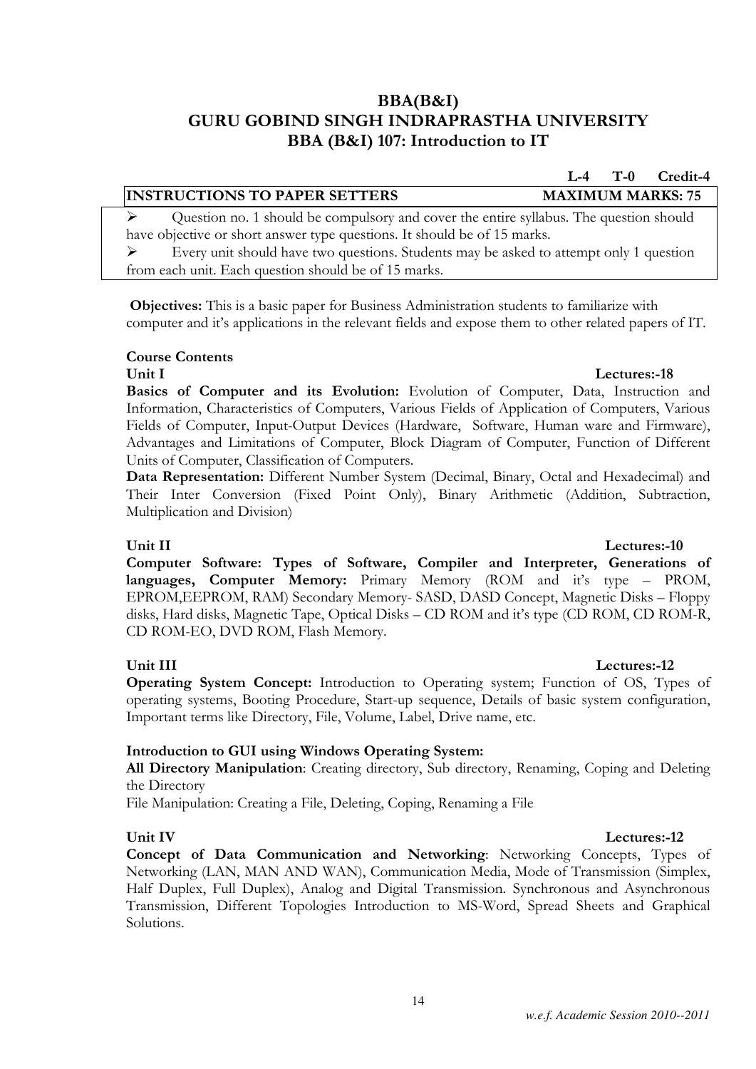# BBA(B&I)
# GURU GOBIND SINGH INDRAPRASTHA UNIVERSITY
## BBA (B&I) 107: Introduction to IT

**L-4 T-0 Credit-4**

| **INSTRUCTIONS TO PAPER SETTERS** | **MAXIMUM MARKS: 75** |
|---|---|

- Question no. 1 should be compulsory and cover the entire syllabus. The question should have objective or short answer type questions. It should be of 15 marks.
- Every unit should have two questions. Students may be asked to attempt only 1 question from each unit. Each question should be of 15 marks.

**Objectives:** This is a basic paper for Business Administration students to familiarize with computer and it's applications in the relevant fields and expose them to other related papers of IT.

### Course Contents

**Unit I** **Lectures:-18**

**Basics of Computer and its Evolution:** Evolution of Computer, Data, Instruction and Information, Characteristics of Computers, Various Fields of Application of Computers, Various Fields of Computer, Input-Output Devices (Hardware, Software, Human ware and Firmware), Advantages and Limitations of Computer, Block Diagram of Computer, Function of Different Units of Computer, Classification of Computers.

**Data Representation:** Different Number System (Decimal, Binary, Octal and Hexadecimal) and Their Inter Conversion (Fixed Point Only), Binary Arithmetic (Addition, Subtraction, Multiplication and Division)

**Unit II** **Lectures:-10**

**Computer Software: Types of Software, Compiler and Interpreter, Generations of languages, Computer Memory:** Primary Memory (ROM and it's type – PROM, EPROM,EEPROM, RAM) Secondary Memory- SASD, DASD Concept, Magnetic Disks – Floppy disks, Hard disks, Magnetic Tape, Optical Disks – CD ROM and it's type (CD ROM, CD ROM-R, CD ROM-EO, DVD ROM, Flash Memory.

**Unit III** **Lectures:-12**

**Operating System Concept:** Introduction to Operating system; Function of OS, Types of operating systems, Booting Procedure, Start-up sequence, Details of basic system configuration, Important terms like Directory, File, Volume, Label, Drive name, etc.

**Introduction to GUI using Windows Operating System:**

**All Directory Manipulation**: Creating directory, Sub directory, Renaming, Coping and Deleting the Directory

File Manipulation: Creating a File, Deleting, Coping, Renaming a File

**Unit IV** **Lectures:-12**

**Concept of Data Communication and Networking**: Networking Concepts, Types of Networking (LAN, MAN AND WAN), Communication Media, Mode of Transmission (Simplex, Half Duplex, Full Duplex), Analog and Digital Transmission. Synchronous and Asynchronous Transmission, Different Topologies Introduction to MS-Word, Spread Sheets and Graphical Solutions.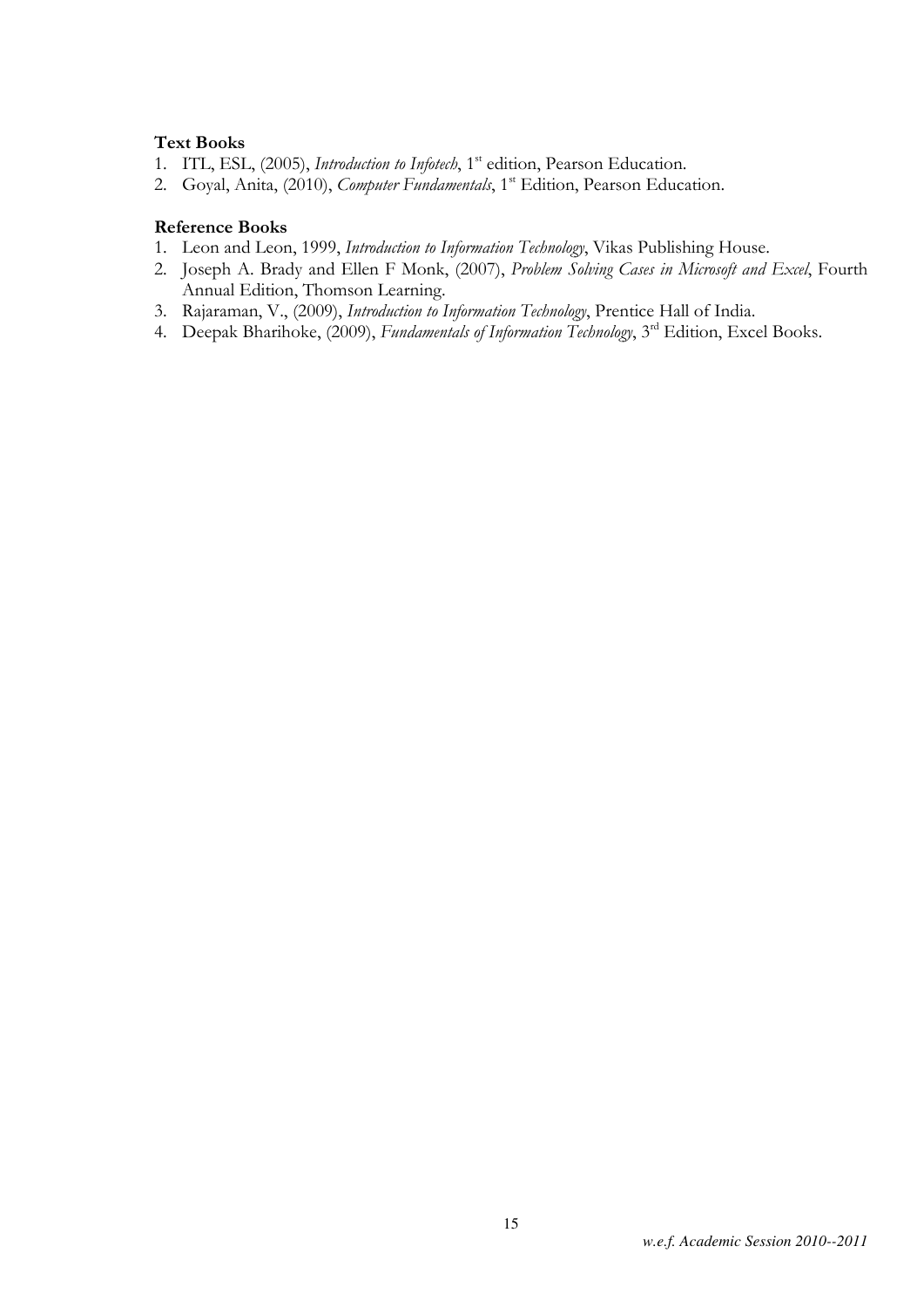**Text Books**

1. ITL, ESL, (2005), *Introduction to Infotech*, 1st edition, Pearson Education.
2. Goyal, Anita, (2010), *Computer Fundamentals*, 1st Edition, Pearson Education.

**Reference Books**

1. Leon and Leon, 1999, *Introduction to Information Technology*, Vikas Publishing House.
2. Joseph A. Brady and Ellen F Monk, (2007), *Problem Solving Cases in Microsoft and Excel*, Fourth Annual Edition, Thomson Learning.
3. Rajaraman, V., (2009), *Introduction to Information Technology*, Prentice Hall of India.
4. Deepak Bharihoke, (2009), *Fundamentals of Information Technology*, 3rd Edition, Excel Books.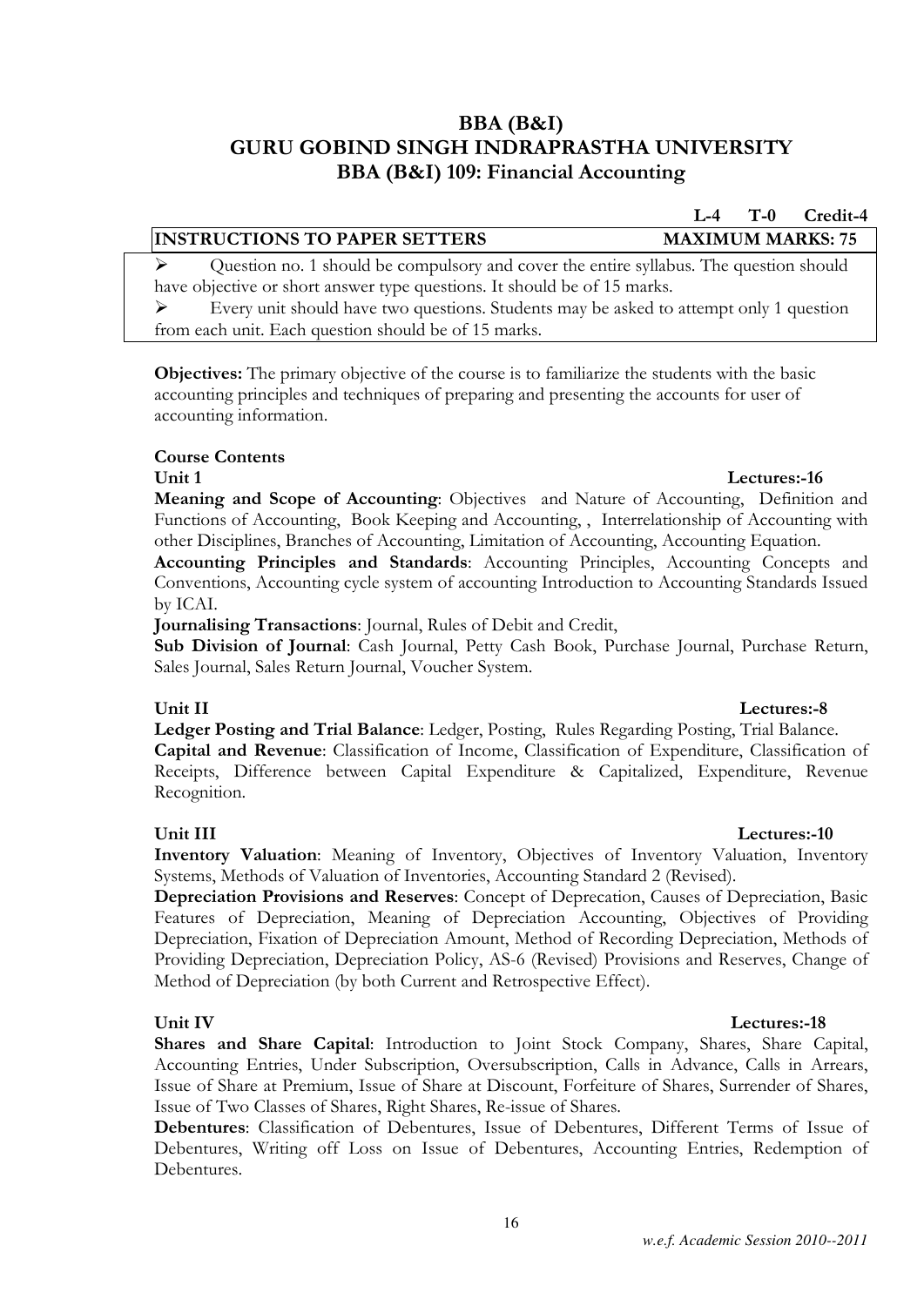# BBA (B&I)
# GURU GOBIND SINGH INDRAPRASTHA UNIVERSITY
## BBA (B&I) 109: Financial Accounting

**L-4 T-0 Credit-4**

| **INSTRUCTIONS TO PAPER SETTERS** | **MAXIMUM MARKS: 75** |
|---|---|
| ➢ Question no. 1 should be compulsory and cover the entire syllabus. The question should have objective or short answer type questions. It should be of 15 marks. ➢ Every unit should have two questions. Students may be asked to attempt only 1 question from each unit. Each question should be of 15 marks. | |

**Objectives:** The primary objective of the course is to familiarize the students with the basic accounting principles and techniques of preparing and presenting the accounts for user of accounting information.

**Course Contents**

**Unit 1** **Lectures:-16**

**Meaning and Scope of Accounting**: Objectives and Nature of Accounting, Definition and Functions of Accounting, Book Keeping and Accounting, , Interrelationship of Accounting with other Disciplines, Branches of Accounting, Limitation of Accounting, Accounting Equation.

**Accounting Principles and Standards**: Accounting Principles, Accounting Concepts and Conventions, Accounting cycle system of accounting Introduction to Accounting Standards Issued by ICAI.

**Journalising Transactions**: Journal, Rules of Debit and Credit,

**Sub Division of Journal**: Cash Journal, Petty Cash Book, Purchase Journal, Purchase Return, Sales Journal, Sales Return Journal, Voucher System.

**Unit II** **Lectures:-8**

**Ledger Posting and Trial Balance**: Ledger, Posting, Rules Regarding Posting, Trial Balance.

**Capital and Revenue**: Classification of Income, Classification of Expenditure, Classification of Receipts, Difference between Capital Expenditure & Capitalized, Expenditure, Revenue Recognition.

**Unit III** **Lectures:-10**

**Inventory Valuation**: Meaning of Inventory, Objectives of Inventory Valuation, Inventory Systems, Methods of Valuation of Inventories, Accounting Standard 2 (Revised).

**Depreciation Provisions and Reserves**: Concept of Deprecation, Causes of Depreciation, Basic Features of Depreciation, Meaning of Depreciation Accounting, Objectives of Providing Depreciation, Fixation of Depreciation Amount, Method of Recording Depreciation, Methods of Providing Depreciation, Depreciation Policy, AS-6 (Revised) Provisions and Reserves, Change of Method of Depreciation (by both Current and Retrospective Effect).

**Unit IV** **Lectures:-18**

**Shares and Share Capital**: Introduction to Joint Stock Company, Shares, Share Capital, Accounting Entries, Under Subscription, Oversubscription, Calls in Advance, Calls in Arrears, Issue of Share at Premium, Issue of Share at Discount, Forfeiture of Shares, Surrender of Shares, Issue of Two Classes of Shares, Right Shares, Re-issue of Shares.

**Debentures**: Classification of Debentures, Issue of Debentures, Different Terms of Issue of Debentures, Writing off Loss on Issue of Debentures, Accounting Entries, Redemption of Debentures.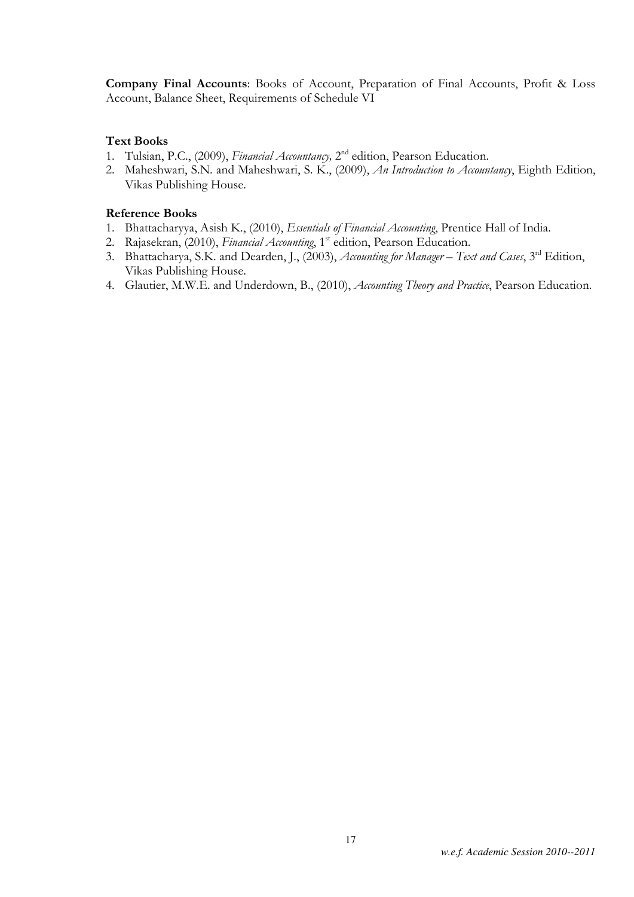**Company Final Accounts**: Books of Account, Preparation of Final Accounts, Profit & Loss Account, Balance Sheet, Requirements of Schedule VI

**Text Books**

1. Tulsian, P.C., (2009), *Financial Accountancy,* 2nd edition, Pearson Education.
2. Maheshwari, S.N. and Maheshwari, S. K., (2009), *An Introduction to Accountancy*, Eighth Edition, Vikas Publishing House.

**Reference Books**

1. Bhattacharyya, Asish K., (2010), *Essentials of Financial Accounting*, Prentice Hall of India.
2. Rajasekran, (2010), *Financial Accounting*, 1st edition, Pearson Education.
3. Bhattacharya, S.K. and Dearden, J., (2003), *Accounting for Manager – Text and Cases*, 3rd Edition, Vikas Publishing House.
4. Glautier, M.W.E. and Underdown, B., (2010), *Accounting Theory and Practice*, Pearson Education.

*w.e.f. Academic Session 2010--2011*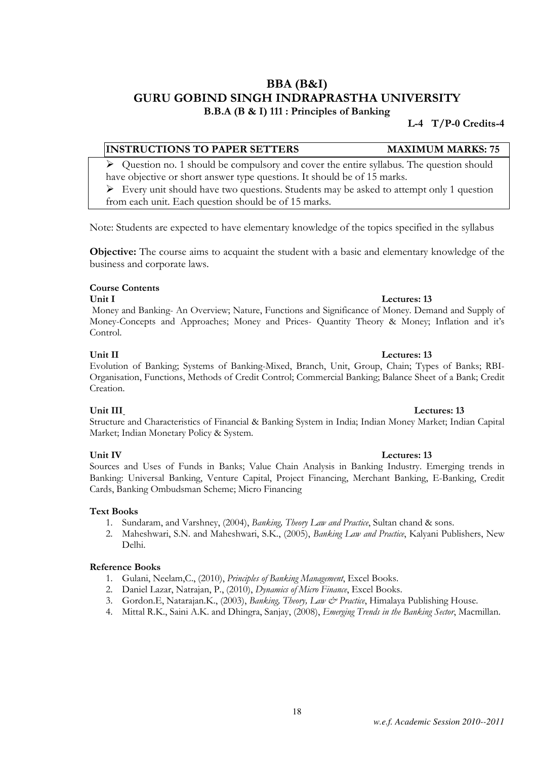# BBA (B&I)
# GURU GOBIND SINGH INDRAPRASTHA UNIVERSITY
## B.B.A (B & I) 111 : Principles of Banking

**L-4 T/P-0 Credits-4**

| INSTRUCTIONS TO PAPER SETTERS | MAXIMUM MARKS: 75 |
|---|---|
| ➢ Question no. 1 should be compulsory and cover the entire syllabus. The question should have objective or short answer type questions. It should be of 15 marks.<br>➢ Every unit should have two questions. Students may be asked to attempt only 1 question from each unit. Each question should be of 15 marks. | |

Note: Students are expected to have elementary knowledge of the topics specified in the syllabus

**Objective:** The course aims to acquaint the student with a basic and elementary knowledge of the business and corporate laws.

**Course Contents**

**Unit I** **Lectures: 13**

Money and Banking- An Overview; Nature, Functions and Significance of Money. Demand and Supply of Money-Concepts and Approaches; Money and Prices- Quantity Theory & Money; Inflation and it's Control.

**Unit II** **Lectures: 13**

Evolution of Banking; Systems of Banking-Mixed, Branch, Unit, Group, Chain; Types of Banks; RBI-Organisation, Functions, Methods of Credit Control; Commercial Banking; Balance Sheet of a Bank; Credit Creation.

**Unit III** **Lectures: 13**

Structure and Characteristics of Financial & Banking System in India; Indian Money Market; Indian Capital Market; Indian Monetary Policy & System.

**Unit IV** **Lectures: 13**

Sources and Uses of Funds in Banks; Value Chain Analysis in Banking Industry. Emerging trends in Banking: Universal Banking, Venture Capital, Project Financing, Merchant Banking, E-Banking, Credit Cards, Banking Ombudsman Scheme; Micro Financing

**Text Books**

1. Sundaram, and Varshney, (2004), *Banking, Theory Law and Practice*, Sultan chand & sons.
2. Maheshwari, S.N. and Maheshwari, S.K., (2005), *Banking Law and Practice*, Kalyani Publishers, New Delhi.

**Reference Books**

1. Gulani, Neelam,C., (2010), *Principles of Banking Management*, Excel Books.
2. Daniel Lazar, Natrajan, P., (2010), *Dynamics of Micro Finance*, Excel Books.
3. Gordon.E, Natarajan.K., (2003), *Banking, Theory, Law & Practice*, Himalaya Publishing House.
4. Mittal R.K., Saini A.K. and Dhingra, Sanjay, (2008), *Emerging Trends in the Banking Sector*, Macmillan.

*w.e.f. Academic Session 2010--2011*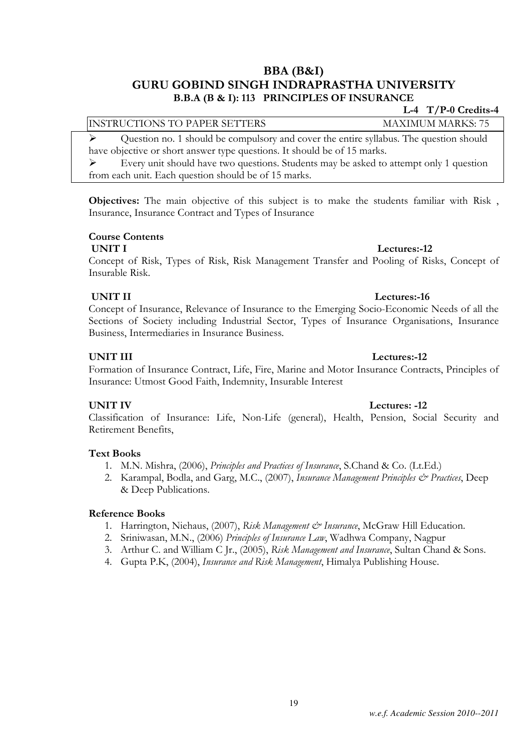# BBA (B&I)
# GURU GOBIND SINGH INDRAPRASTHA UNIVERSITY
## B.B.A (B & I): 113 PRINCIPLES OF INSURANCE

**L-4 T/P-0 Credits-4**

| INSTRUCTIONS TO PAPER SETTERS | MAXIMUM MARKS: 75 |
|---|---|
| ➢ Question no. 1 should be compulsory and cover the entire syllabus. The question should have objective or short answer type questions. It should be of 15 marks. ➢ Every unit should have two questions. Students may be asked to attempt only 1 question from each unit. Each question should be of 15 marks. | |

**Objectives:** The main objective of this subject is to make the students familiar with Risk , Insurance, Insurance Contract and Types of Insurance

**Course Contents**

**UNIT I** **Lectures:-12**

Concept of Risk, Types of Risk, Risk Management Transfer and Pooling of Risks, Concept of Insurable Risk.

**UNIT II** **Lectures:-16**

Concept of Insurance, Relevance of Insurance to the Emerging Socio-Economic Needs of all the Sections of Society including Industrial Sector, Types of Insurance Organisations, Insurance Business, Intermediaries in Insurance Business.

**UNIT III** **Lectures:-12**

Formation of Insurance Contract, Life, Fire, Marine and Motor Insurance Contracts, Principles of Insurance: Utmost Good Faith, Indemnity, Insurable Interest

**UNIT IV** **Lectures: -12**

Classification of Insurance: Life, Non-Life (general), Health, Pension, Social Security and Retirement Benefits,

**Text Books**

1. M.N. Mishra, (2006), *Principles and Practices of Insurance*, S.Chand & Co. (Lt.Ed.)
2. Karampal, Bodla, and Garg, M.C., (2007), *Insurance Management Principles & Practices*, Deep & Deep Publications.

**Reference Books**

1. Harrington, Niehaus, (2007), *Risk Management & Insurance*, McGraw Hill Education.
2. Sriniwasan, M.N., (2006) *Principles of Insurance Law*, Wadhwa Company, Nagpur
3. Arthur C. and William C Jr., (2005), *Risk Management and Insurance*, Sultan Chand & Sons.
4. Gupta P.K, (2004), *Insurance and Risk Management*, Himalya Publishing House.

*w.e.f. Academic Session 2010--2011*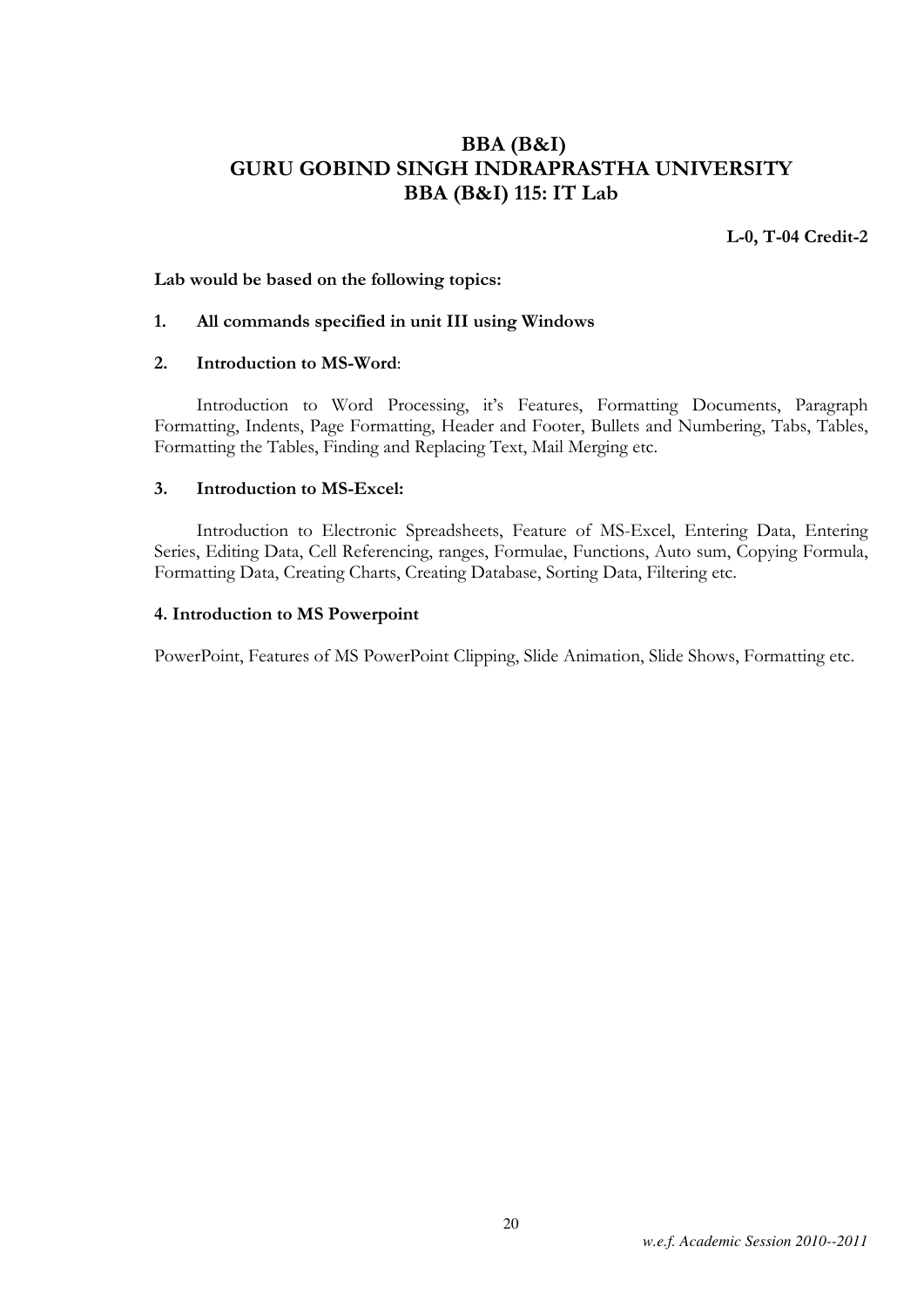## BBA (B&I)
## GURU GOBIND SINGH INDRAPRASTHA UNIVERSITY
## BBA (B&I) 115: IT Lab

**L-0, T-04 Credit-2**

**Lab would be based on the following topics:**

**1. All commands specified in unit III using Windows**

**2. Introduction to MS-Word**:

Introduction to Word Processing, it's Features, Formatting Documents, Paragraph Formatting, Indents, Page Formatting, Header and Footer, Bullets and Numbering, Tabs, Tables, Formatting the Tables, Finding and Replacing Text, Mail Merging etc.

**3. Introduction to MS-Excel:**

Introduction to Electronic Spreadsheets, Feature of MS-Excel, Entering Data, Entering Series, Editing Data, Cell Referencing, ranges, Formulae, Functions, Auto sum, Copying Formula, Formatting Data, Creating Charts, Creating Database, Sorting Data, Filtering etc.

**4. Introduction to MS Powerpoint**

PowerPoint, Features of MS PowerPoint Clipping, Slide Animation, Slide Shows, Formatting etc.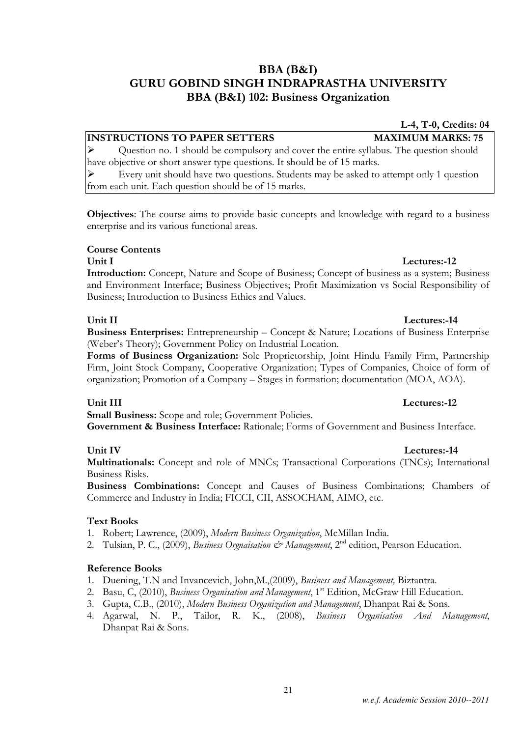# BBA (B&I)
# GURU GOBIND SINGH INDRAPRASTHA UNIVERSITY
## BBA (B&I) 102: Business Organization

**L-4, T-0, Credits: 04**

**INSTRUCTIONS TO PAPER SETTERS** **MAXIMUM MARKS: 75**

- Question no. 1 should be compulsory and cover the entire syllabus. The question should have objective or short answer type questions. It should be of 15 marks.
- Every unit should have two questions. Students may be asked to attempt only 1 question from each unit. Each question should be of 15 marks.

**Objectives**: The course aims to provide basic concepts and knowledge with regard to a business enterprise and its various functional areas.

### Course Contents

**Unit I** **Lectures:-12**

**Introduction:** Concept, Nature and Scope of Business; Concept of business as a system; Business and Environment Interface; Business Objectives; Profit Maximization vs Social Responsibility of Business; Introduction to Business Ethics and Values.

**Unit II** **Lectures:-14**

**Business Enterprises:** Entrepreneurship – Concept & Nature; Locations of Business Enterprise (Weber's Theory); Government Policy on Industrial Location.

**Forms of Business Organization:** Sole Proprietorship, Joint Hindu Family Firm, Partnership Firm, Joint Stock Company, Cooperative Organization; Types of Companies, Choice of form of organization; Promotion of a Company – Stages in formation; documentation (MOA, AOA).

**Unit III** **Lectures:-12**

**Small Business:** Scope and role; Government Policies.

**Government & Business Interface:** Rationale; Forms of Government and Business Interface.

**Unit IV** **Lectures:-14**

**Multinationals:** Concept and role of MNCs; Transactional Corporations (TNCs); International Business Risks.

**Business Combinations:** Concept and Causes of Business Combinations; Chambers of Commerce and Industry in India; FICCI, CII, ASSOCHAM, AIMO, etc.

### Text Books

1. Robert; Lawrence, (2009), *Modern Business Organization*, McMillan India.
2. Tulsian, P. C., (2009), *Business Orgnaisation & Management*, 2nd edition, Pearson Education.

### Reference Books

1. Duening, T.N and Invancevich, John,M.,(2009), *Business and Management,* Biztantra.
2. Basu, C, (2010), *Business Organisation and Management*, 1st Edition, McGraw Hill Education.
3. Gupta, C.B., (2010), *Modern Business Organization and Management*, Dhanpat Rai & Sons.
4. Agarwal, N. P., Tailor, R. K., (2008), *Business Organisation And Management*, Dhanpat Rai & Sons.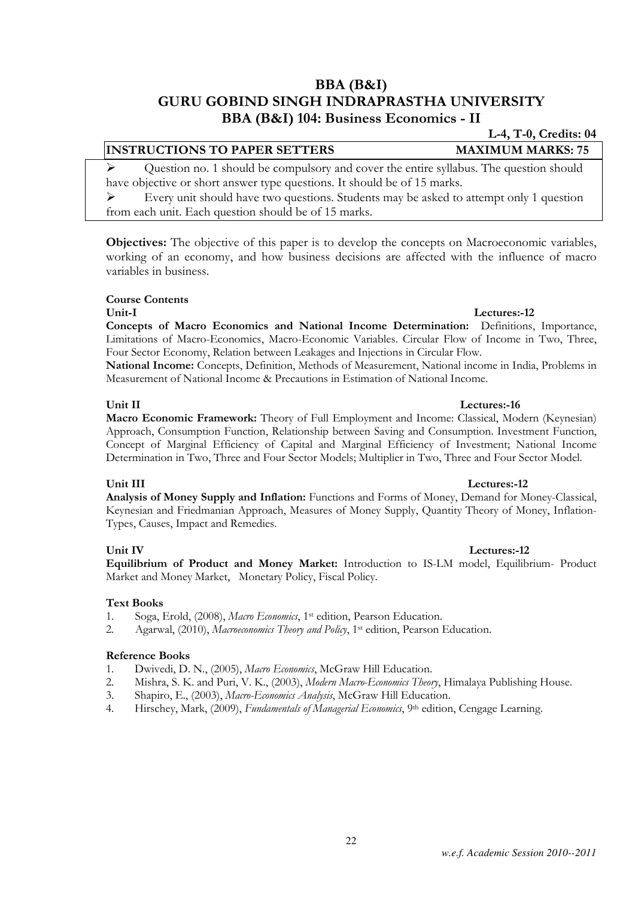# BBA (B&I)

## GURU GOBIND SINGH INDRAPRASTHA UNIVERSITY

## BBA (B&I) 104: Business Economics - II

**L-4, T-0, Credits: 04**

| INSTRUCTIONS TO PAPER SETTERS | MAXIMUM MARKS: 75 |
|---|---|

- Question no. 1 should be compulsory and cover the entire syllabus. The question should have objective or short answer type questions. It should be of 15 marks.
- Every unit should have two questions. Students may be asked to attempt only 1 question from each unit. Each question should be of 15 marks.

**Objectives:** The objective of this paper is to develop the concepts on Macroeconomic variables, working of an economy, and how business decisions are affected with the influence of macro variables in business.

**Course Contents**

**Unit-I** **Lectures:-12**

**Concepts of Macro Economics and National Income Determination:** Definitions, Importance, Limitations of Macro-Economics, Macro-Economic Variables. Circular Flow of Income in Two, Three, Four Sector Economy, Relation between Leakages and Injections in Circular Flow.

**National Income:** Concepts, Definition, Methods of Measurement, National income in India, Problems in Measurement of National Income & Precautions in Estimation of National Income.

**Unit II** **Lectures:-16**

**Macro Economic Framework:** Theory of Full Employment and Income: Classical, Modern (Keynesian) Approach, Consumption Function, Relationship between Saving and Consumption. Investment Function, Concept of Marginal Efficiency of Capital and Marginal Efficiency of Investment; National Income Determination in Two, Three and Four Sector Models; Multiplier in Two, Three and Four Sector Model.

**Unit III** **Lectures:-12**

**Analysis of Money Supply and Inflation:** Functions and Forms of Money, Demand for Money-Classical, Keynesian and Friedmanian Approach, Measures of Money Supply, Quantity Theory of Money, Inflation-Types, Causes, Impact and Remedies.

**Unit IV** **Lectures:-12**

**Equilibrium of Product and Money Market:** Introduction to IS-LM model, Equilibrium- Product Market and Money Market, Monetary Policy, Fiscal Policy.

**Text Books**

1. Soga, Erold, (2008), *Macro Economics*, 1st edition, Pearson Education.
2. Agarwal, (2010), *Macroeconomics Theory and Policy*, 1st edition, Pearson Education.

**Reference Books**

1. Dwivedi, D. N., (2005), *Macro Economics*, McGraw Hill Education.
2. Mishra, S. K. and Puri, V. K., (2003), *Modern Macro-Economics Theory*, Himalaya Publishing House.
3. Shapiro, E., (2003), *Macro-Economics Analysis*, McGraw Hill Education.
4. Hirschey, Mark, (2009), *Fundamentals of Managerial Economics*, 9th edition, Cengage Learning.

*w.e.f. Academic Session 2010--2011*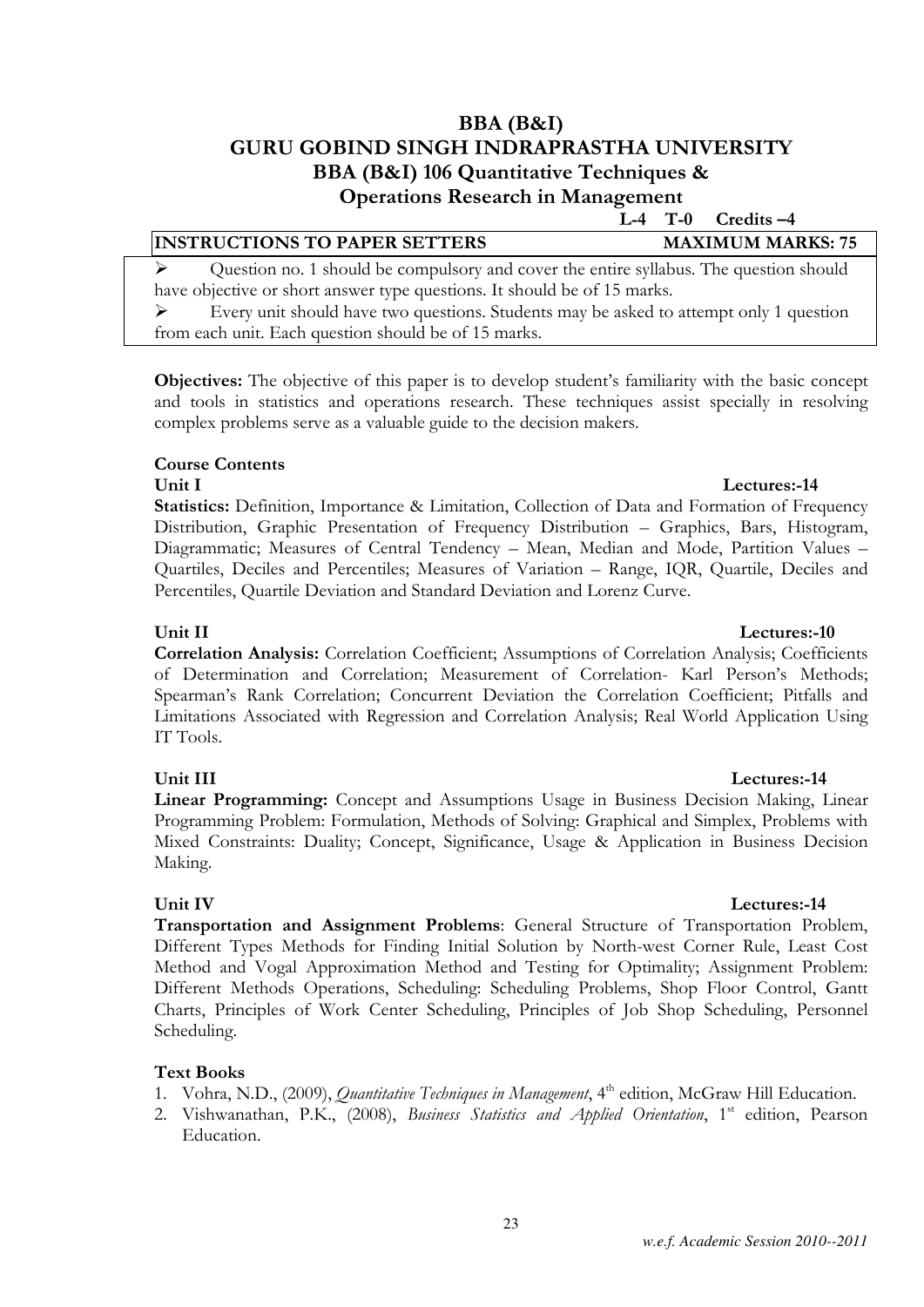# BBA (B&I)

# GURU GOBIND SINGH INDRAPRASTHA UNIVERSITY

## BBA (B&I) 106 Quantitative Techniques & Operations Research in Management

**L-4 T-0 Credits –4**

| **INSTRUCTIONS TO PAPER SETTERS** | **MAXIMUM MARKS: 75** |
|---|---|

- Question no. 1 should be compulsory and cover the entire syllabus. The question should have objective or short answer type questions. It should be of 15 marks.
- Every unit should have two questions. Students may be asked to attempt only 1 question from each unit. Each question should be of 15 marks.

**Objectives:** The objective of this paper is to develop student's familiarity with the basic concept and tools in statistics and operations research. These techniques assist specially in resolving complex problems serve as a valuable guide to the decision makers.

### Course Contents

**Unit I** **Lectures:-14**

**Statistics:** Definition, Importance & Limitation, Collection of Data and Formation of Frequency Distribution, Graphic Presentation of Frequency Distribution – Graphics, Bars, Histogram, Diagrammatic; Measures of Central Tendency – Mean, Median and Mode, Partition Values – Quartiles, Deciles and Percentiles; Measures of Variation – Range, IQR, Quartile, Deciles and Percentiles, Quartile Deviation and Standard Deviation and Lorenz Curve.

**Unit II** **Lectures:-10**

**Correlation Analysis:** Correlation Coefficient; Assumptions of Correlation Analysis; Coefficients of Determination and Correlation; Measurement of Correlation- Karl Person's Methods; Spearman's Rank Correlation; Concurrent Deviation the Correlation Coefficient; Pitfalls and Limitations Associated with Regression and Correlation Analysis; Real World Application Using IT Tools.

**Unit III** **Lectures:-14**

**Linear Programming:** Concept and Assumptions Usage in Business Decision Making, Linear Programming Problem: Formulation, Methods of Solving: Graphical and Simplex, Problems with Mixed Constraints: Duality; Concept, Significance, Usage & Application in Business Decision Making.

**Unit IV** **Lectures:-14**

**Transportation and Assignment Problems**: General Structure of Transportation Problem, Different Types Methods for Finding Initial Solution by North-west Corner Rule, Least Cost Method and Vogal Approximation Method and Testing for Optimality; Assignment Problem: Different Methods Operations, Scheduling: Scheduling Problems, Shop Floor Control, Gantt Charts, Principles of Work Center Scheduling, Principles of Job Shop Scheduling, Personnel Scheduling.

### Text Books

1. Vohra, N.D., (2009), *Quantitative Techniques in Management*, 4th edition, McGraw Hill Education.
2. Vishwanathan, P.K., (2008), *Business Statistics and Applied Orientation*, 1st edition, Pearson Education.

*w.e.f. Academic Session 2010--2011*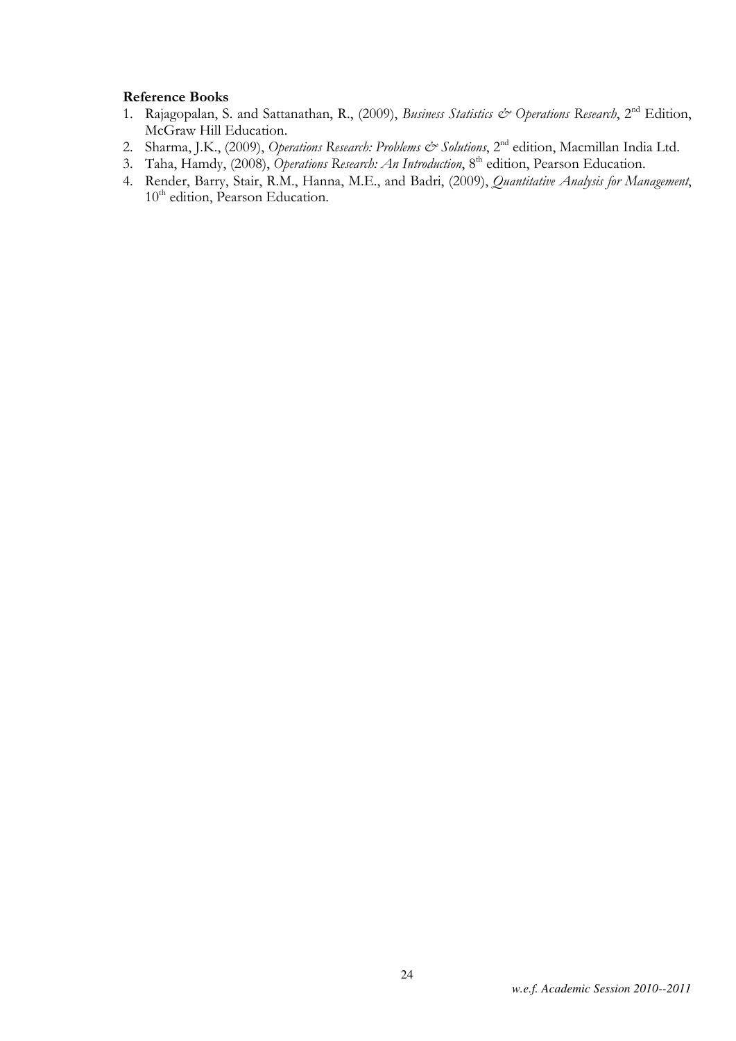**Reference Books**

1. Rajagopalan, S. and Sattanathan, R., (2009), *Business Statistics & Operations Research*, 2nd Edition, McGraw Hill Education.
2. Sharma, J.K., (2009), *Operations Research: Problems & Solutions*, 2nd edition, Macmillan India Ltd.
3. Taha, Hamdy, (2008), *Operations Research: An Introduction*, 8th edition, Pearson Education.
4. Render, Barry, Stair, R.M., Hanna, M.E., and Badri, (2009), *Quantitative Analysis for Management*, 10th edition, Pearson Education.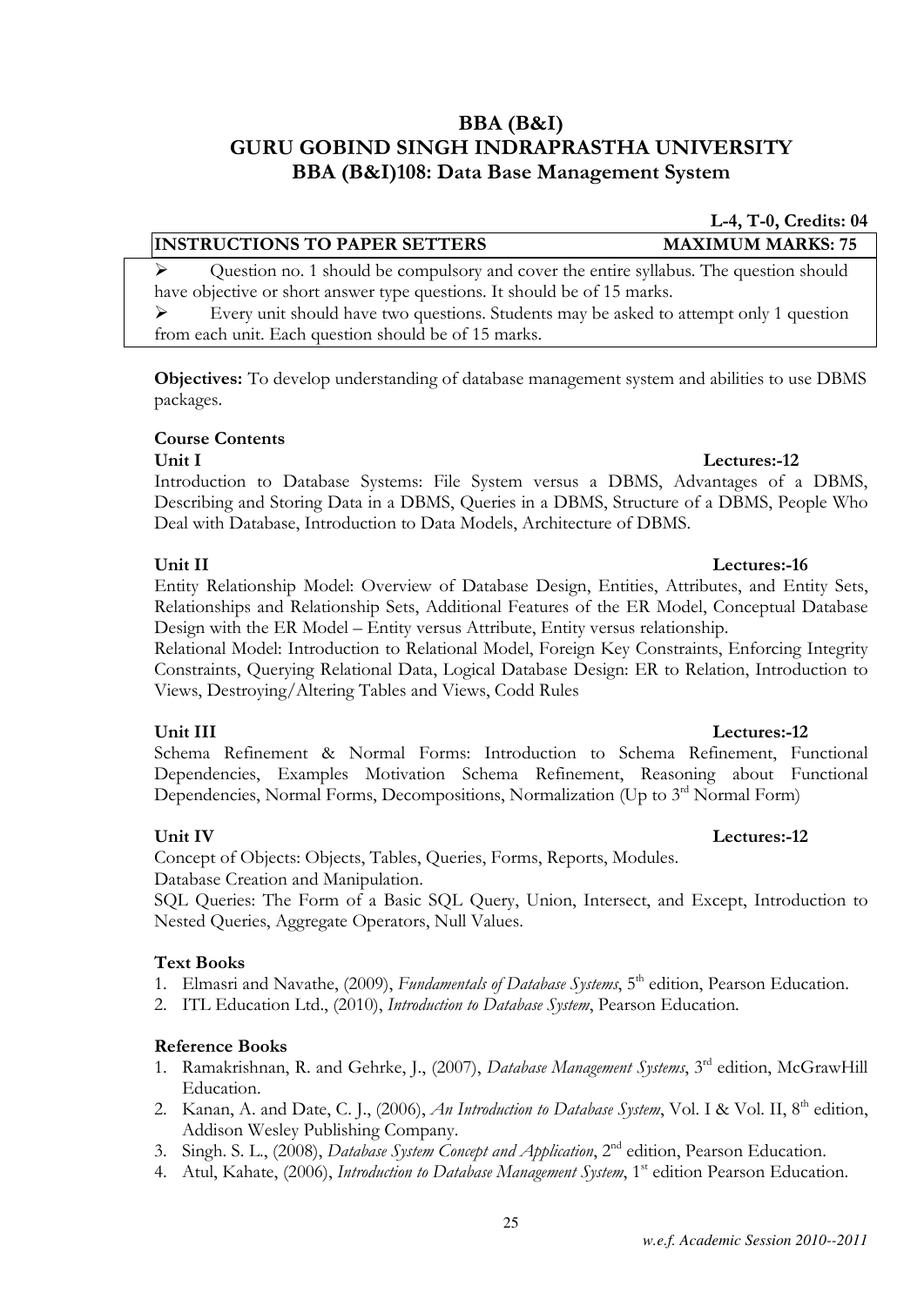# BBA (B&I)
# GURU GOBIND SINGH INDRAPRASTHA UNIVERSITY
## BBA (B&I)108: Data Base Management System

**L-4, T-0, Credits: 04**

| INSTRUCTIONS TO PAPER SETTERS | MAXIMUM MARKS: 75 |
| --- | --- |

- Question no. 1 should be compulsory and cover the entire syllabus. The question should have objective or short answer type questions. It should be of 15 marks.
- Every unit should have two questions. Students may be asked to attempt only 1 question from each unit. Each question should be of 15 marks.

**Objectives:** To develop understanding of database management system and abilities to use DBMS packages.

### Course Contents

**Unit I** **Lectures:-12**

Introduction to Database Systems: File System versus a DBMS, Advantages of a DBMS, Describing and Storing Data in a DBMS, Queries in a DBMS, Structure of a DBMS, People Who Deal with Database, Introduction to Data Models, Architecture of DBMS.

**Unit II** **Lectures:-16**

Entity Relationship Model: Overview of Database Design, Entities, Attributes, and Entity Sets, Relationships and Relationship Sets, Additional Features of the ER Model, Conceptual Database Design with the ER Model – Entity versus Attribute, Entity versus relationship.

Relational Model: Introduction to Relational Model, Foreign Key Constraints, Enforcing Integrity Constraints, Querying Relational Data, Logical Database Design: ER to Relation, Introduction to Views, Destroying/Altering Tables and Views, Codd Rules

**Unit III** **Lectures:-12**

Schema Refinement & Normal Forms: Introduction to Schema Refinement, Functional Dependencies, Examples Motivation Schema Refinement, Reasoning about Functional Dependencies, Normal Forms, Decompositions, Normalization (Up to 3rd Normal Form)

**Unit IV** **Lectures:-12**

Concept of Objects: Objects, Tables, Queries, Forms, Reports, Modules.

Database Creation and Manipulation.

SQL Queries: The Form of a Basic SQL Query, Union, Intersect, and Except, Introduction to Nested Queries, Aggregate Operators, Null Values.

### Text Books

1. Elmasri and Navathe, (2009), *Fundamentals of Database Systems*, 5th edition, Pearson Education.
2. ITL Education Ltd., (2010), *Introduction to Database System*, Pearson Education.

### Reference Books

1. Ramakrishnan, R. and Gehrke, J., (2007), *Database Management Systems*, 3rd edition, McGrawHill Education.
2. Kanan, A. and Date, C. J., (2006), *An Introduction to Database System*, Vol. I & Vol. II, 8th edition, Addison Wesley Publishing Company.
3. Singh. S. L., (2008), *Database System Concept and Application*, 2nd edition, Pearson Education.
4. Atul, Kahate, (2006), *Introduction to Database Management System*, 1st edition Pearson Education.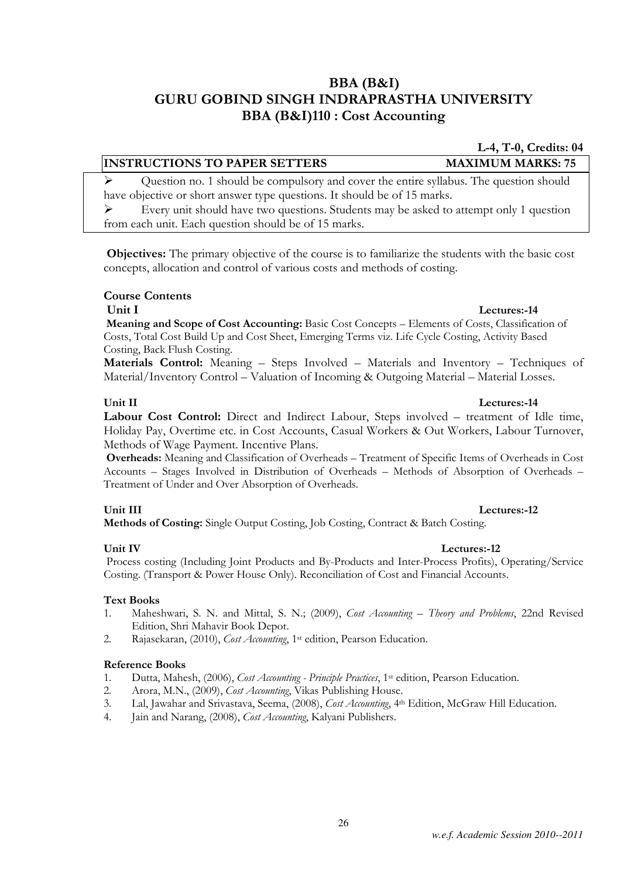# BBA (B&I)
# GURU GOBIND SINGH INDRAPRASTHA UNIVERSITY
## BBA (B&I)110 : Cost Accounting

**L-4, T-0, Credits: 04**

| **INSTRUCTIONS TO PAPER SETTERS** | **MAXIMUM MARKS: 75** |
|---|---|
| ➢ Question no. 1 should be compulsory and cover the entire syllabus. The question should have objective or short answer type questions. It should be of 15 marks. ➢ Every unit should have two questions. Students may be asked to attempt only 1 question from each unit. Each question should be of 15 marks. | |

**Objectives:** The primary objective of the course is to familiarize the students with the basic cost concepts, allocation and control of various costs and methods of costing.

### Course Contents

**Unit I** **Lectures:-14**

**Meaning and Scope of Cost Accounting:** Basic Cost Concepts – Elements of Costs, Classification of Costs, Total Cost Build Up and Cost Sheet, Emerging Terms viz. Life Cycle Costing, Activity Based Costing, Back Flush Costing.

**Materials Control:** Meaning – Steps Involved – Materials and Inventory – Techniques of Material/Inventory Control – Valuation of Incoming & Outgoing Material – Material Losses.

**Unit II** **Lectures:-14**

**Labour Cost Control:** Direct and Indirect Labour, Steps involved – treatment of Idle time, Holiday Pay, Overtime etc. in Cost Accounts, Casual Workers & Out Workers, Labour Turnover, Methods of Wage Payment. Incentive Plans.

**Overheads:** Meaning and Classification of Overheads – Treatment of Specific Items of Overheads in Cost Accounts – Stages Involved in Distribution of Overheads – Methods of Absorption of Overheads – Treatment of Under and Over Absorption of Overheads.

**Unit III** **Lectures:-12**

**Methods of Costing:** Single Output Costing, Job Costing, Contract & Batch Costing.

**Unit IV** **Lectures:-12**

Process costing (Including Joint Products and By-Products and Inter-Process Profits), Operating/Service Costing. (Transport & Power House Only). Reconciliation of Cost and Financial Accounts.

### Text Books

1. Maheshwari, S. N. and Mittal, S. N.; (2009), *Cost Accounting – Theory and Problems*, 22nd Revised Edition, Shri Mahavir Book Depot.
2. Rajasekaran, (2010), *Cost Accounting*, 1st edition, Pearson Education.

### Reference Books

1. Dutta, Mahesh, (2006), *Cost Accounting - Principle Practices*, 1st edition, Pearson Education.
2. Arora, M.N., (2009), *Cost Accounting*, Vikas Publishing House.
3. Lal, Jawahar and Srivastava, Seema, (2008), *Cost Accounting*, 4th Edition, McGraw Hill Education.
4. Jain and Narang, (2008), *Cost Accounting*, Kalyani Publishers.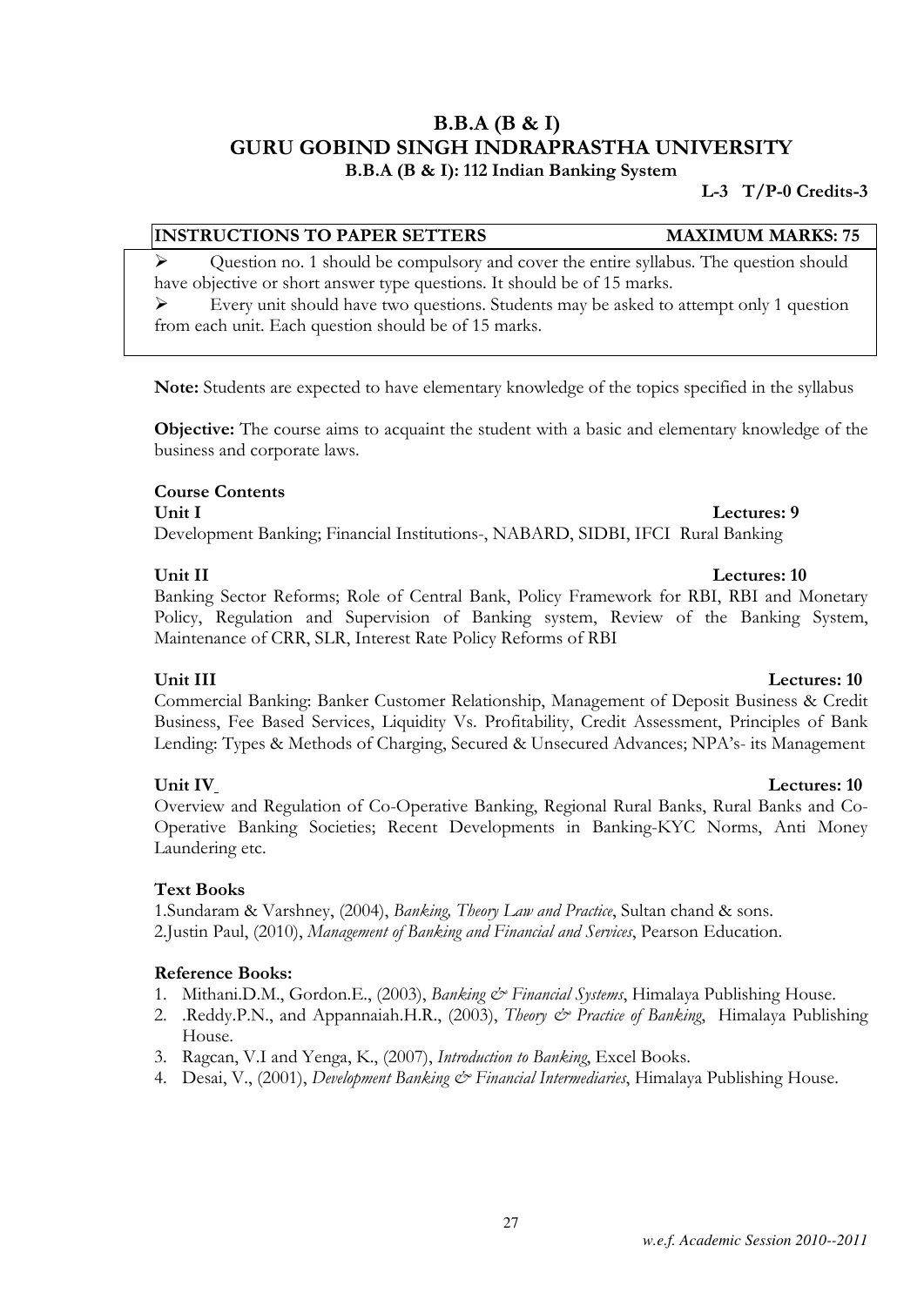# B.B.A (B & I)
# GURU GOBIND SINGH INDRAPRASTHA UNIVERSITY
### B.B.A (B & I): 112 Indian Banking System

**L-3 T/P-0 Credits-3**

| **INSTRUCTIONS TO PAPER SETTERS** | **MAXIMUM MARKS: 75** |
|---|---|
| ➢ Question no. 1 should be compulsory and cover the entire syllabus. The question should have objective or short answer type questions. It should be of 15 marks. ➢ Every unit should have two questions. Students may be asked to attempt only 1 question from each unit. Each question should be of 15 marks. | |

**Note:** Students are expected to have elementary knowledge of the topics specified in the syllabus

**Objective:** The course aims to acquaint the student with a basic and elementary knowledge of the business and corporate laws.

**Course Contents**

**Unit I** **Lectures: 9**

Development Banking; Financial Institutions-, NABARD, SIDBI, IFCI Rural Banking

**Unit II** **Lectures: 10**

Banking Sector Reforms; Role of Central Bank, Policy Framework for RBI, RBI and Monetary Policy, Regulation and Supervision of Banking system, Review of the Banking System, Maintenance of CRR, SLR, Interest Rate Policy Reforms of RBI

**Unit III** **Lectures: 10**

Commercial Banking: Banker Customer Relationship, Management of Deposit Business & Credit Business, Fee Based Services, Liquidity Vs. Profitability, Credit Assessment, Principles of Bank Lending: Types & Methods of Charging, Secured & Unsecured Advances; NPA's- its Management

**Unit IV** **Lectures: 10**

Overview and Regulation of Co-Operative Banking, Regional Rural Banks, Rural Banks and Co-Operative Banking Societies; Recent Developments in Banking-KYC Norms, Anti Money Laundering etc.

**Text Books**

1.Sundaram & Varshney, (2004), *Banking, Theory Law and Practice*, Sultan chand & sons.
2.Justin Paul, (2010), *Management of Banking and Financial and Services*, Pearson Education.

**Reference Books:**

1. Mithani.D.M., Gordon.E., (2003), *Banking & Financial Systems*, Himalaya Publishing House.
2. .Reddy.P.N., and Appannaiah.H.R., (2003), *Theory & Practice of Banking*, Himalaya Publishing House.
3. Ragcan, V.I and Yenga, K., (2007), *Introduction to Banking*, Excel Books.
4. Desai, V., (2001), *Development Banking & Financial Intermediaries*, Himalaya Publishing House.

*w.e.f. Academic Session 2010--2011*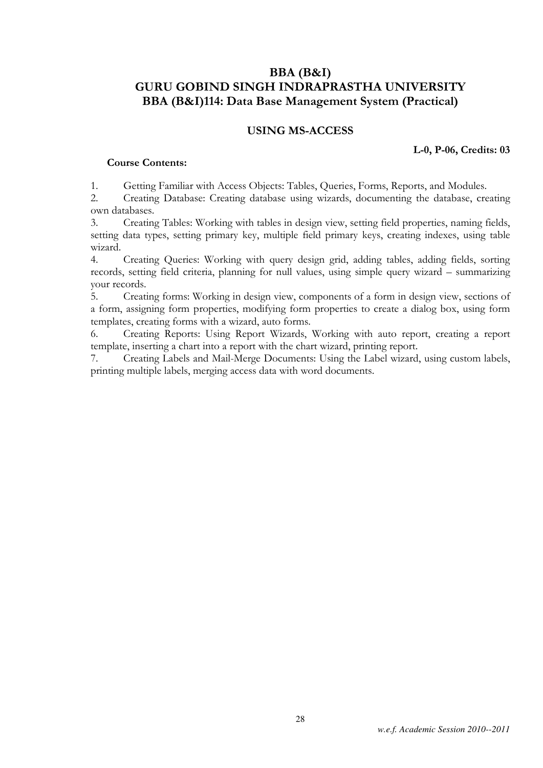# BBA (B&I)
# GURU GOBIND SINGH INDRAPRASTHA UNIVERSITY
## BBA (B&I)114: Data Base Management System (Practical)

### USING MS-ACCESS

**L-0, P-06, Credits: 03**

**Course Contents:**

1. Getting Familiar with Access Objects: Tables, Queries, Forms, Reports, and Modules.
2. Creating Database: Creating database using wizards, documenting the database, creating own databases.
3. Creating Tables: Working with tables in design view, setting field properties, naming fields, setting data types, setting primary key, multiple field primary keys, creating indexes, using table wizard.
4. Creating Queries: Working with query design grid, adding tables, adding fields, sorting records, setting field criteria, planning for null values, using simple query wizard – summarizing your records.
5. Creating forms: Working in design view, components of a form in design view, sections of a form, assigning form properties, modifying form properties to create a dialog box, using form templates, creating forms with a wizard, auto forms.
6. Creating Reports: Using Report Wizards, Working with auto report, creating a report template, inserting a chart into a report with the chart wizard, printing report.
7. Creating Labels and Mail-Merge Documents: Using the Label wizard, using custom labels, printing multiple labels, merging access data with word documents.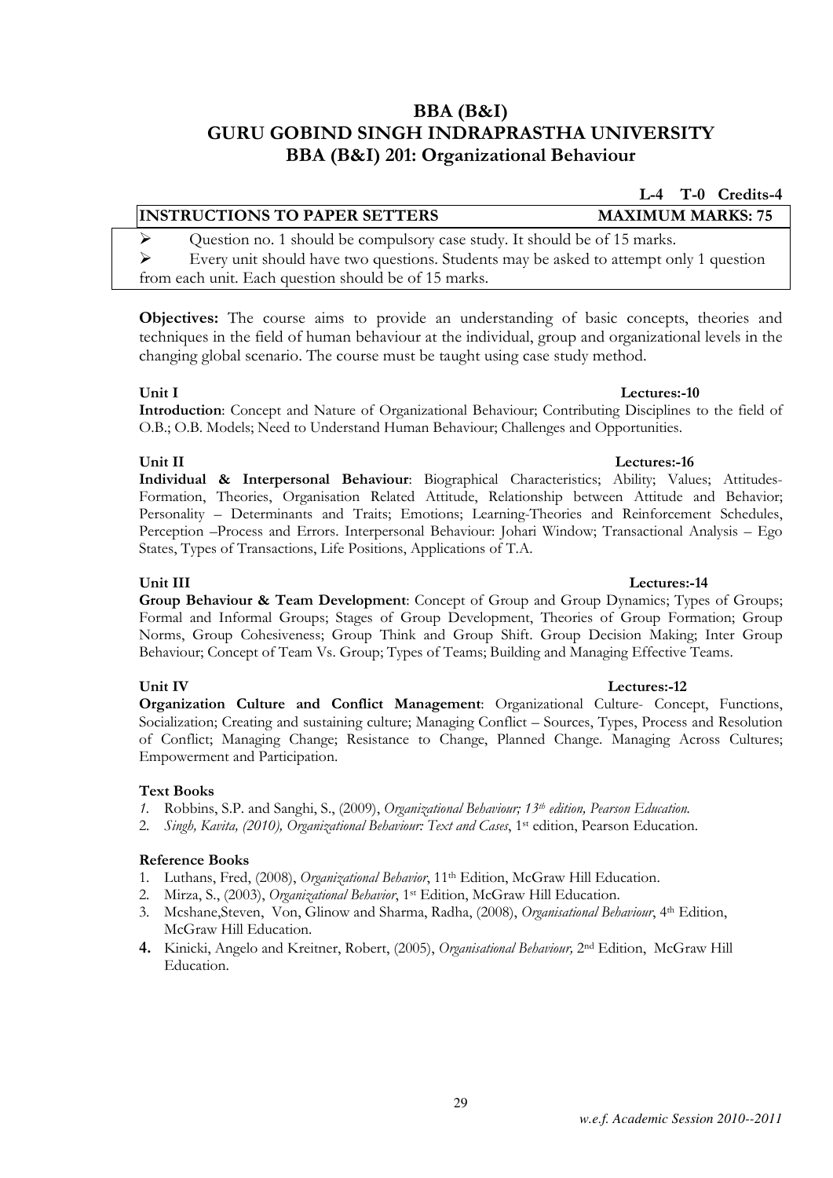# BBA (B&I)
# GURU GOBIND SINGH INDRAPRASTHA UNIVERSITY
## BBA (B&I) 201: Organizational Behaviour

**L-4 T-0 Credits-4**

| **INSTRUCTIONS TO PAPER SETTERS** | **MAXIMUM MARKS: 75** |
|---|---|

- Question no. 1 should be compulsory case study. It should be of 15 marks.
- Every unit should have two questions. Students may be asked to attempt only 1 question from each unit. Each question should be of 15 marks.

**Objectives:** The course aims to provide an understanding of basic concepts, theories and techniques in the field of human behaviour at the individual, group and organizational levels in the changing global scenario. The course must be taught using case study method.

**Unit I** **Lectures:-10**

**Introduction**: Concept and Nature of Organizational Behaviour; Contributing Disciplines to the field of O.B.; O.B. Models; Need to Understand Human Behaviour; Challenges and Opportunities.

**Unit II** **Lectures:-16**

**Individual & Interpersonal Behaviour**: Biographical Characteristics; Ability; Values; Attitudes- Formation, Theories, Organisation Related Attitude, Relationship between Attitude and Behavior; Personality – Determinants and Traits; Emotions; Learning-Theories and Reinforcement Schedules, Perception –Process and Errors. Interpersonal Behaviour: Johari Window; Transactional Analysis – Ego States, Types of Transactions, Life Positions, Applications of T.A.

**Unit III** **Lectures:-14**

**Group Behaviour & Team Development**: Concept of Group and Group Dynamics; Types of Groups; Formal and Informal Groups; Stages of Group Development, Theories of Group Formation; Group Norms, Group Cohesiveness; Group Think and Group Shift. Group Decision Making; Inter Group Behaviour; Concept of Team Vs. Group; Types of Teams; Building and Managing Effective Teams.

**Unit IV** **Lectures:-12**

**Organization Culture and Conflict Management**: Organizational Culture- Concept, Functions, Socialization; Creating and sustaining culture; Managing Conflict – Sources, Types, Process and Resolution of Conflict; Managing Change; Resistance to Change, Planned Change. Managing Across Cultures; Empowerment and Participation.

**Text Books**

1. Robbins, S.P. and Sanghi, S., (2009), *Organizational Behaviour; 13th edition, Pearson Education.*
2. *Singh, Kavita, (2010), Organizational Behaviour: Text and Cases*, 1st edition, Pearson Education.

**Reference Books**

1. Luthans, Fred, (2008), *Organizational Behavior*, 11th Edition, McGraw Hill Education.
2. Mirza, S., (2003), *Organizational Behavior*, 1st Edition, McGraw Hill Education.
3. Mcshane,Steven, Von, Glinow and Sharma, Radha, (2008), *Organisational Behaviour*, 4th Edition, McGraw Hill Education.
4. Kinicki, Angelo and Kreitner, Robert, (2005), *Organisational Behaviour,* 2nd Edition, McGraw Hill Education.

*w.e.f. Academic Session 2010--2011*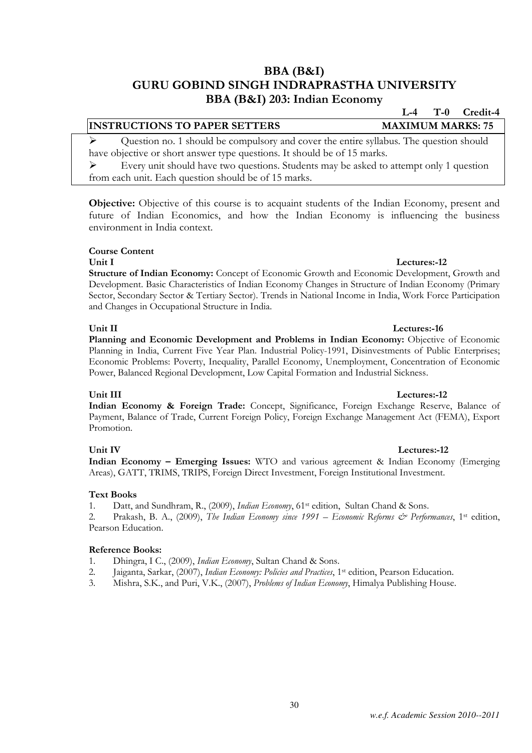# BBA (B&I)

# GURU GOBIND SINGH INDRAPRASTHA UNIVERSITY

## BBA (B&I) 203: Indian Economy

**L-4 T-0 Credit-4**

| **INSTRUCTIONS TO PAPER SETTERS** | **MAXIMUM MARKS: 75** |
|---|---|

- Question no. 1 should be compulsory and cover the entire syllabus. The question should have objective or short answer type questions. It should be of 15 marks.
- Every unit should have two questions. Students may be asked to attempt only 1 question from each unit. Each question should be of 15 marks.

**Objective:** Objective of this course is to acquaint students of the Indian Economy, present and future of Indian Economics, and how the Indian Economy is influencing the business environment in India context.

**Course Content**

**Unit I** **Lectures:-12**

**Structure of Indian Economy:** Concept of Economic Growth and Economic Development, Growth and Development. Basic Characteristics of Indian Economy Changes in Structure of Indian Economy (Primary Sector, Secondary Sector & Tertiary Sector). Trends in National Income in India, Work Force Participation and Changes in Occupational Structure in India.

**Unit II** **Lectures:-16**

**Planning and Economic Development and Problems in Indian Economy:** Objective of Economic Planning in India, Current Five Year Plan. Industrial Policy-1991, Disinvestments of Public Enterprises; Economic Problems: Poverty, Inequality, Parallel Economy, Unemployment, Concentration of Economic Power, Balanced Regional Development, Low Capital Formation and Industrial Sickness.

**Unit III** **Lectures:-12**

**Indian Economy & Foreign Trade:** Concept, Significance, Foreign Exchange Reserve, Balance of Payment, Balance of Trade, Current Foreign Policy, Foreign Exchange Management Act (FEMA), Export Promotion.

**Unit IV** **Lectures:-12**

**Indian Economy – Emerging Issues:** WTO and various agreement & Indian Economy (Emerging Areas), GATT, TRIMS, TRIPS, Foreign Direct Investment, Foreign Institutional Investment.

**Text Books**

1. Datt, and Sundhram, R., (2009), *Indian Economy*, 61st edition, Sultan Chand & Sons.
2. Prakash, B. A., (2009), *The Indian Economy since 1991 – Economic Reforms & Performances*, 1st edition, Pearson Education.

**Reference Books:**

1. Dhingra, I C., (2009), *Indian Economy*, Sultan Chand & Sons.
2. Jaiganta, Sarkar, (2007), *Indian Economy: Policies and Practices*, 1st edition, Pearson Education.
3. Mishra, S.K., and Puri, V.K., (2007), *Problems of Indian Economy*, Himalya Publishing House.

*w.e.f. Academic Session 2010--2011*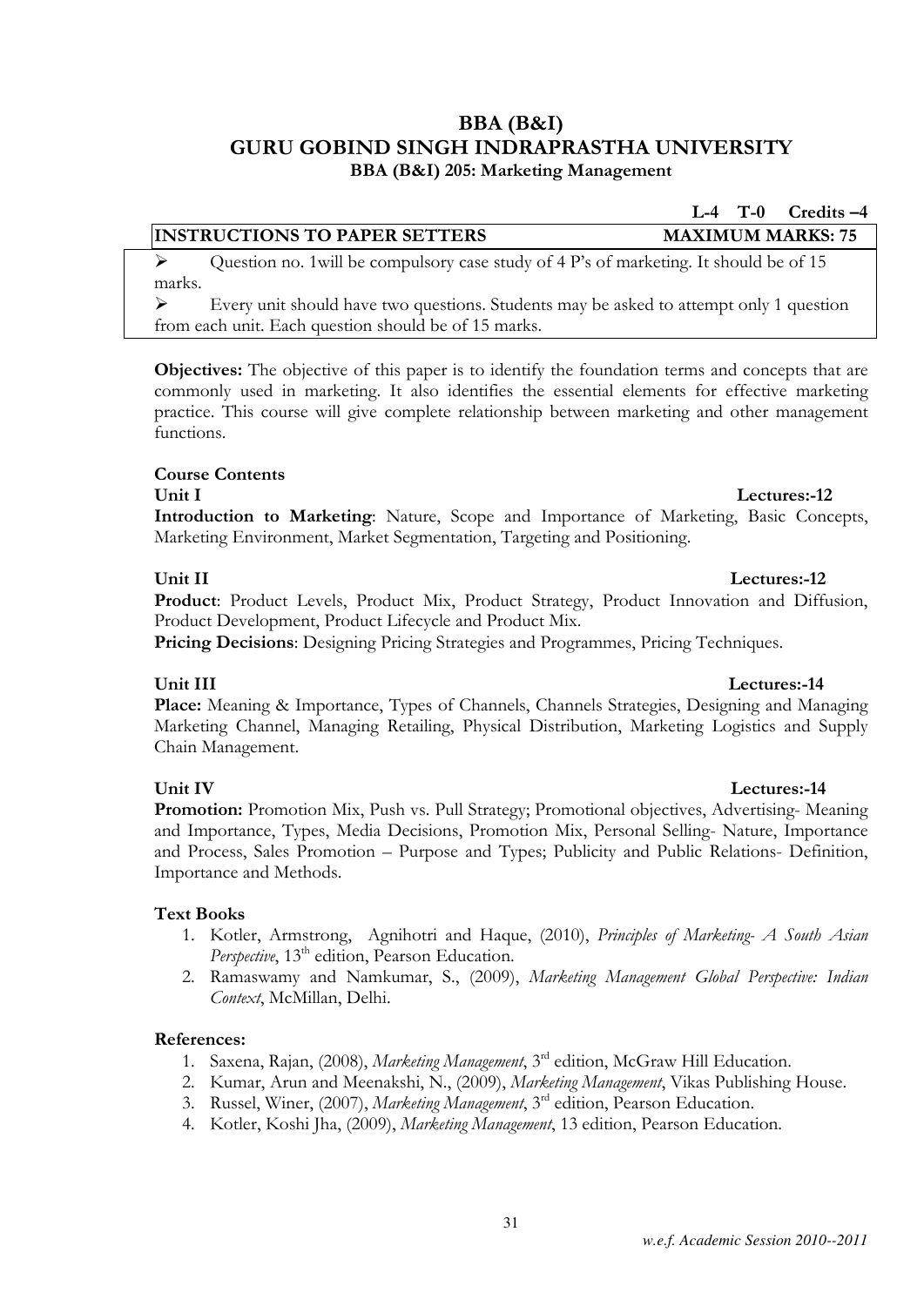# BBA (B&I)
# GURU GOBIND SINGH INDRAPRASTHA UNIVERSITY
## BBA (B&I) 205: Marketing Management

**L-4 T-0 Credits –4**

| INSTRUCTIONS TO PAPER SETTERS | MAXIMUM MARKS: 75 |
|---|---|
| ➢ Question no. 1will be compulsory case study of 4 P's of marketing. It should be of 15 marks. ➢ Every unit should have two questions. Students may be asked to attempt only 1 question from each unit. Each question should be of 15 marks. | |

**Objectives:** The objective of this paper is to identify the foundation terms and concepts that are commonly used in marketing. It also identifies the essential elements for effective marketing practice. This course will give complete relationship between marketing and other management functions.

**Course Contents**

**Unit I** **Lectures:-12**

**Introduction to Marketing**: Nature, Scope and Importance of Marketing, Basic Concepts, Marketing Environment, Market Segmentation, Targeting and Positioning.

**Unit II** **Lectures:-12**

**Product**: Product Levels, Product Mix, Product Strategy, Product Innovation and Diffusion, Product Development, Product Lifecycle and Product Mix.

**Pricing Decisions**: Designing Pricing Strategies and Programmes, Pricing Techniques.

**Unit III** **Lectures:-14**

**Place:** Meaning & Importance, Types of Channels, Channels Strategies, Designing and Managing Marketing Channel, Managing Retailing, Physical Distribution, Marketing Logistics and Supply Chain Management.

**Unit IV** **Lectures:-14**

**Promotion:** Promotion Mix, Push vs. Pull Strategy; Promotional objectives, Advertising- Meaning and Importance, Types, Media Decisions, Promotion Mix, Personal Selling- Nature, Importance and Process, Sales Promotion – Purpose and Types; Publicity and Public Relations- Definition, Importance and Methods.

**Text Books**

1. Kotler, Armstrong, Agnihotri and Haque, (2010), *Principles of Marketing- A South Asian Perspective*, 13th edition, Pearson Education.
2. Ramaswamy and Namkumar, S., (2009), *Marketing Management Global Perspective: Indian Context*, McMillan, Delhi.

**References:**

1. Saxena, Rajan, (2008), *Marketing Management*, 3rd edition, McGraw Hill Education.
2. Kumar, Arun and Meenakshi, N., (2009), *Marketing Management*, Vikas Publishing House.
3. Russel, Winer, (2007), *Marketing Management*, 3rd edition, Pearson Education.
4. Kotler, Koshi Jha, (2009), *Marketing Management*, 13 edition, Pearson Education.

*w.e.f. Academic Session 2010--2011*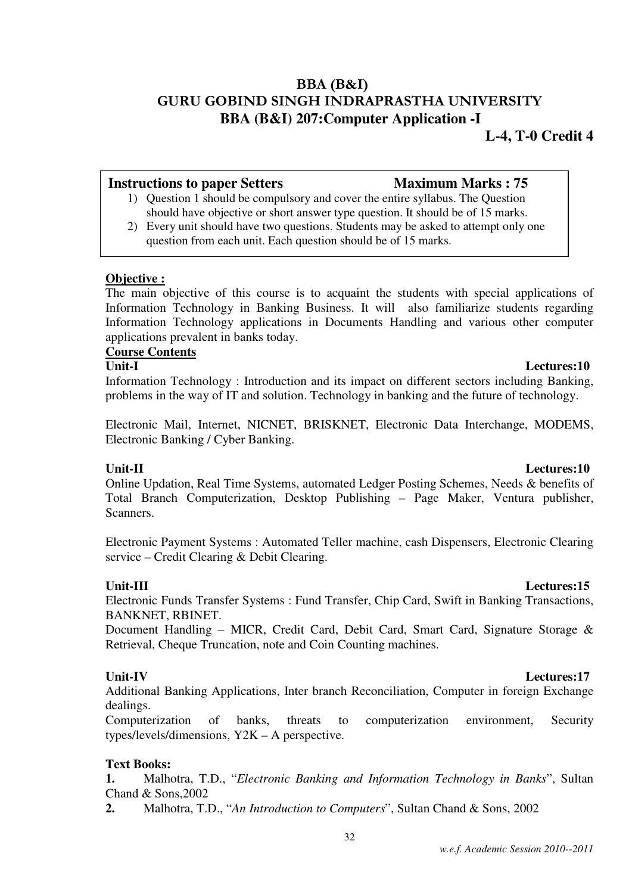# BBA (B&I)
# GURU GOBIND SINGH INDRAPRASTHA UNIVERSITY
## BBA (B&I) 207:Computer Application -I

**L-4, T-0 Credit 4**

**Instructions to paper Setters** **Maximum Marks : 75**

1) Question 1 should be compulsory and cover the entire syllabus. The Question should have objective or short answer type question. It should be of 15 marks.
2) Every unit should have two questions. Students may be asked to attempt only one question from each unit. Each question should be of 15 marks.

**Objective :**

The main objective of this course is to acquaint the students with special applications of Information Technology in Banking Business. It will also familiarize students regarding Information Technology applications in Documents Handling and various other computer applications prevalent in banks today.

**Course Contents**

**Unit-I** **Lectures:10**

Information Technology : Introduction and its impact on different sectors including Banking, problems in the way of IT and solution. Technology in banking and the future of technology.

Electronic Mail, Internet, NICNET, BRISKNET, Electronic Data Interchange, MODEMS, Electronic Banking / Cyber Banking.

**Unit-II** **Lectures:10**

Online Updation, Real Time Systems, automated Ledger Posting Schemes, Needs & benefits of Total Branch Computerization, Desktop Publishing – Page Maker, Ventura publisher, Scanners.

Electronic Payment Systems : Automated Teller machine, cash Dispensers, Electronic Clearing service – Credit Clearing & Debit Clearing.

**Unit-III** **Lectures:15**

Electronic Funds Transfer Systems : Fund Transfer, Chip Card, Swift in Banking Transactions, BANKNET, RBINET.

Document Handling – MICR, Credit Card, Debit Card, Smart Card, Signature Storage & Retrieval, Cheque Truncation, note and Coin Counting machines.

**Unit-IV** **Lectures:17**

Additional Banking Applications, Inter branch Reconciliation, Computer in foreign Exchange dealings.

Computerization of banks, threats to computerization environment, Security types/levels/dimensions, Y2K – A perspective.

**Text Books:**

**1.** Malhotra, T.D., "*Electronic Banking and Information Technology in Banks*", Sultan Chand & Sons,2002

**2.** Malhotra, T.D., "*An Introduction to Computers*", Sultan Chand & Sons, 2002

*w.e.f. Academic Session 2010--2011*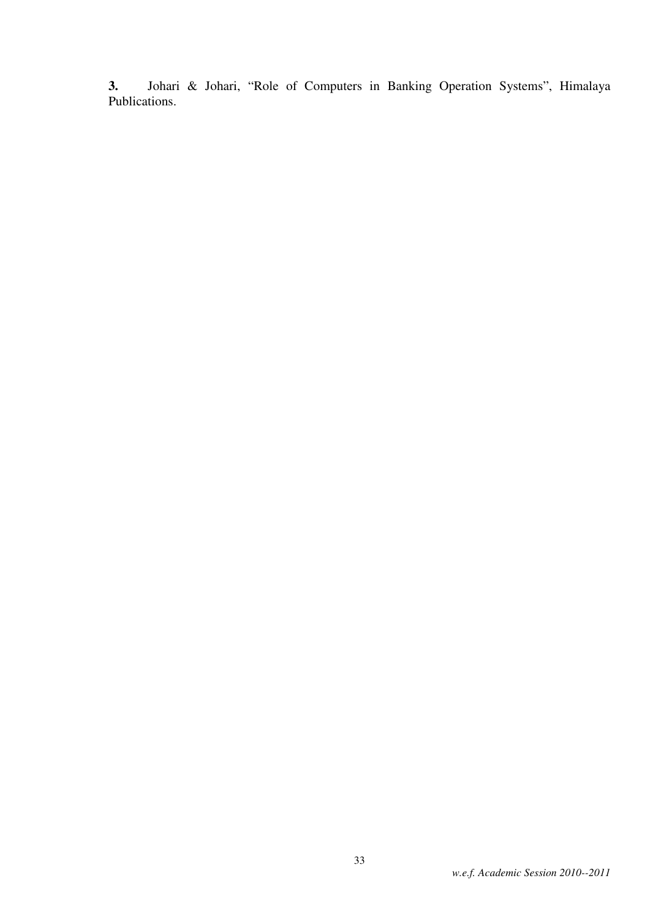**3.** Johari & Johari, "Role of Computers in Banking Operation Systems", Himalaya Publications.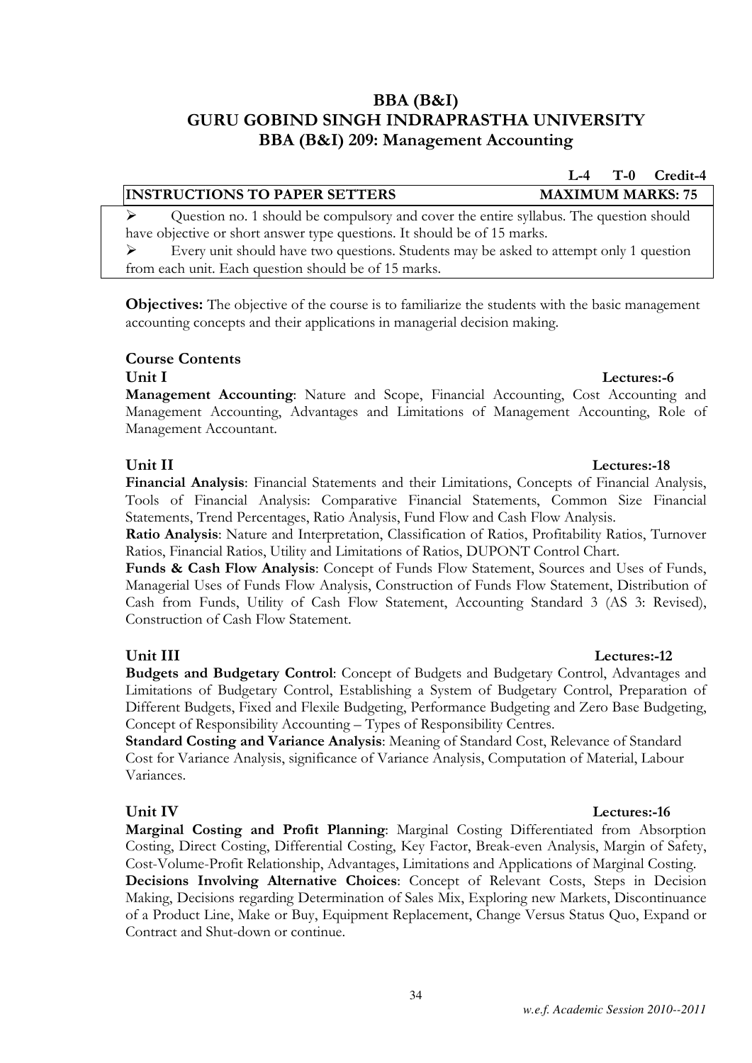# BBA (B&I)
# GURU GOBIND SINGH INDRAPRASTHA UNIVERSITY
## BBA (B&I) 209: Management Accounting

**L-4 T-0 Credit-4**

| INSTRUCTIONS TO PAPER SETTERS | MAXIMUM MARKS: 75 |
|---|---|
| ➢ Question no. 1 should be compulsory and cover the entire syllabus. The question should have objective or short answer type questions. It should be of 15 marks. <br> ➢ Every unit should have two questions. Students may be asked to attempt only 1 question from each unit. Each question should be of 15 marks. | |

**Objectives:** The objective of the course is to familiarize the students with the basic management accounting concepts and their applications in managerial decision making.

### Course Contents

**Unit I** **Lectures:-6**

**Management Accounting**: Nature and Scope, Financial Accounting, Cost Accounting and Management Accounting, Advantages and Limitations of Management Accounting, Role of Management Accountant.

**Unit II** **Lectures:-18**

**Financial Analysis**: Financial Statements and their Limitations, Concepts of Financial Analysis, Tools of Financial Analysis: Comparative Financial Statements, Common Size Financial Statements, Trend Percentages, Ratio Analysis, Fund Flow and Cash Flow Analysis.

**Ratio Analysis**: Nature and Interpretation, Classification of Ratios, Profitability Ratios, Turnover Ratios, Financial Ratios, Utility and Limitations of Ratios, DUPONT Control Chart.

**Funds & Cash Flow Analysis**: Concept of Funds Flow Statement, Sources and Uses of Funds, Managerial Uses of Funds Flow Analysis, Construction of Funds Flow Statement, Distribution of Cash from Funds, Utility of Cash Flow Statement, Accounting Standard 3 (AS 3: Revised), Construction of Cash Flow Statement.

**Unit III** **Lectures:-12**

**Budgets and Budgetary Control**: Concept of Budgets and Budgetary Control, Advantages and Limitations of Budgetary Control, Establishing a System of Budgetary Control, Preparation of Different Budgets, Fixed and Flexile Budgeting, Performance Budgeting and Zero Base Budgeting, Concept of Responsibility Accounting – Types of Responsibility Centres.

**Standard Costing and Variance Analysis**: Meaning of Standard Cost, Relevance of Standard Cost for Variance Analysis, significance of Variance Analysis, Computation of Material, Labour Variances.

**Unit IV** **Lectures:-16**

**Marginal Costing and Profit Planning**: Marginal Costing Differentiated from Absorption Costing, Direct Costing, Differential Costing, Key Factor, Break-even Analysis, Margin of Safety, Cost-Volume-Profit Relationship, Advantages, Limitations and Applications of Marginal Costing.

**Decisions Involving Alternative Choices**: Concept of Relevant Costs, Steps in Decision Making, Decisions regarding Determination of Sales Mix, Exploring new Markets, Discontinuance of a Product Line, Make or Buy, Equipment Replacement, Change Versus Status Quo, Expand or Contract and Shut-down or continue.

*w.e.f. Academic Session 2010--2011*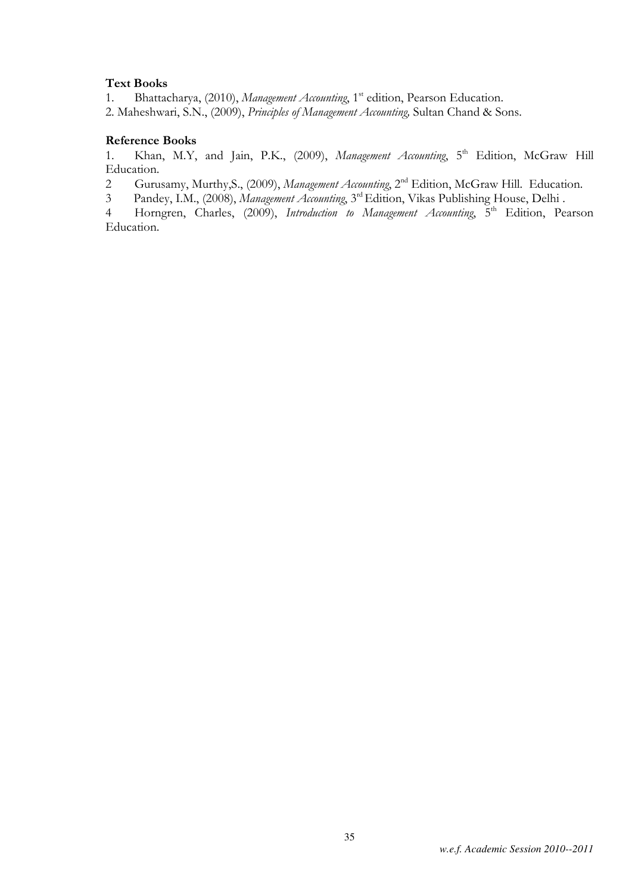**Text Books**

1. Bhattacharya, (2010), *Management Accounting*, 1st edition, Pearson Education.
2. Maheshwari, S.N., (2009), *Principles of Management Accounting*, Sultan Chand & Sons.

**Reference Books**

1. Khan, M.Y, and Jain, P.K., (2009), *Management Accounting*, 5th Edition, McGraw Hill Education.
2. Gurusamy, Murthy,S., (2009), *Management Accounting*, 2nd Edition, McGraw Hill. Education.
3. Pandey, I.M., (2008), *Management Accounting*, 3rd Edition, Vikas Publishing House, Delhi .
4. Horngren, Charles, (2009), *Introduction to Management Accounting*, 5th Edition, Pearson Education.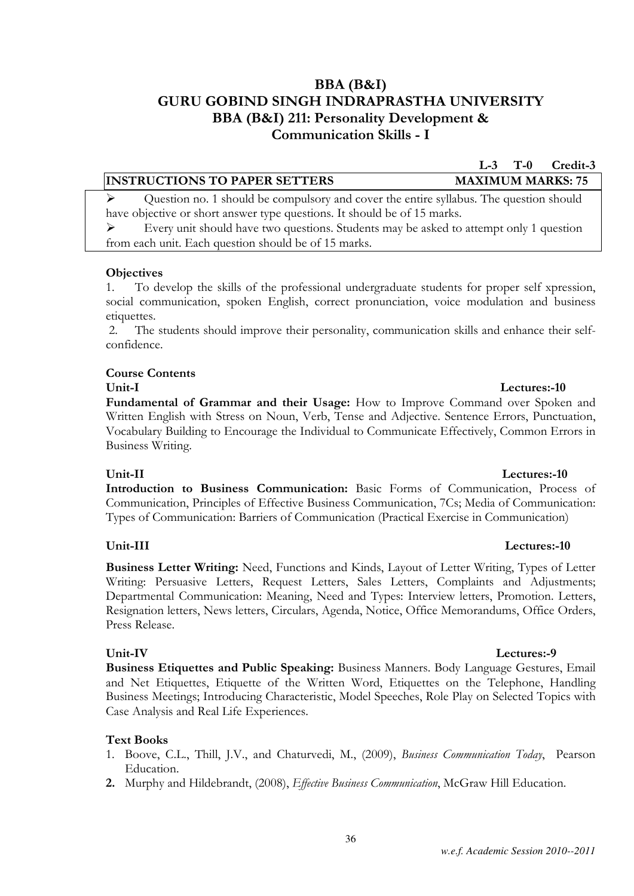# BBA (B&I)
# GURU GOBIND SINGH INDRAPRASTHA UNIVERSITY
## BBA (B&I) 211: Personality Development & Communication Skills - I

**L-3 T-0 Credit-3**

| **INSTRUCTIONS TO PAPER SETTERS** | **MAXIMUM MARKS: 75** |
|---|---|
| ➢ Question no. 1 should be compulsory and cover the entire syllabus. The question should have objective or short answer type questions. It should be of 15 marks. ➢ Every unit should have two questions. Students may be asked to attempt only 1 question from each unit. Each question should be of 15 marks. | |

**Objectives**

1. To develop the skills of the professional undergraduate students for proper self xpression, social communication, spoken English, correct pronunciation, voice modulation and business etiquettes.
2. The students should improve their personality, communication skills and enhance their self-confidence.

**Course Contents**

**Unit-I** **Lectures:-10**

**Fundamental of Grammar and their Usage:** How to Improve Command over Spoken and Written English with Stress on Noun, Verb, Tense and Adjective. Sentence Errors, Punctuation, Vocabulary Building to Encourage the Individual to Communicate Effectively, Common Errors in Business Writing.

**Unit-II** **Lectures:-10**

**Introduction to Business Communication:** Basic Forms of Communication, Process of Communication, Principles of Effective Business Communication, 7Cs; Media of Communication: Types of Communication: Barriers of Communication (Practical Exercise in Communication)

**Unit-III** **Lectures:-10**

**Business Letter Writing:** Need, Functions and Kinds, Layout of Letter Writing, Types of Letter Writing: Persuasive Letters, Request Letters, Sales Letters, Complaints and Adjustments; Departmental Communication: Meaning, Need and Types: Interview letters, Promotion. Letters, Resignation letters, News letters, Circulars, Agenda, Notice, Office Memorandums, Office Orders, Press Release.

**Unit-IV** **Lectures:-9**

**Business Etiquettes and Public Speaking:** Business Manners. Body Language Gestures, Email and Net Etiquettes, Etiquette of the Written Word, Etiquettes on the Telephone, Handling Business Meetings; Introducing Characteristic, Model Speeches, Role Play on Selected Topics with Case Analysis and Real Life Experiences.

**Text Books**

1. Boove, C.L., Thill, J.V., and Chaturvedi, M., (2009), *Business Communication Today*, Pearson Education.
2. Murphy and Hildebrandt, (2008), *Effective Business Communication*, McGraw Hill Education.

*w.e.f. Academic Session 2010--2011*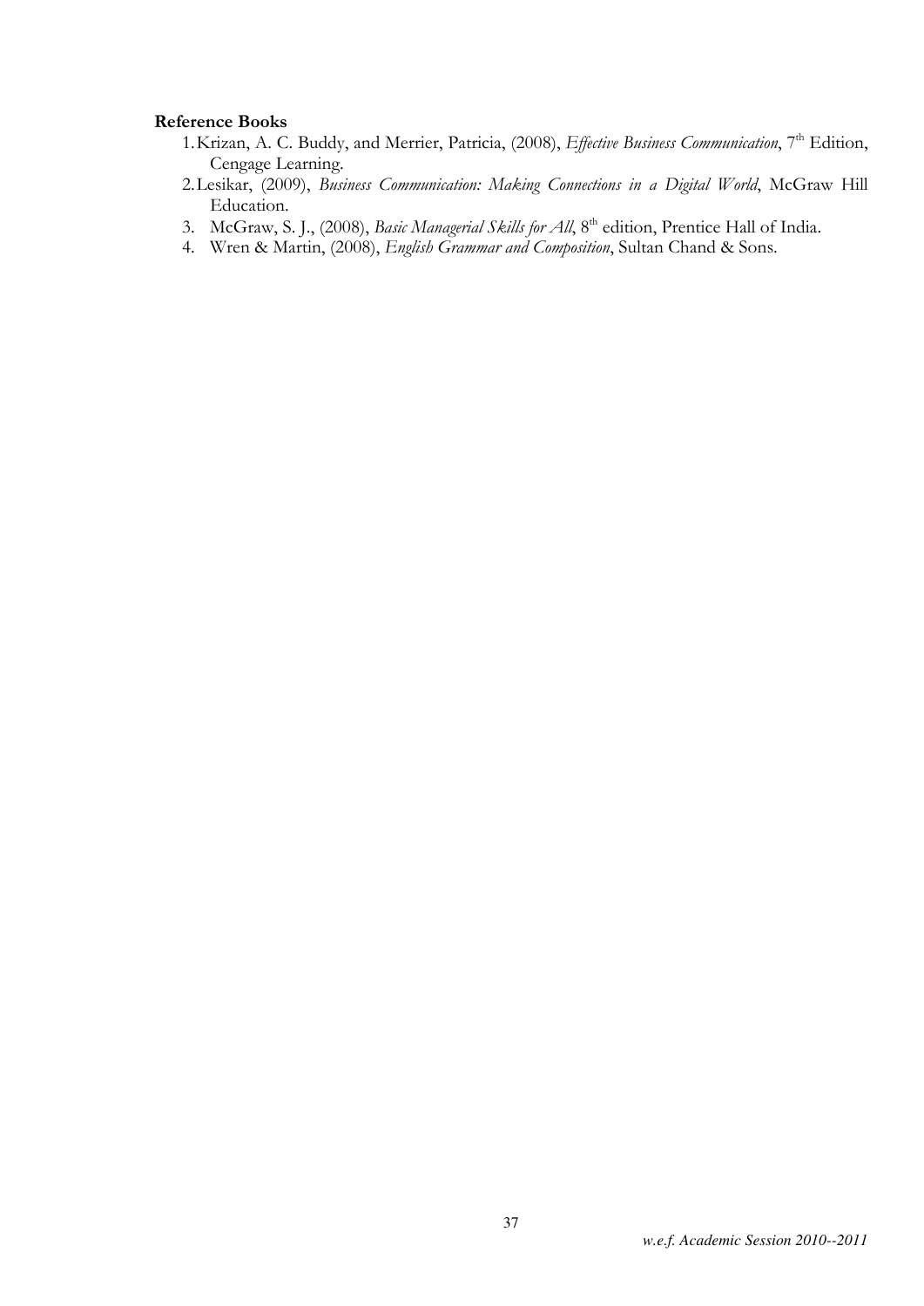**Reference Books**

1. Krizan, A. C. Buddy, and Merrier, Patricia, (2008), *Effective Business Communication*, 7th Edition, Cengage Learning.
2. Lesikar, (2009), *Business Communication: Making Connections in a Digital World*, McGraw Hill Education.
3. McGraw, S. J., (2008), *Basic Managerial Skills for All*, 8th edition, Prentice Hall of India.
4. Wren & Martin, (2008), *English Grammar and Composition*, Sultan Chand & Sons.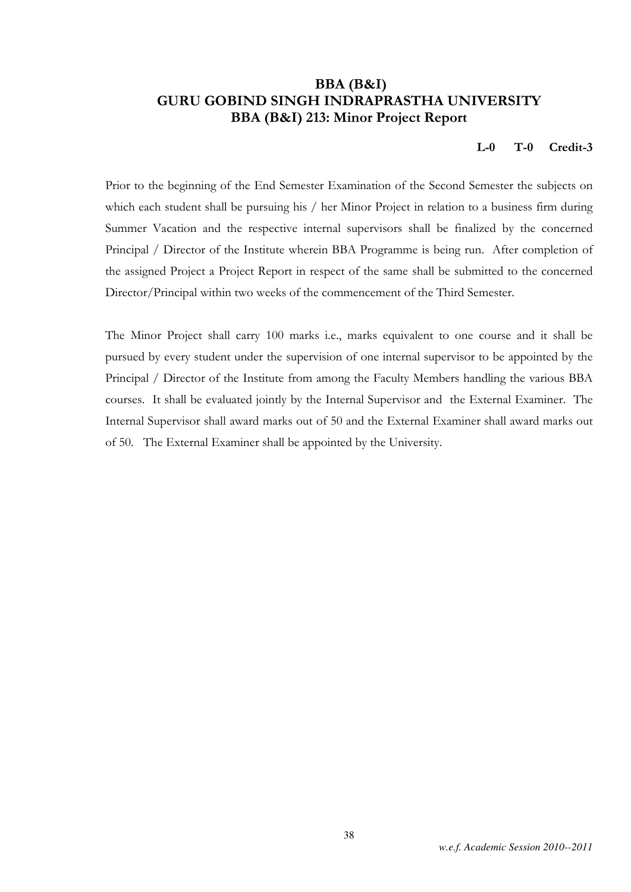# BBA (B&I)

# GURU GOBIND SINGH INDRAPRASTHA UNIVERSITY

## BBA (B&I) 213: Minor Project Report

**L-0 T-0 Credit-3**

Prior to the beginning of the End Semester Examination of the Second Semester the subjects on which each student shall be pursuing his / her Minor Project in relation to a business firm during Summer Vacation and the respective internal supervisors shall be finalized by the concerned Principal / Director of the Institute wherein BBA Programme is being run. After completion of the assigned Project a Project Report in respect of the same shall be submitted to the concerned Director/Principal within two weeks of the commencement of the Third Semester.

The Minor Project shall carry 100 marks i.e., marks equivalent to one course and it shall be pursued by every student under the supervision of one internal supervisor to be appointed by the Principal / Director of the Institute from among the Faculty Members handling the various BBA courses. It shall be evaluated jointly by the Internal Supervisor and the External Examiner. The Internal Supervisor shall award marks out of 50 and the External Examiner shall award marks out of 50. The External Examiner shall be appointed by the University.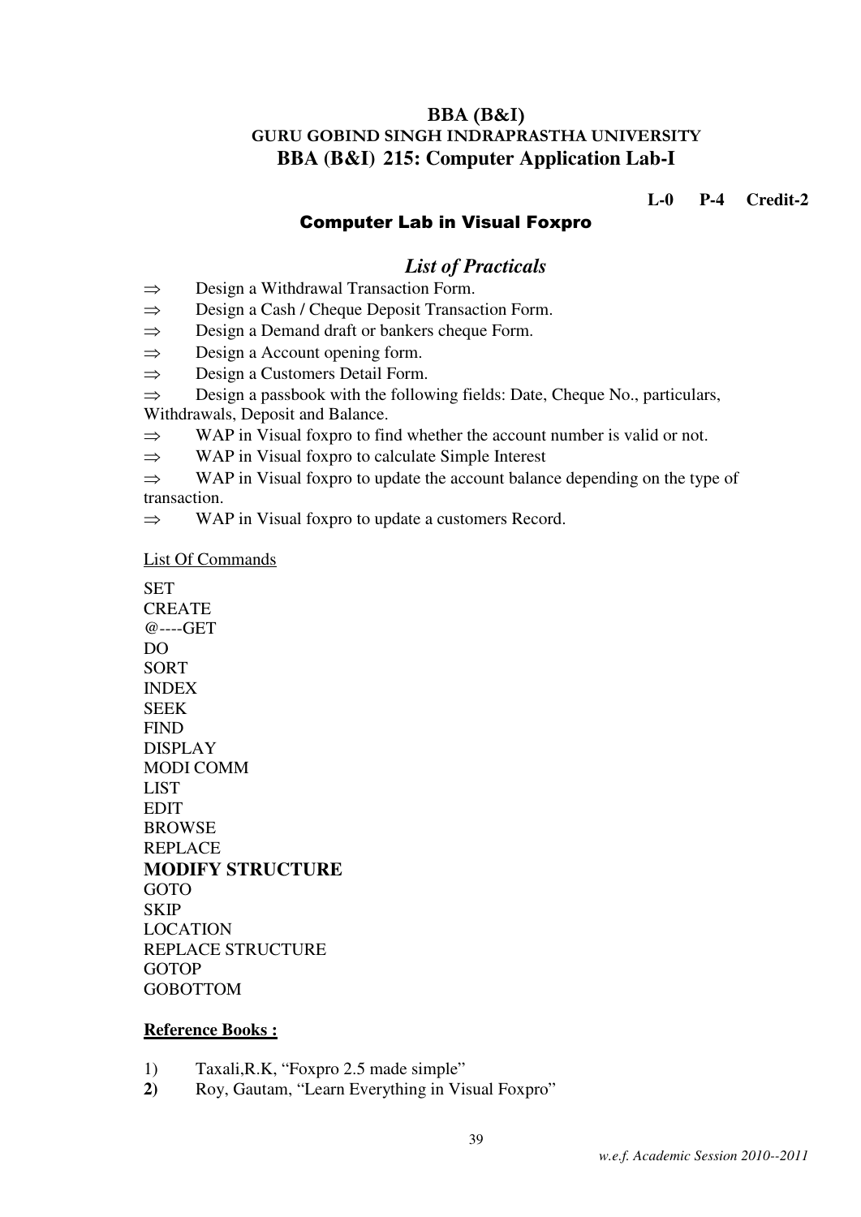## BBA (B&I)

### GURU GOBIND SINGH INDRAPRASTHA UNIVERSITY

### BBA (B&I) 215: Computer Application Lab-I

**L-0 P-4 Credit-2**

### Computer Lab in Visual Foxpro

### *List of Practicals*

⇒ Design a Withdrawal Transaction Form.

⇒ Design a Cash / Cheque Deposit Transaction Form.

⇒ Design a Demand draft or bankers cheque Form.

⇒ Design a Account opening form.

⇒ Design a Customers Detail Form.

⇒ Design a passbook with the following fields: Date, Cheque No., particulars, Withdrawals, Deposit and Balance.

⇒ WAP in Visual foxpro to find whether the account number is valid or not.

⇒ WAP in Visual foxpro to calculate Simple Interest

⇒ WAP in Visual foxpro to update the account balance depending on the type of transaction.

⇒ WAP in Visual foxpro to update a customers Record.

<u>List Of Commands</u>

SET
CREATE
@----GET
DO
SORT
INDEX
SEEK
FIND
DISPLAY
MODI COMM
LIST
EDIT
BROWSE
REPLACE
**MODIFY STRUCTURE**
GOTO
SKIP
LOCATION
REPLACE STRUCTURE
GOTOP
GOBOTTOM

**<u>Reference Books :</u>**

1) Taxali,R.K, "Foxpro 2.5 made simple"
**2)** Roy, Gautam, "Learn Everything in Visual Foxpro"

*w.e.f. Academic Session 2010--2011*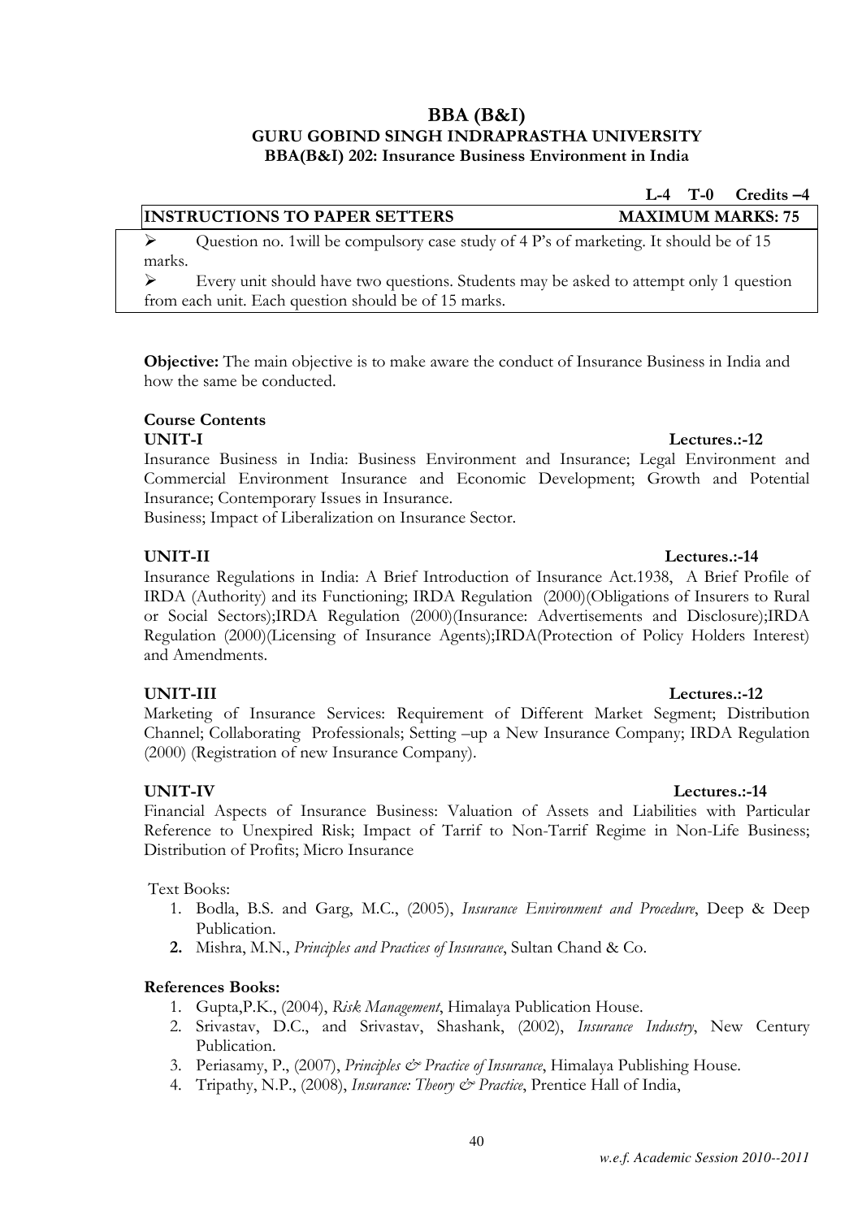# BBA (B&I)

## GURU GOBIND SINGH INDRAPRASTHA UNIVERSITY

### BBA(B&I) 202: Insurance Business Environment in India

**L-4 T-0 Credits –4**

| INSTRUCTIONS TO PAPER SETTERS | MAXIMUM MARKS: 75 |
|---|---|
| ➢ Question no. 1will be compulsory case study of 4 P's of marketing. It should be of 15 marks. ➢ Every unit should have two questions. Students may be asked to attempt only 1 question from each unit. Each question should be of 15 marks. | |

**Objective:** The main objective is to make aware the conduct of Insurance Business in India and how the same be conducted.

**Course Contents**

**UNIT-I** **Lectures.:-12**

Insurance Business in India: Business Environment and Insurance; Legal Environment and Commercial Environment Insurance and Economic Development; Growth and Potential Insurance; Contemporary Issues in Insurance.
Business; Impact of Liberalization on Insurance Sector.

**UNIT-II** **Lectures.:-14**

Insurance Regulations in India: A Brief Introduction of Insurance Act.1938, A Brief Profile of IRDA (Authority) and its Functioning; IRDA Regulation (2000)(Obligations of Insurers to Rural or Social Sectors);IRDA Regulation (2000)(Insurance: Advertisements and Disclosure);IRDA Regulation (2000)(Licensing of Insurance Agents);IRDA(Protection of Policy Holders Interest) and Amendments.

**UNIT-III** **Lectures.:-12**

Marketing of Insurance Services: Requirement of Different Market Segment; Distribution Channel; Collaborating Professionals; Setting –up a New Insurance Company; IRDA Regulation (2000) (Registration of new Insurance Company).

**UNIT-IV** **Lectures.:-14**

Financial Aspects of Insurance Business: Valuation of Assets and Liabilities with Particular Reference to Unexpired Risk; Impact of Tarrif to Non-Tarrif Regime in Non-Life Business; Distribution of Profits; Micro Insurance

Text Books:

1. Bodla, B.S. and Garg, M.C., (2005), *Insurance Environment and Procedure*, Deep & Deep Publication.
2. Mishra, M.N., *Principles and Practices of Insurance*, Sultan Chand & Co.

**References Books:**

1. Gupta,P.K., (2004), *Risk Management*, Himalaya Publication House.
2. Srivastav, D.C., and Srivastav, Shashank, (2002), *Insurance Industry*, New Century Publication.
3. Periasamy, P., (2007), *Principles & Practice of Insurance*, Himalaya Publishing House.
4. Tripathy, N.P., (2008), *Insurance: Theory & Practice*, Prentice Hall of India,

*w.e.f. Academic Session 2010--2011*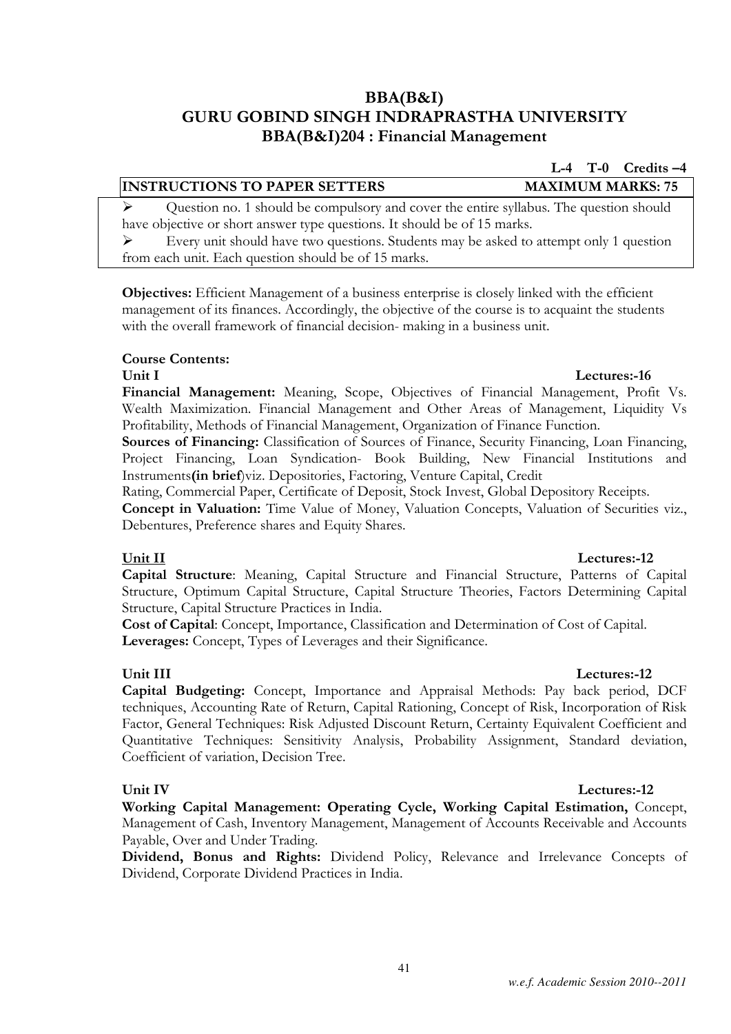# BBA(B&I)
# GURU GOBIND SINGH INDRAPRASTHA UNIVERSITY
## BBA(B&I)204 : Financial Management

**L-4 T-0 Credits –4**

| **INSTRUCTIONS TO PAPER SETTERS** | **MAXIMUM MARKS: 75** |
|---|---|
| ➢ Question no. 1 should be compulsory and cover the entire syllabus. The question should have objective or short answer type questions. It should be of 15 marks. ➢ Every unit should have two questions. Students may be asked to attempt only 1 question from each unit. Each question should be of 15 marks. | |

**Objectives:** Efficient Management of a business enterprise is closely linked with the efficient management of its finances. Accordingly, the objective of the course is to acquaint the students with the overall framework of financial decision- making in a business unit.

**Course Contents:**

**Unit I** **Lectures:-16**

**Financial Management:** Meaning, Scope, Objectives of Financial Management, Profit Vs. Wealth Maximization. Financial Management and Other Areas of Management, Liquidity Vs Profitability, Methods of Financial Management, Organization of Finance Function.

**Sources of Financing:** Classification of Sources of Finance, Security Financing, Loan Financing, Project Financing, Loan Syndication- Book Building, New Financial Institutions and Instruments**(in brief)**viz. Depositories, Factoring, Venture Capital, Credit Rating, Commercial Paper, Certificate of Deposit, Stock Invest, Global Depository Receipts.

**Concept in Valuation:** Time Value of Money, Valuation Concepts, Valuation of Securities viz., Debentures, Preference shares and Equity Shares.

**Unit II** **Lectures:-12**

**Capital Structure**: Meaning, Capital Structure and Financial Structure, Patterns of Capital Structure, Optimum Capital Structure, Capital Structure Theories, Factors Determining Capital Structure, Capital Structure Practices in India.

**Cost of Capital**: Concept, Importance, Classification and Determination of Cost of Capital.

**Leverages:** Concept, Types of Leverages and their Significance.

**Unit III** **Lectures:-12**

**Capital Budgeting:** Concept, Importance and Appraisal Methods: Pay back period, DCF techniques, Accounting Rate of Return, Capital Rationing, Concept of Risk, Incorporation of Risk Factor, General Techniques: Risk Adjusted Discount Return, Certainty Equivalent Coefficient and Quantitative Techniques: Sensitivity Analysis, Probability Assignment, Standard deviation, Coefficient of variation, Decision Tree.

**Unit IV** **Lectures:-12**

**Working Capital Management: Operating Cycle, Working Capital Estimation,** Concept, Management of Cash, Inventory Management, Management of Accounts Receivable and Accounts Payable, Over and Under Trading.

**Dividend, Bonus and Rights:** Dividend Policy, Relevance and Irrelevance Concepts of Dividend, Corporate Dividend Practices in India.

*w.e.f. Academic Session 2010--2011*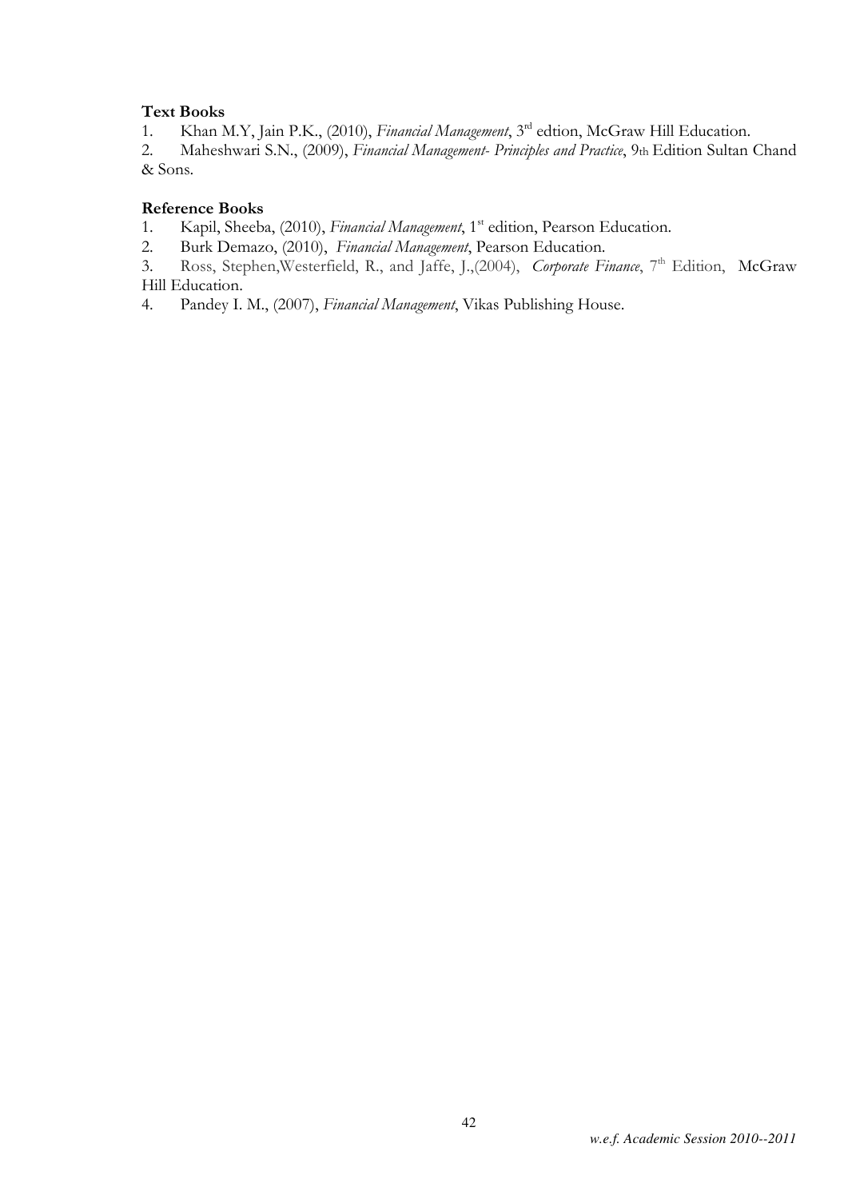**Text Books**

1. Khan M.Y, Jain P.K., (2010), *Financial Management*, 3rd edtion, McGraw Hill Education.
2. Maheshwari S.N., (2009), *Financial Management- Principles and Practice*, 9th Edition Sultan Chand & Sons.

**Reference Books**

1. Kapil, Sheeba, (2010), *Financial Management*, 1st edition, Pearson Education.
2. Burk Demazo, (2010), *Financial Management*, Pearson Education.
3. Ross, Stephen,Westerfield, R., and Jaffe, J.,(2004), *Corporate Finance*, 7th Edition, McGraw Hill Education.
4. Pandey I. M., (2007), *Financial Management*, Vikas Publishing House.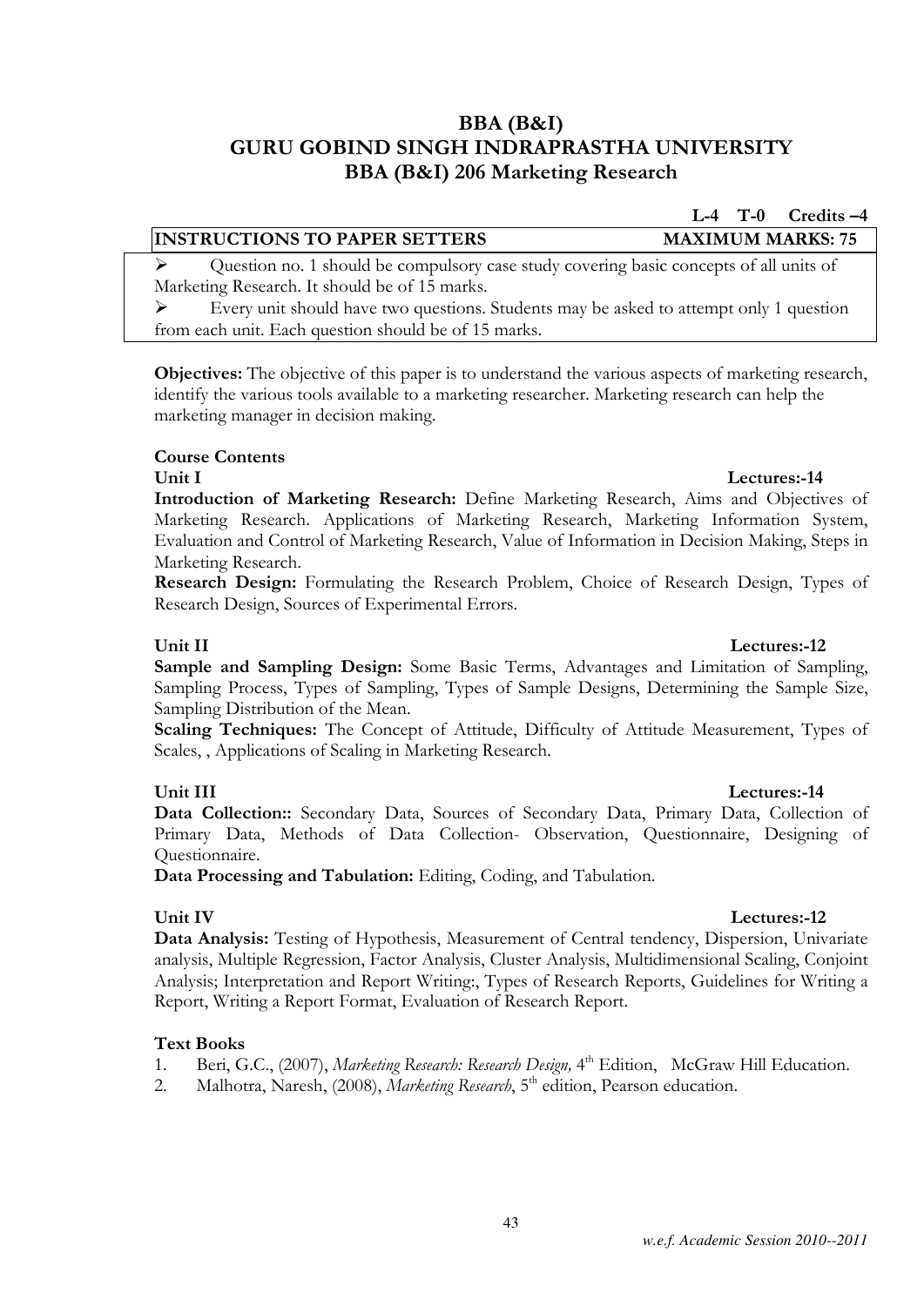# BBA (B&I)
# GURU GOBIND SINGH INDRAPRASTHA UNIVERSITY
## BBA (B&I) 206 Marketing Research

**L-4 T-0 Credits –4**

| **INSTRUCTIONS TO PAPER SETTERS** | **MAXIMUM MARKS: 75** |
|---|---|
| ➢ Question no. 1 should be compulsory case study covering basic concepts of all units of Marketing Research. It should be of 15 marks. ➢ Every unit should have two questions. Students may be asked to attempt only 1 question from each unit. Each question should be of 15 marks. | |

**Objectives:** The objective of this paper is to understand the various aspects of marketing research, identify the various tools available to a marketing researcher. Marketing research can help the marketing manager in decision making.

### Course Contents

**Unit I** **Lectures:-14**

**Introduction of Marketing Research:** Define Marketing Research, Aims and Objectives of Marketing Research. Applications of Marketing Research, Marketing Information System, Evaluation and Control of Marketing Research, Value of Information in Decision Making, Steps in Marketing Research.

**Research Design:** Formulating the Research Problem, Choice of Research Design, Types of Research Design, Sources of Experimental Errors.

**Unit II** **Lectures:-12**

**Sample and Sampling Design:** Some Basic Terms, Advantages and Limitation of Sampling, Sampling Process, Types of Sampling, Types of Sample Designs, Determining the Sample Size, Sampling Distribution of the Mean.

**Scaling Techniques:** The Concept of Attitude, Difficulty of Attitude Measurement, Types of Scales, , Applications of Scaling in Marketing Research.

**Unit III** **Lectures:-14**

**Data Collection::** Secondary Data, Sources of Secondary Data, Primary Data, Collection of Primary Data, Methods of Data Collection- Observation, Questionnaire, Designing of Questionnaire.

**Data Processing and Tabulation:** Editing, Coding, and Tabulation.

**Unit IV** **Lectures:-12**

**Data Analysis:** Testing of Hypothesis, Measurement of Central tendency, Dispersion, Univariate analysis, Multiple Regression, Factor Analysis, Cluster Analysis, Multidimensional Scaling, Conjoint Analysis; Interpretation and Report Writing:, Types of Research Reports, Guidelines for Writing a Report, Writing a Report Format, Evaluation of Research Report.

### Text Books

1. Beri, G.C., (2007), *Marketing Research: Research Design,* 4th Edition, McGraw Hill Education.
2. Malhotra, Naresh, (2008), *Marketing Research*, 5th edition, Pearson education.

*w.e.f. Academic Session 2010--2011*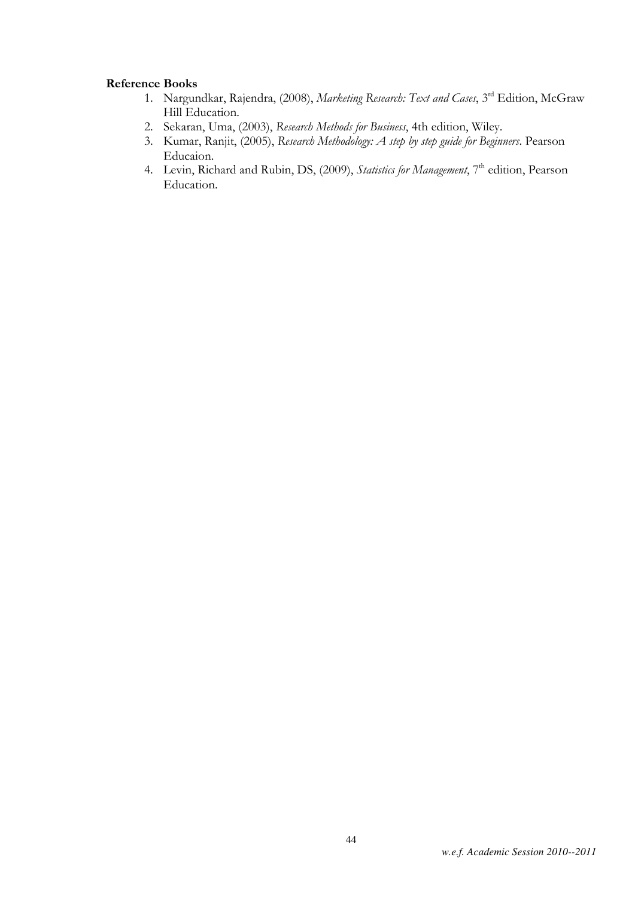**Reference Books**

1. Nargundkar, Rajendra, (2008), *Marketing Research: Text and Cases*, 3rd Edition, McGraw Hill Education.
2. Sekaran, Uma, (2003), *Research Methods for Business*, 4th edition, Wiley.
3. Kumar, Ranjit, (2005), *Research Methodology: A step by step guide for Beginners*. Pearson Educaion.
4. Levin, Richard and Rubin, DS, (2009), *Statistics for Management*, 7th edition, Pearson Education.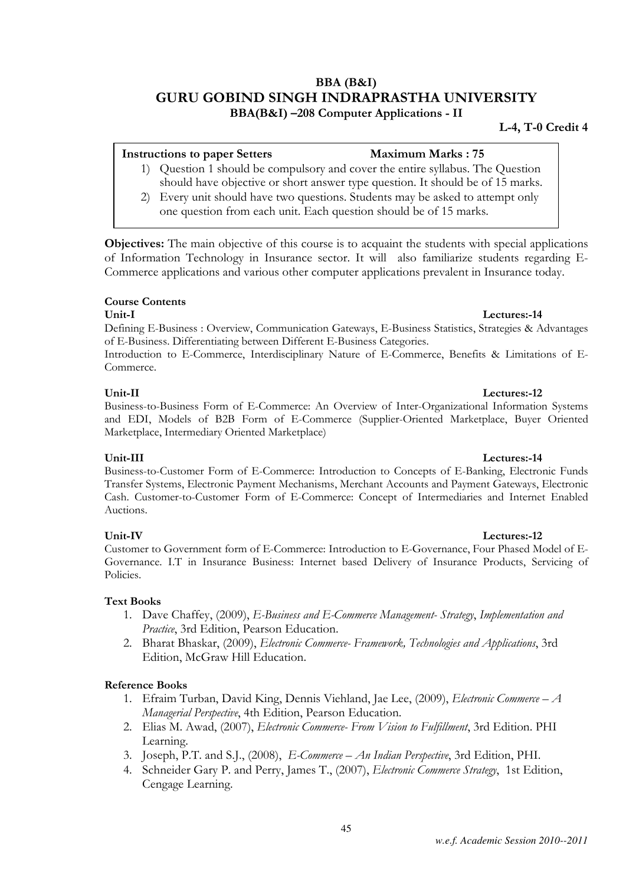**BBA (B&I)**

# GURU GOBIND SINGH INDRAPRASTHA UNIVERSITY

**BBA(B&I) –208 Computer Applications - II**

**L-4, T-0 Credit 4**

**Instructions to paper Setters** **Maximum Marks : 75**

1) Question 1 should be compulsory and cover the entire syllabus. The Question should have objective or short answer type question. It should be of 15 marks.
2) Every unit should have two questions. Students may be asked to attempt only one question from each unit. Each question should be of 15 marks.

**Objectives:** The main objective of this course is to acquaint the students with special applications of Information Technology in Insurance sector. It will also familiarize students regarding E-Commerce applications and various other computer applications prevalent in Insurance today.

**Course Contents**

**Unit-I** **Lectures:-14**

Defining E-Business : Overview, Communication Gateways, E-Business Statistics, Strategies & Advantages of E-Business. Differentiating between Different E-Business Categories.

Introduction to E-Commerce, Interdisciplinary Nature of E-Commerce, Benefits & Limitations of E-Commerce.

**Unit-II** **Lectures:-12**

Business-to-Business Form of E-Commerce: An Overview of Inter-Organizational Information Systems and EDI, Models of B2B Form of E-Commerce (Supplier-Oriented Marketplace, Buyer Oriented Marketplace, Intermediary Oriented Marketplace)

**Unit-III** **Lectures:-14**

Business-to-Customer Form of E-Commerce: Introduction to Concepts of E-Banking, Electronic Funds Transfer Systems, Electronic Payment Mechanisms, Merchant Accounts and Payment Gateways, Electronic Cash. Customer-to-Customer Form of E-Commerce: Concept of Intermediaries and Internet Enabled Auctions.

**Unit-IV** **Lectures:-12**

Customer to Government form of E-Commerce: Introduction to E-Governance, Four Phased Model of E-Governance. I.T in Insurance Business: Internet based Delivery of Insurance Products, Servicing of Policies.

**Text Books**

1. Dave Chaffey, (2009), *E-Business and E-Commerce Management- Strategy, Implementation and Practice*, 3rd Edition, Pearson Education.
2. Bharat Bhaskar, (2009), *Electronic Commerce- Framework, Technologies and Applications*, 3rd Edition, McGraw Hill Education.

**Reference Books**

1. Efraim Turban, David King, Dennis Viehland, Jae Lee, (2009), *Electronic Commerce – A Managerial Perspective*, 4th Edition, Pearson Education.
2. Elias M. Awad, (2007), *Electronic Commerce- From Vision to Fulfillment*, 3rd Edition. PHI Learning.
3. Joseph, P.T. and S.J., (2008), *E-Commerce – An Indian Perspective*, 3rd Edition, PHI.
4. Schneider Gary P. and Perry, James T., (2007), *Electronic Commerce Strategy*, 1st Edition, Cengage Learning.

*w.e.f. Academic Session 2010--2011*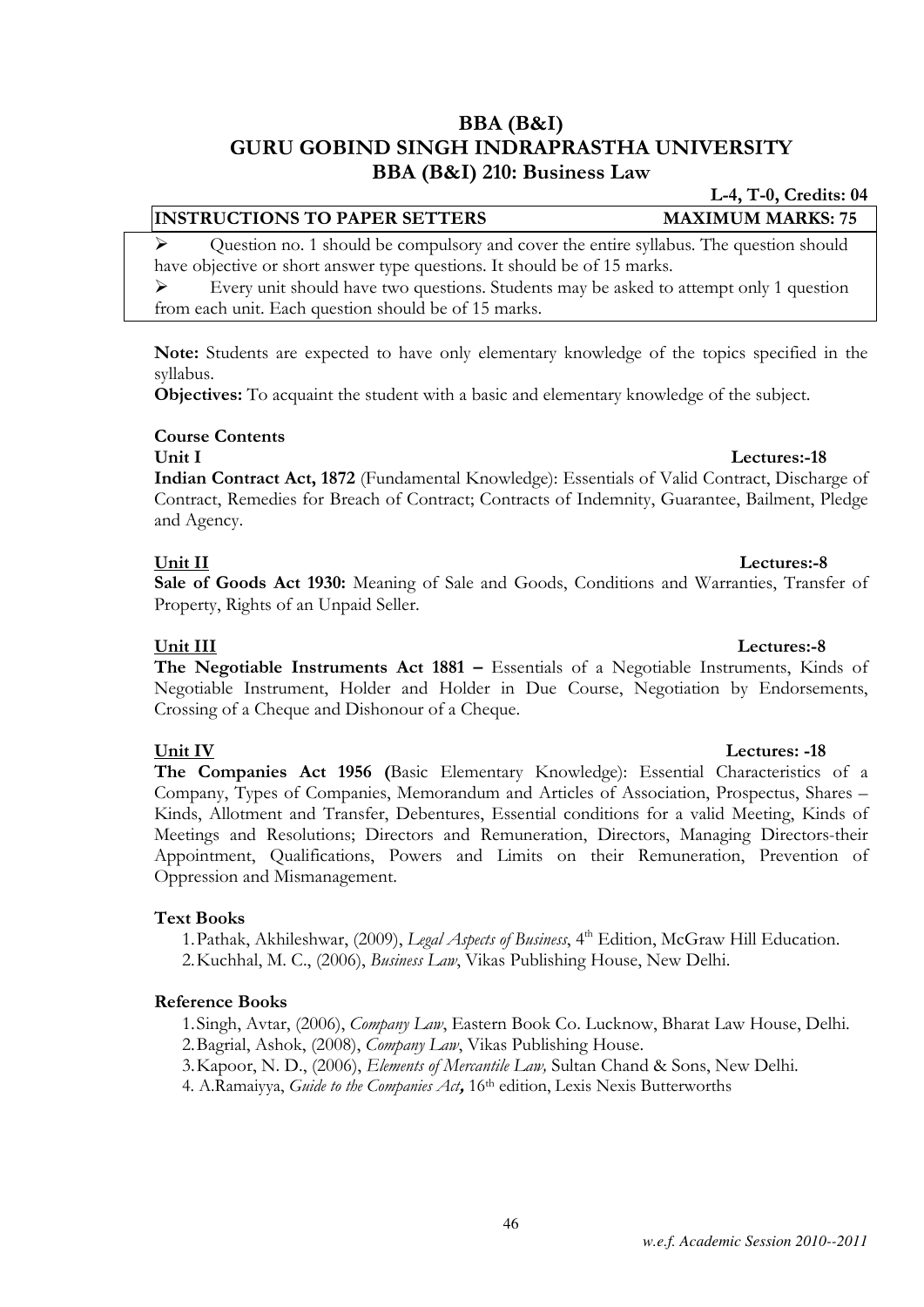# BBA (B&I)
# GURU GOBIND SINGH INDRAPRASTHA UNIVERSITY
## BBA (B&I) 210: Business Law

**L-4, T-0, Credits: 04**

| INSTRUCTIONS TO PAPER SETTERS | MAXIMUM MARKS: 75 |
|---|---|
| ➢ Question no. 1 should be compulsory and cover the entire syllabus. The question should have objective or short answer type questions. It should be of 15 marks. ➢ Every unit should have two questions. Students may be asked to attempt only 1 question from each unit. Each question should be of 15 marks. | |

**Note:** Students are expected to have only elementary knowledge of the topics specified in the syllabus.

**Objectives:** To acquaint the student with a basic and elementary knowledge of the subject.

### Course Contents

**Unit I** **Lectures:-18**

**Indian Contract Act, 1872** (Fundamental Knowledge): Essentials of Valid Contract, Discharge of Contract, Remedies for Breach of Contract; Contracts of Indemnity, Guarantee, Bailment, Pledge and Agency.

**Unit II** **Lectures:-8**

**Sale of Goods Act 1930:** Meaning of Sale and Goods, Conditions and Warranties, Transfer of Property, Rights of an Unpaid Seller.

**Unit III** **Lectures:-8**

**The Negotiable Instruments Act 1881 –** Essentials of a Negotiable Instruments, Kinds of Negotiable Instrument, Holder and Holder in Due Course, Negotiation by Endorsements, Crossing of a Cheque and Dishonour of a Cheque.

**Unit IV** **Lectures: -18**

**The Companies Act 1956 (**Basic Elementary Knowledge): Essential Characteristics of a Company, Types of Companies, Memorandum and Articles of Association, Prospectus, Shares – Kinds, Allotment and Transfer, Debentures, Essential conditions for a valid Meeting, Kinds of Meetings and Resolutions; Directors and Remuneration, Directors, Managing Directors-their Appointment, Qualifications, Powers and Limits on their Remuneration, Prevention of Oppression and Mismanagement.

### Text Books

1. Pathak, Akhileshwar, (2009), *Legal Aspects of Business*, 4th Edition, McGraw Hill Education.
2. Kuchhal, M. C., (2006), *Business Law*, Vikas Publishing House, New Delhi.

### Reference Books

1. Singh, Avtar, (2006), *Company Law*, Eastern Book Co. Lucknow, Bharat Law House, Delhi.
2. Bagrial, Ashok, (2008), *Company Law*, Vikas Publishing House.
3. Kapoor, N. D., (2006), *Elements of Mercantile Law,* Sultan Chand & Sons, New Delhi.
4. A.Ramaiyya, *Guide to the Companies Act,* 16th edition, Lexis Nexis Butterworths

*w.e.f. Academic Session 2010--2011*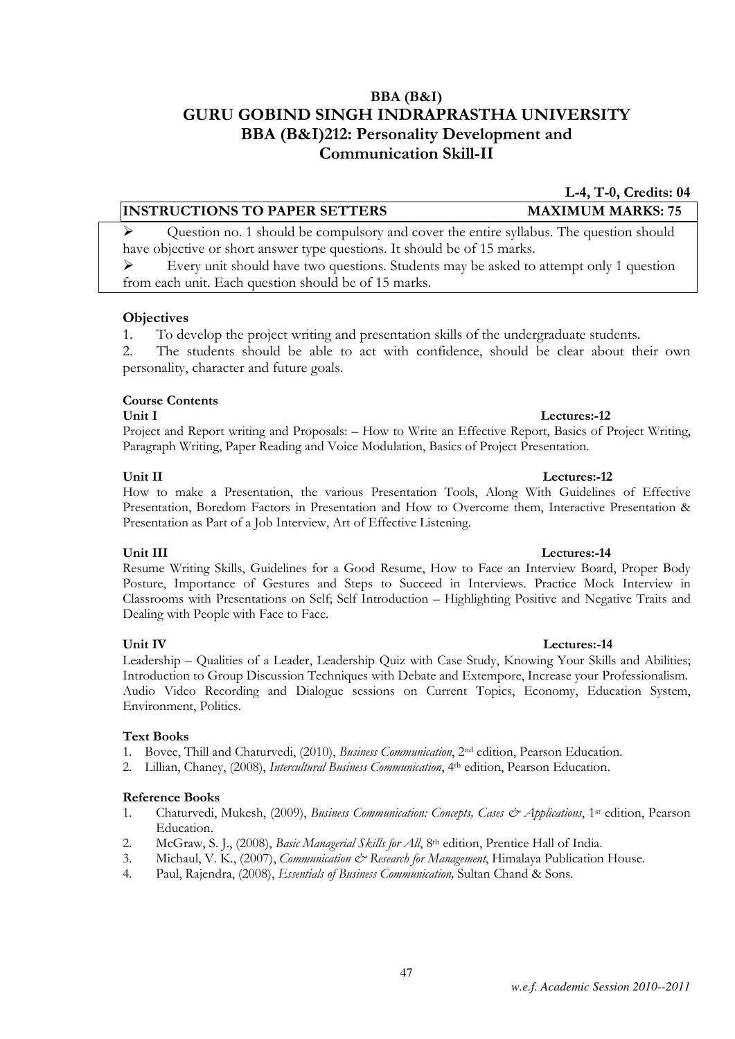**BBA (B&I)**

# GURU GOBIND SINGH INDRAPRASTHA UNIVERSITY

## BBA (B&I)212: Personality Development and Communication Skill-II

**L-4, T-0, Credits: 04**

| **INSTRUCTIONS TO PAPER SETTERS** | **MAXIMUM MARKS: 75** |
|---|---|

- Question no. 1 should be compulsory and cover the entire syllabus. The question should have objective or short answer type questions. It should be of 15 marks.
- Every unit should have two questions. Students may be asked to attempt only 1 question from each unit. Each question should be of 15 marks.

### Objectives

1. To develop the project writing and presentation skills of the undergraduate students.
2. The students should be able to act with confidence, should be clear about their own personality, character and future goals.

### Course Contents

**Unit I** **Lectures:-12**

Project and Report writing and Proposals: – How to Write an Effective Report, Basics of Project Writing, Paragraph Writing, Paper Reading and Voice Modulation, Basics of Project Presentation.

**Unit II** **Lectures:-12**

How to make a Presentation, the various Presentation Tools, Along With Guidelines of Effective Presentation, Boredom Factors in Presentation and How to Overcome them, Interactive Presentation & Presentation as Part of a Job Interview, Art of Effective Listening.

**Unit III** **Lectures:-14**

Resume Writing Skills, Guidelines for a Good Resume, How to Face an Interview Board, Proper Body Posture, Importance of Gestures and Steps to Succeed in Interviews. Practice Mock Interview in Classrooms with Presentations on Self; Self Introduction – Highlighting Positive and Negative Traits and Dealing with People with Face to Face.

**Unit IV** **Lectures:-14**

Leadership – Qualities of a Leader, Leadership Quiz with Case Study, Knowing Your Skills and Abilities; Introduction to Group Discussion Techniques with Debate and Extempore, Increase your Professionalism. Audio Video Recording and Dialogue sessions on Current Topics, Economy, Education System, Environment, Politics.

### Text Books

1. Bovee, Thill and Chaturvedi, (2010), *Business Communication*, 2nd edition, Pearson Education.
2. Lillian, Chaney, (2008), *Intercultural Business Communication*, 4th edition, Pearson Education.

### Reference Books

1. Chaturvedi, Mukesh, (2009), *Business Communication: Concepts, Cases & Applications*, 1st edition, Pearson Education.
2. McGraw, S. J., (2008), *Basic Managerial Skills for All*, 8th edition, Prentice Hall of India.
3. Michaul, V. K., (2007), *Communication & Research for Management*, Himalaya Publication House.
4. Paul, Rajendra, (2008), *Essentials of Business Communication,* Sultan Chand & Sons.

*w.e.f. Academic Session 2010--2011*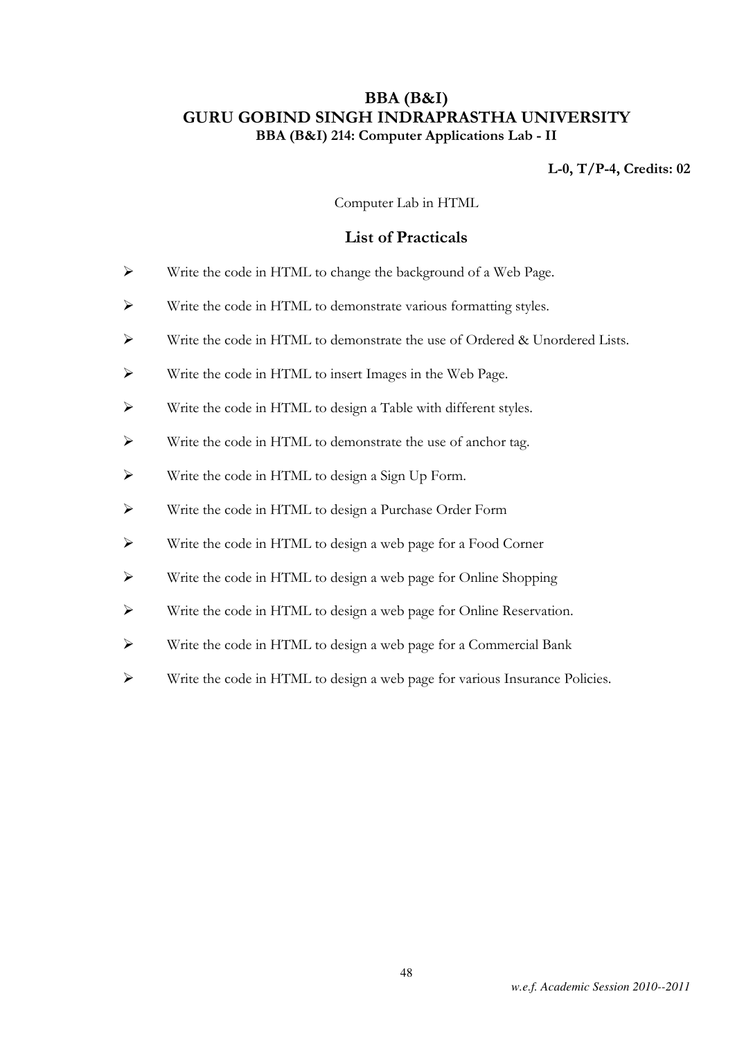# BBA (B&I)

# GURU GOBIND SINGH INDRAPRASTHA UNIVERSITY

### BBA (B&I) 214: Computer Applications Lab - II

**L-0, T/P-4, Credits: 02**

Computer Lab in HTML

## List of Practicals

- Write the code in HTML to change the background of a Web Page.
- Write the code in HTML to demonstrate various formatting styles.
- Write the code in HTML to demonstrate the use of Ordered & Unordered Lists.
- Write the code in HTML to insert Images in the Web Page.
- Write the code in HTML to design a Table with different styles.
- Write the code in HTML to demonstrate the use of anchor tag.
- Write the code in HTML to design a Sign Up Form.
- Write the code in HTML to design a Purchase Order Form
- Write the code in HTML to design a web page for a Food Corner
- Write the code in HTML to design a web page for Online Shopping
- Write the code in HTML to design a web page for Online Reservation.
- Write the code in HTML to design a web page for a Commercial Bank
- Write the code in HTML to design a web page for various Insurance Policies.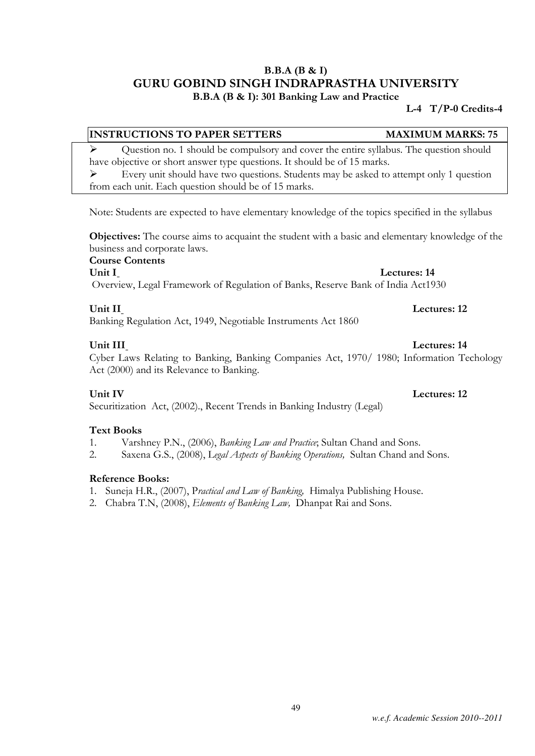**B.B.A (B & I)**

# GURU GOBIND SINGH INDRAPRASTHA UNIVERSITY

**B.B.A (B & I): 301 Banking Law and Practice**

**L-4 T/P-0 Credits-4**

| **INSTRUCTIONS TO PAPER SETTERS** | **MAXIMUM MARKS: 75** |
|---|---|
| ➢ Question no. 1 should be compulsory and cover the entire syllabus. The question should have objective or short answer type questions. It should be of 15 marks.<br>➢ Every unit should have two questions. Students may be asked to attempt only 1 question from each unit. Each question should be of 15 marks. | |

Note: Students are expected to have elementary knowledge of the topics specified in the syllabus

**Objectives:** The course aims to acquaint the student with a basic and elementary knowledge of the business and corporate laws.

**Course Contents**

**Unit I** **Lectures: 14**

Overview, Legal Framework of Regulation of Banks, Reserve Bank of India Act1930

**Unit II** **Lectures: 12**

Banking Regulation Act, 1949, Negotiable Instruments Act 1860

**Unit III** **Lectures: 14**

Cyber Laws Relating to Banking, Banking Companies Act, 1970/ 1980; Information Techology Act (2000) and its Relevance to Banking.

**Unit IV** **Lectures: 12**

Securitization Act, (2002)., Recent Trends in Banking Industry (Legal)

**Text Books**

1. Varshney P.N., (2006), *Banking Law and Practice*; Sultan Chand and Sons.
2. Saxena G.S., (2008), *Legal Aspects of Banking Operations,* Sultan Chand and Sons.

**Reference Books:**

1. Suneja H.R., (2007), *Practical and Law of Banking,* Himalya Publishing House.
2. Chabra T.N, (2008), *Elements of Banking Law,* Dhanpat Rai and Sons.

*w.e.f. Academic Session 2010--2011*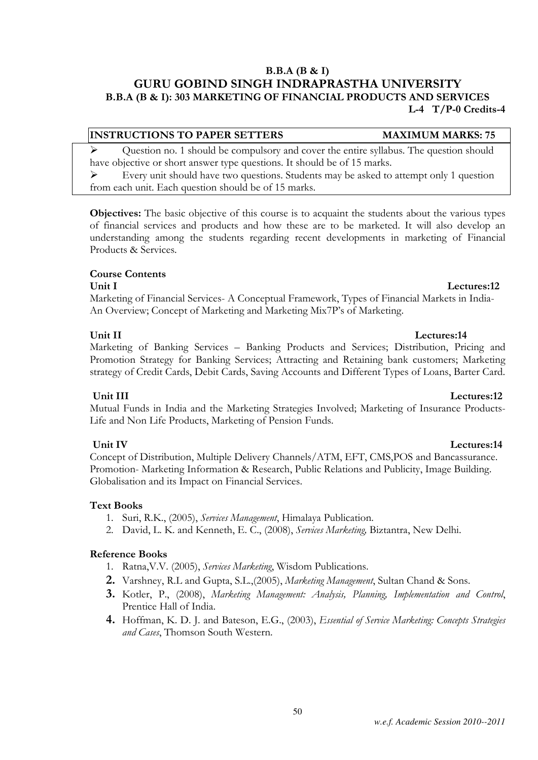**B.B.A (B & I)**

# GURU GOBIND SINGH INDRAPRASTHA UNIVERSITY

## B.B.A (B & I): 303 MARKETING OF FINANCIAL PRODUCTS AND SERVICES

**L-4 T/P-0 Credits-4**

| INSTRUCTIONS TO PAPER SETTERS | MAXIMUM MARKS: 75 |
|---|---|

- Question no. 1 should be compulsory and cover the entire syllabus. The question should have objective or short answer type questions. It should be of 15 marks.
- Every unit should have two questions. Students may be asked to attempt only 1 question from each unit. Each question should be of 15 marks.

**Objectives:** The basic objective of this course is to acquaint the students about the various types of financial services and products and how these are to be marketed. It will also develop an understanding among the students regarding recent developments in marketing of Financial Products & Services.

### Course Contents

**Unit I** **Lectures:12**

Marketing of Financial Services- A Conceptual Framework, Types of Financial Markets in India-An Overview; Concept of Marketing and Marketing Mix7P's of Marketing.

**Unit II** **Lectures:14**

Marketing of Banking Services – Banking Products and Services; Distribution, Pricing and Promotion Strategy for Banking Services; Attracting and Retaining bank customers; Marketing strategy of Credit Cards, Debit Cards, Saving Accounts and Different Types of Loans, Barter Card.

**Unit III** **Lectures:12**

Mutual Funds in India and the Marketing Strategies Involved; Marketing of Insurance Products-Life and Non Life Products, Marketing of Pension Funds.

**Unit IV** **Lectures:14**

Concept of Distribution, Multiple Delivery Channels/ATM, EFT, CMS,POS and Bancassurance. Promotion- Marketing Information & Research, Public Relations and Publicity, Image Building. Globalisation and its Impact on Financial Services.

### Text Books

1. Suri, R.K., (2005), *Services Management*, Himalaya Publication.
2. David, L. K. and Kenneth, E. C., (2008), *Services Marketing,* Biztantra, New Delhi.

### Reference Books

1. Ratna,V.V. (2005), *Services Marketing*, Wisdom Publications.
2. Varshney, R.L and Gupta, S.L.,(2005), *Marketing Management*, Sultan Chand & Sons.
3. Kotler, P., (2008), *Marketing Management: Analysis, Planning, Implementation and Control*, Prentice Hall of India.
4. Hoffman, K. D. J. and Bateson, E.G., (2003), *Essential of Service Marketing: Concepts Strategies and Cases*, Thomson South Western.

*w.e.f. Academic Session 2010--2011*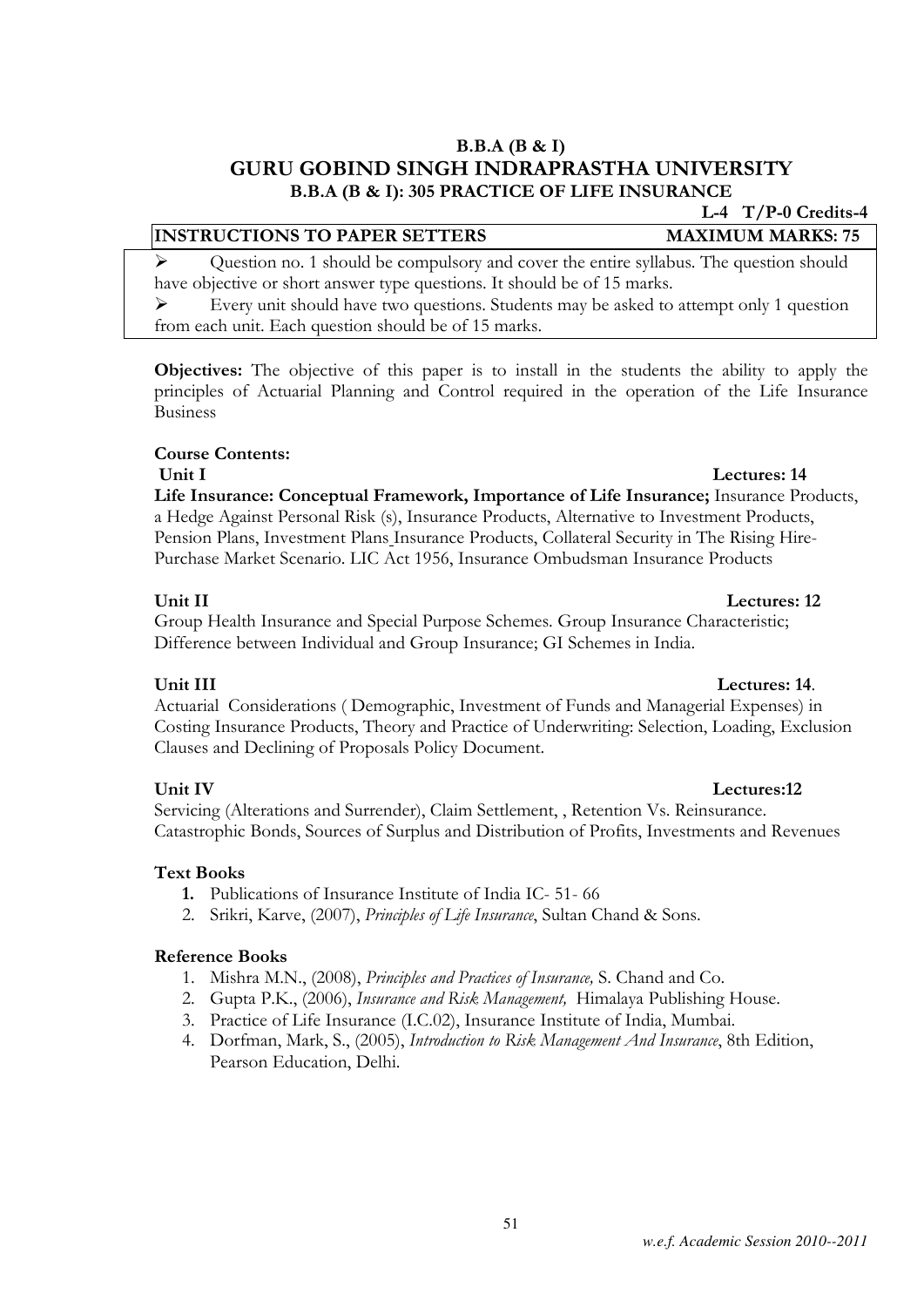**B.B.A (B & I)**

# GURU GOBIND SINGH INDRAPRASTHA UNIVERSITY

## B.B.A (B & I): 305 PRACTICE OF LIFE INSURANCE

**L-4 T/P-0 Credits-4**

| INSTRUCTIONS TO PAPER SETTERS | MAXIMUM MARKS: 75 |
|---|---|
| ➢ Question no. 1 should be compulsory and cover the entire syllabus. The question should have objective or short answer type questions. It should be of 15 marks.<br>➢ Every unit should have two questions. Students may be asked to attempt only 1 question from each unit. Each question should be of 15 marks. | |

**Objectives:** The objective of this paper is to install in the students the ability to apply the principles of Actuarial Planning and Control required in the operation of the Life Insurance Business

**Course Contents:**

**Unit I** **Lectures: 14**

**Life Insurance: Conceptual Framework, Importance of Life Insurance;** Insurance Products, a Hedge Against Personal Risk (s), Insurance Products, Alternative to Investment Products, Pension Plans, Investment Plans Insurance Products, Collateral Security in The Rising Hire-Purchase Market Scenario. LIC Act 1956, Insurance Ombudsman Insurance Products

**Unit II** **Lectures: 12**

Group Health Insurance and Special Purpose Schemes. Group Insurance Characteristic; Difference between Individual and Group Insurance; GI Schemes in India.

**Unit III** **Lectures: 14**.

Actuarial Considerations ( Demographic, Investment of Funds and Managerial Expenses) in Costing Insurance Products, Theory and Practice of Underwriting: Selection, Loading, Exclusion Clauses and Declining of Proposals Policy Document.

**Unit IV** **Lectures:12**

Servicing (Alterations and Surrender), Claim Settlement, , Retention Vs. Reinsurance. Catastrophic Bonds, Sources of Surplus and Distribution of Profits, Investments and Revenues

**Text Books**

1. Publications of Insurance Institute of India IC- 51- 66
2. Srikri, Karve, (2007), *Principles of Life Insurance*, Sultan Chand & Sons.

**Reference Books**

1. Mishra M.N., (2008), *Principles and Practices of Insurance,* S. Chand and Co.
2. Gupta P.K., (2006), *Insurance and Risk Management,* Himalaya Publishing House.
3. Practice of Life Insurance (I.C.02), Insurance Institute of India, Mumbai.
4. Dorfman, Mark, S., (2005), *Introduction to Risk Management And Insurance*, 8th Edition, Pearson Education, Delhi.

*w.e.f. Academic Session 2010--2011*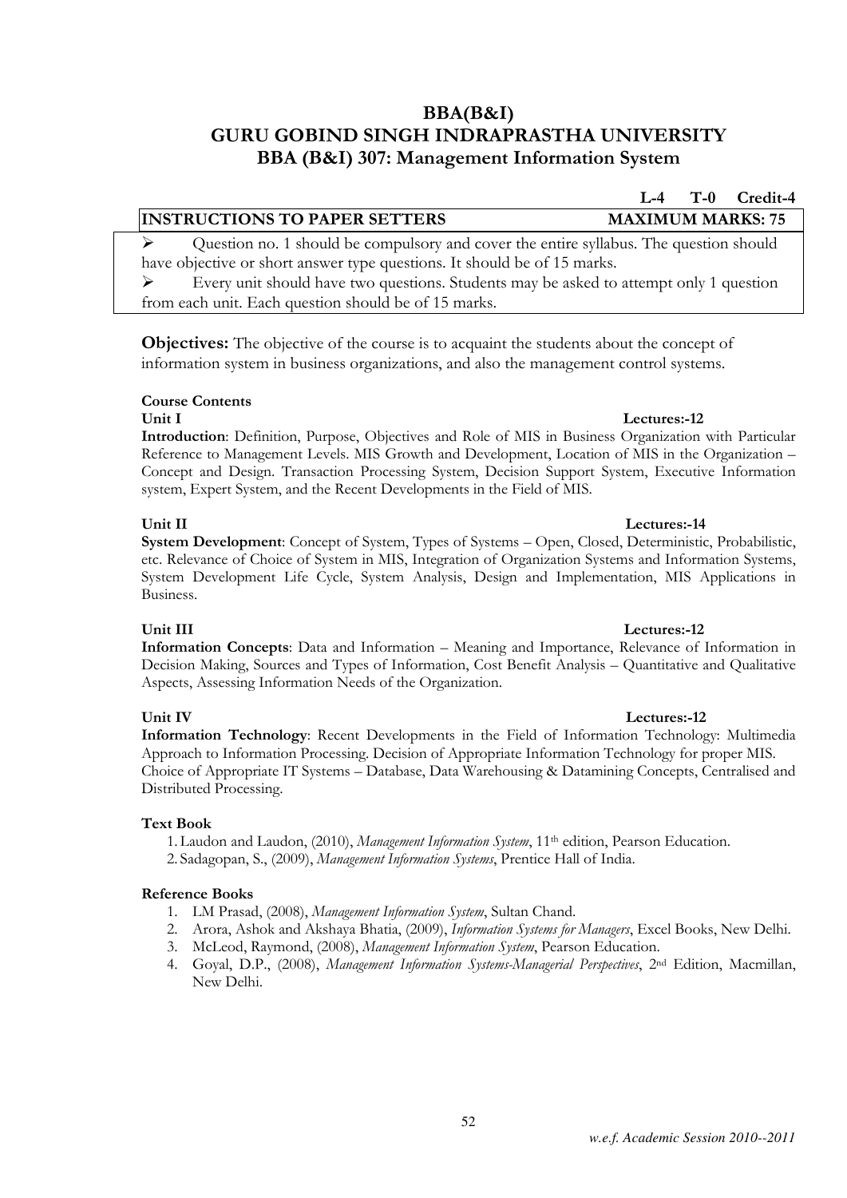# BBA(B&I)
# GURU GOBIND SINGH INDRAPRASTHA UNIVERSITY
## BBA (B&I) 307: Management Information System

**L-4 T-0 Credit-4**

| **INSTRUCTIONS TO PAPER SETTERS** | **MAXIMUM MARKS: 75** |
|---|---|

- Question no. 1 should be compulsory and cover the entire syllabus. The question should have objective or short answer type questions. It should be of 15 marks.
- Every unit should have two questions. Students may be asked to attempt only 1 question from each unit. Each question should be of 15 marks.

**Objectives:** The objective of the course is to acquaint the students about the concept of information system in business organizations, and also the management control systems.

**Course Contents**

**Unit I** **Lectures:-12**

**Introduction**: Definition, Purpose, Objectives and Role of MIS in Business Organization with Particular Reference to Management Levels. MIS Growth and Development, Location of MIS in the Organization – Concept and Design. Transaction Processing System, Decision Support System, Executive Information system, Expert System, and the Recent Developments in the Field of MIS.

**Unit II** **Lectures:-14**

**System Development**: Concept of System, Types of Systems – Open, Closed, Deterministic, Probabilistic, etc. Relevance of Choice of System in MIS, Integration of Organization Systems and Information Systems, System Development Life Cycle, System Analysis, Design and Implementation, MIS Applications in Business.

**Unit III** **Lectures:-12**

**Information Concepts**: Data and Information – Meaning and Importance, Relevance of Information in Decision Making, Sources and Types of Information, Cost Benefit Analysis – Quantitative and Qualitative Aspects, Assessing Information Needs of the Organization.

**Unit IV** **Lectures:-12**

**Information Technology**: Recent Developments in the Field of Information Technology: Multimedia Approach to Information Processing. Decision of Appropriate Information Technology for proper MIS. Choice of Appropriate IT Systems – Database, Data Warehousing & Datamining Concepts, Centralised and Distributed Processing.

**Text Book**

1. Laudon and Laudon, (2010), *Management Information System*, 11th edition, Pearson Education.
2. Sadagopan, S., (2009), *Management Information Systems*, Prentice Hall of India.

**Reference Books**

1. LM Prasad, (2008), *Management Information System*, Sultan Chand.
2. Arora, Ashok and Akshaya Bhatia, (2009), *Information Systems for Managers*, Excel Books, New Delhi.
3. McLeod, Raymond, (2008), *Management Information System*, Pearson Education.
4. Goyal, D.P., (2008), *Management Information Systems-Managerial Perspectives*, 2nd Edition, Macmillan, New Delhi.

*w.e.f. Academic Session 2010--2011*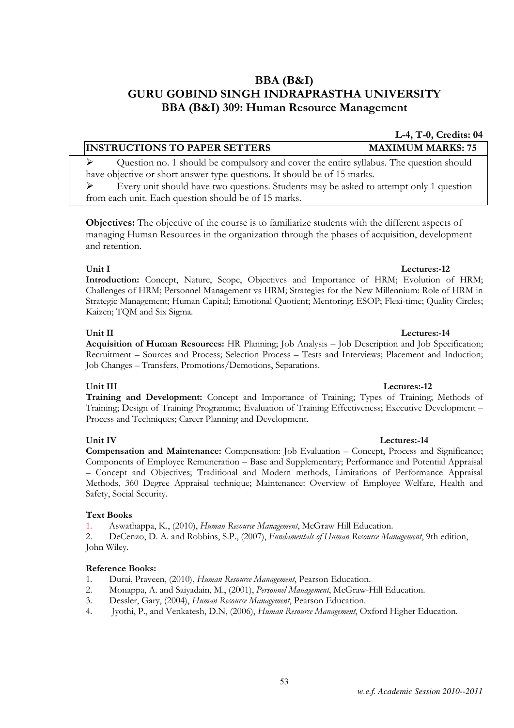# BBA (B&I)
# GURU GOBIND SINGH INDRAPRASTHA UNIVERSITY
## BBA (B&I) 309: Human Resource Management

**L-4, T-0, Credits: 04**

| INSTRUCTIONS TO PAPER SETTERS | MAXIMUM MARKS: 75 |
|---|---|

- Question no. 1 should be compulsory and cover the entire syllabus. The question should have objective or short answer type questions. It should be of 15 marks.
- Every unit should have two questions. Students may be asked to attempt only 1 question from each unit. Each question should be of 15 marks.

**Objectives:** The objective of the course is to familiarize students with the different aspects of managing Human Resources in the organization through the phases of acquisition, development and retention.

**Unit I** **Lectures:-12**

**Introduction:** Concept, Nature, Scope, Objectives and Importance of HRM; Evolution of HRM; Challenges of HRM; Personnel Management vs HRM; Strategies for the New Millennium: Role of HRM in Strategic Management; Human Capital; Emotional Quotient; Mentoring; ESOP; Flexi-time; Quality Circles; Kaizen; TQM and Six Sigma.

**Unit II** **Lectures:-14**

**Acquisition of Human Resources:** HR Planning; Job Analysis – Job Description and Job Specification; Recruitment – Sources and Process; Selection Process – Tests and Interviews; Placement and Induction; Job Changes – Transfers, Promotions/Demotions, Separations.

**Unit III** **Lectures:-12**

**Training and Development:** Concept and Importance of Training; Types of Training; Methods of Training; Design of Training Programme; Evaluation of Training Effectiveness; Executive Development – Process and Techniques; Career Planning and Development.

**Unit IV** **Lectures:-14**

**Compensation and Maintenance:** Compensation: Job Evaluation – Concept, Process and Significance; Components of Employee Remuneration – Base and Supplementary; Performance and Potential Appraisal – Concept and Objectives; Traditional and Modern methods, Limitations of Performance Appraisal Methods, 360 Degree Appraisal technique; Maintenance: Overview of Employee Welfare, Health and Safety, Social Security.

**Text Books**

1. Aswathappa, K., (2010), *Human Resource Management*, McGraw Hill Education.
2. DeCenzo, D. A. and Robbins, S.P., (2007), *Fundamentals of Human Resource Management*, 9th edition, John Wiley.

**Reference Books:**

1. Durai, Praveen, (2010), *Human Resource Management*, Pearson Education.
2. Monappa, A. and Saiyadain, M., (2001), *Personnel Management*, McGraw-Hill Education.
3. Dessler, Gary, (2004), *Human Resource Management*, Pearson Education.
4. Jyothi, P., and Venkatesh, D.N, (2006), *Human Resource Management*, Oxford Higher Education.

*w.e.f. Academic Session 2010--2011*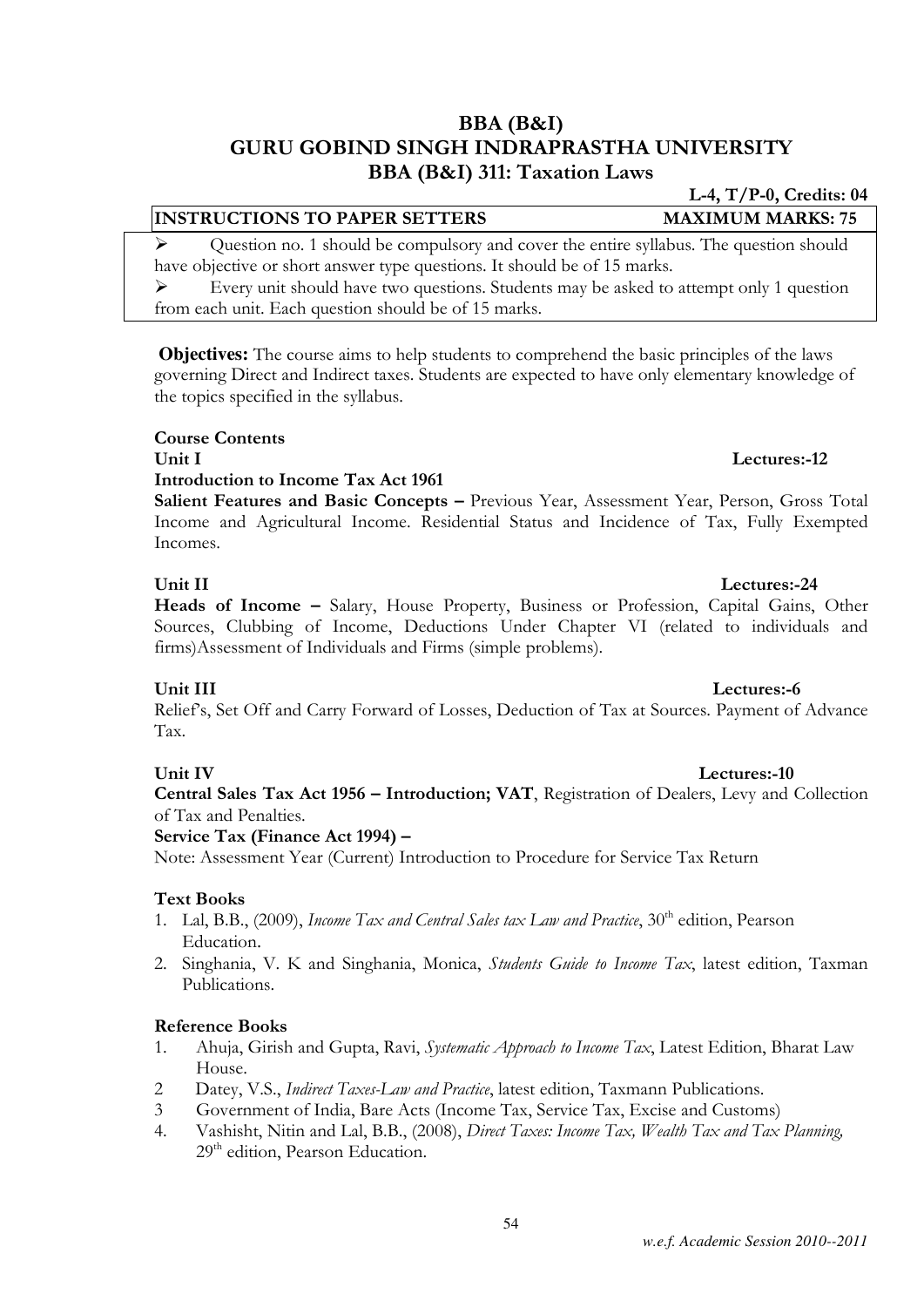# BBA (B&I)

## GURU GOBIND SINGH INDRAPRASTHA UNIVERSITY

## BBA (B&I) 311: Taxation Laws

**L-4, T/P-0, Credits: 04**

| INSTRUCTIONS TO PAPER SETTERS | MAXIMUM MARKS: 75 |
|---|---|

- Question no. 1 should be compulsory and cover the entire syllabus. The question should have objective or short answer type questions. It should be of 15 marks.
- Every unit should have two questions. Students may be asked to attempt only 1 question from each unit. Each question should be of 15 marks.

**Objectives:** The course aims to help students to comprehend the basic principles of the laws governing Direct and Indirect taxes. Students are expected to have only elementary knowledge of the topics specified in the syllabus.

**Course Contents**

**Unit I** **Lectures:-12**

**Introduction to Income Tax Act 1961**

**Salient Features and Basic Concepts –** Previous Year, Assessment Year, Person, Gross Total Income and Agricultural Income. Residential Status and Incidence of Tax, Fully Exempted Incomes.

**Unit II** **Lectures:-24**

**Heads of Income –** Salary, House Property, Business or Profession, Capital Gains, Other Sources, Clubbing of Income, Deductions Under Chapter VI (related to individuals and firms)Assessment of Individuals and Firms (simple problems).

**Unit III** **Lectures:-6**

Relief's, Set Off and Carry Forward of Losses, Deduction of Tax at Sources. Payment of Advance Tax.

**Unit IV** **Lectures:-10**

**Central Sales Tax Act 1956 – Introduction; VAT**, Registration of Dealers, Levy and Collection of Tax and Penalties.

**Service Tax (Finance Act 1994) –**

Note: Assessment Year (Current) Introduction to Procedure for Service Tax Return

**Text Books**

1. Lal, B.B., (2009), *Income Tax and Central Sales tax Law and Practice*, 30th edition, Pearson Education.
2. Singhania, V. K and Singhania, Monica, *Students Guide to Income Tax*, latest edition, Taxman Publications.

**Reference Books**

1. Ahuja, Girish and Gupta, Ravi, *Systematic Approach to Income Tax*, Latest Edition, Bharat Law House.
2. Datey, V.S., *Indirect Taxes-Law and Practice*, latest edition, Taxmann Publications.
3. Government of India, Bare Acts (Income Tax, Service Tax, Excise and Customs)
4. Vashisht, Nitin and Lal, B.B., (2008), *Direct Taxes: Income Tax, Wealth Tax and Tax Planning,* 29th edition, Pearson Education.

*w.e.f. Academic Session 2010--2011*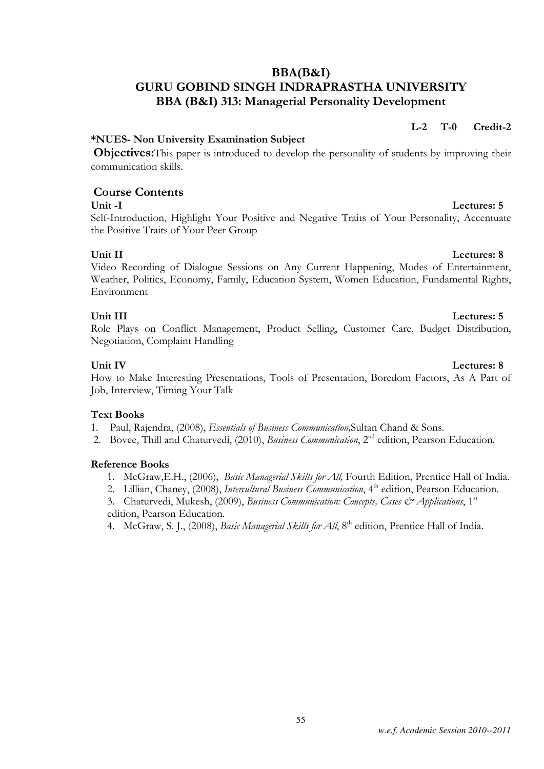# BBA(B&I)
# GURU GOBIND SINGH INDRAPRASTHA UNIVERSITY
## BBA (B&I) 313: Managerial Personality Development

**L-2 T-0 Credit-2**

**\*NUES- Non University Examination Subject**

**Objectives:** This paper is introduced to develop the personality of students by improving their communication skills.

## Course Contents

**Unit -I** **Lectures: 5**

Self-Introduction, Highlight Your Positive and Negative Traits of Your Personality, Accentuate the Positive Traits of Your Peer Group

**Unit II** **Lectures: 8**

Video Recording of Dialogue Sessions on Any Current Happening, Modes of Entertainment, Weather, Politics, Economy, Family, Education System, Women Education, Fundamental Rights, Environment

**Unit III** **Lectures: 5**

Role Plays on Conflict Management, Product Selling, Customer Care, Budget Distribution, Negotiation, Complaint Handling

**Unit IV** **Lectures: 8**

How to Make Interesting Presentations, Tools of Presentation, Boredom Factors, As A Part of Job, Interview, Timing Your Talk

**Text Books**

1. Paul, Rajendra, (2008), *Essentials of Business Communication,* Sultan Chand & Sons.
2. Bovee, Thill and Chaturvedi, (2010), *Business Communication*, 2nd edition, Pearson Education.

**Reference Books**

1. McGraw,E.H., (2006), *Basic Managerial Skills for All,* Fourth Edition, Prentice Hall of India.
2. Lillian, Chaney, (2008), *Intercultural Business Communication*, 4th edition, Pearson Education.
3. Chaturvedi, Mukesh, (2009), *Business Communication: Concepts, Cases & Applications*, 1st edition, Pearson Education.
4. McGraw, S. J., (2008), *Basic Managerial Skills for All*, 8th edition, Prentice Hall of India.

*w.e.f. Academic Session 2010--2011*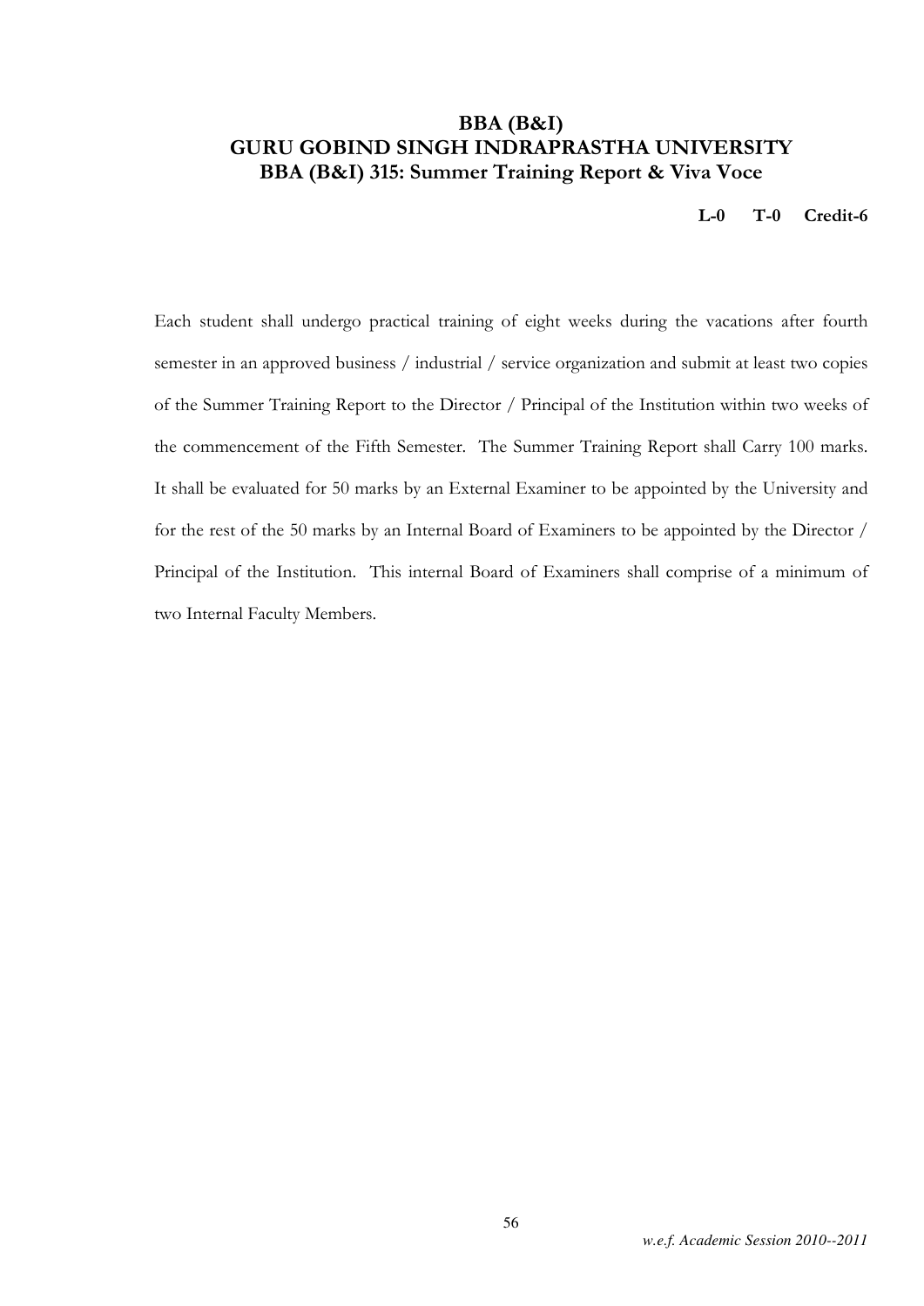## BBA (B&I)
## GURU GOBIND SINGH INDRAPRASTHA UNIVERSITY
## BBA (B&I) 315: Summer Training Report & Viva Voce

**L-0 T-0 Credit-6**

Each student shall undergo practical training of eight weeks during the vacations after fourth semester in an approved business / industrial / service organization and submit at least two copies of the Summer Training Report to the Director / Principal of the Institution within two weeks of the commencement of the Fifth Semester. The Summer Training Report shall Carry 100 marks. It shall be evaluated for 50 marks by an External Examiner to be appointed by the University and for the rest of the 50 marks by an Internal Board of Examiners to be appointed by the Director / Principal of the Institution. This internal Board of Examiners shall comprise of a minimum of two Internal Faculty Members.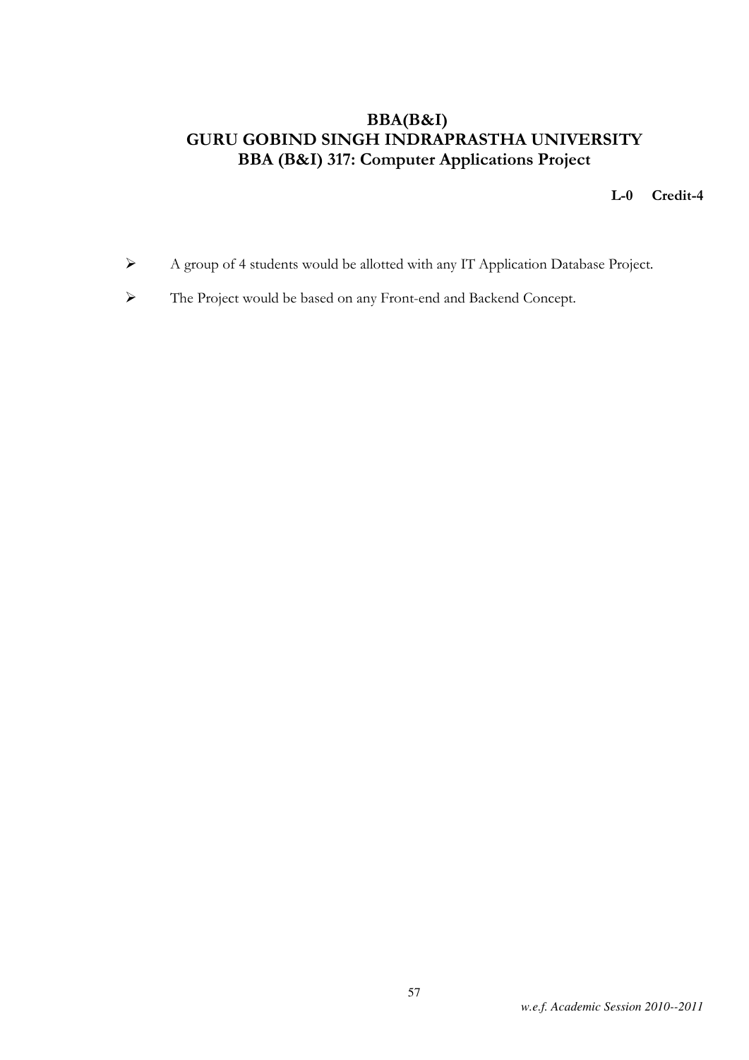**BBA(B&I)**
**GURU GOBIND SINGH INDRAPRASTHA UNIVERSITY**
**BBA (B&I) 317: Computer Applications Project**

**L-0 Credit-4**

- A group of 4 students would be allotted with any IT Application Database Project.
- The Project would be based on any Front-end and Backend Concept.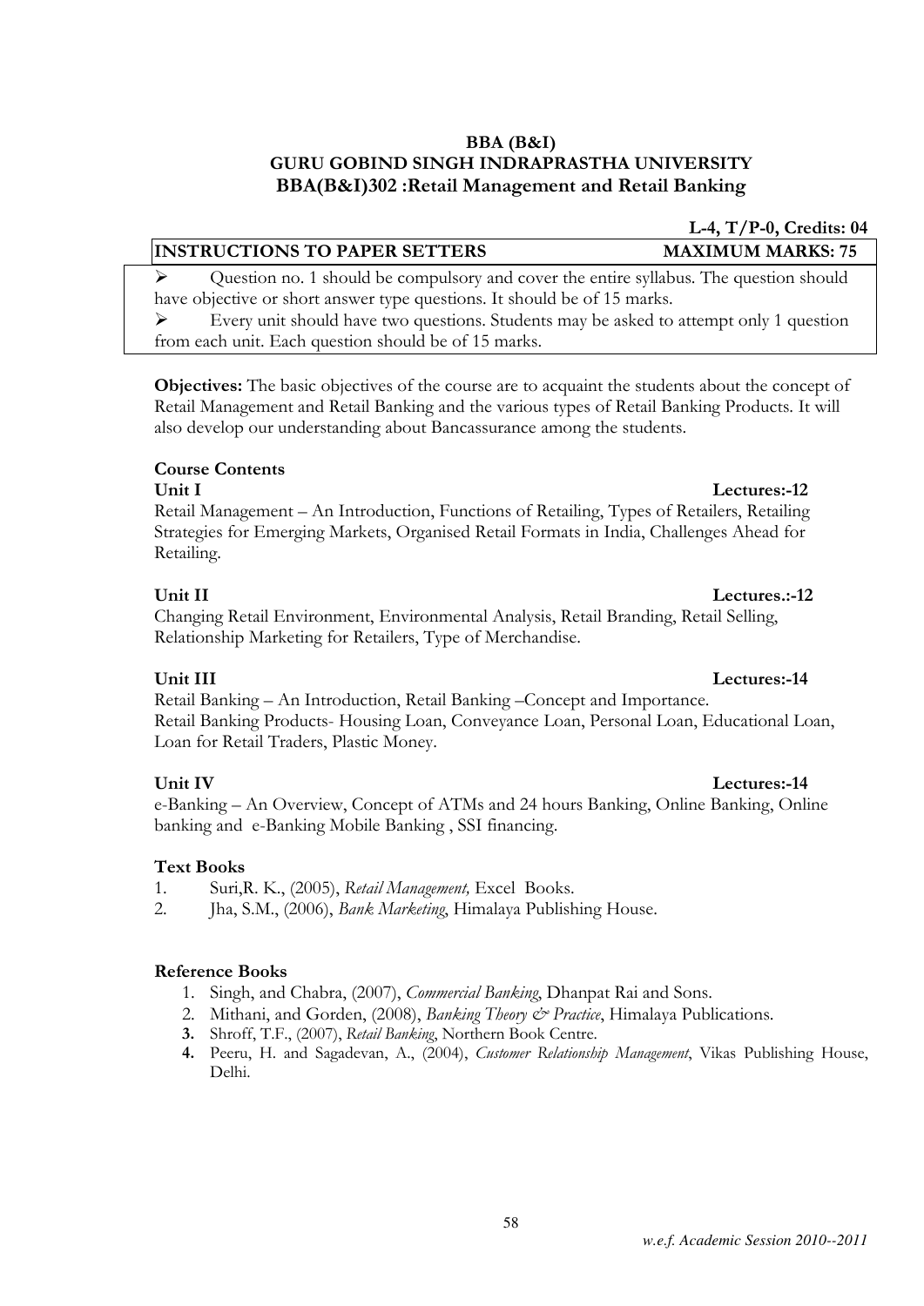**BBA (B&I)**
**GURU GOBIND SINGH INDRAPRASTHA UNIVERSITY**
**BBA(B&I)302 :Retail Management and Retail Banking**

**L-4, T/P-0, Credits: 04**

| **INSTRUCTIONS TO PAPER SETTERS** | **MAXIMUM MARKS: 75** |
|---|---|
| ➢ Question no. 1 should be compulsory and cover the entire syllabus. The question should have objective or short answer type questions. It should be of 15 marks. ➢ Every unit should have two questions. Students may be asked to attempt only 1 question from each unit. Each question should be of 15 marks. | |

**Objectives:** The basic objectives of the course are to acquaint the students about the concept of Retail Management and Retail Banking and the various types of Retail Banking Products. It will also develop our understanding about Bancassurance among the students.

**Course Contents**

**Unit I** **Lectures:-12**

Retail Management – An Introduction, Functions of Retailing, Types of Retailers, Retailing Strategies for Emerging Markets, Organised Retail Formats in India, Challenges Ahead for Retailing.

**Unit II** **Lectures.:-12**

Changing Retail Environment, Environmental Analysis, Retail Branding, Retail Selling, Relationship Marketing for Retailers, Type of Merchandise.

**Unit III** **Lectures:-14**

Retail Banking – An Introduction, Retail Banking –Concept and Importance.
Retail Banking Products- Housing Loan, Conveyance Loan, Personal Loan, Educational Loan, Loan for Retail Traders, Plastic Money.

**Unit IV** **Lectures:-14**

e-Banking – An Overview, Concept of ATMs and 24 hours Banking, Online Banking, Online banking and e-Banking Mobile Banking , SSI financing.

**Text Books**

1. Suri,R. K., (2005), *Retail Management,* Excel Books.
2. Jha, S.M., (2006), *Bank Marketing*, Himalaya Publishing House.

**Reference Books**

1. Singh, and Chabra, (2007), *Commercial Banking*, Dhanpat Rai and Sons.
2. Mithani, and Gorden, (2008), *Banking Theory & Practice*, Himalaya Publications.
3. Shroff, T.F., (2007), *Retail Banking*, Northern Book Centre.
4. Peeru, H. and Sagadevan, A., (2004), *Customer Relationship Management*, Vikas Publishing House, Delhi.

*w.e.f. Academic Session 2010--2011*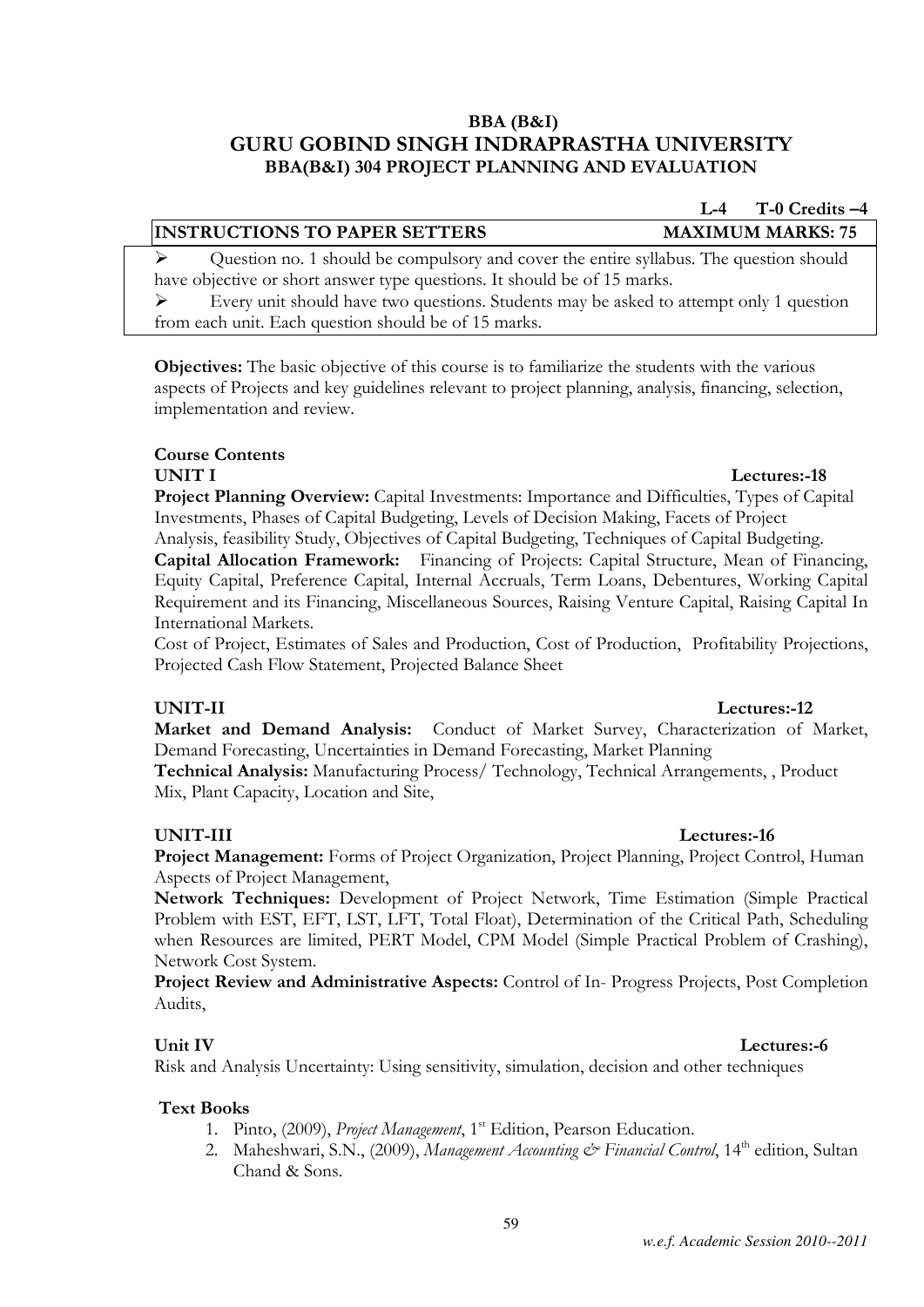**BBA (B&I)**

# GURU GOBIND SINGH INDRAPRASTHA UNIVERSITY

## BBA(B&I) 304 PROJECT PLANNING AND EVALUATION

**L-4 T-0 Credits –4**

| **INSTRUCTIONS TO PAPER SETTERS** | **MAXIMUM MARKS: 75** |
|---|---|
| ➢ Question no. 1 should be compulsory and cover the entire syllabus. The question should have objective or short answer type questions. It should be of 15 marks. ➢ Every unit should have two questions. Students may be asked to attempt only 1 question from each unit. Each question should be of 15 marks. | |

**Objectives:** The basic objective of this course is to familiarize the students with the various aspects of Projects and key guidelines relevant to project planning, analysis, financing, selection, implementation and review.

**Course Contents**

**UNIT I** **Lectures:-18**

**Project Planning Overview:** Capital Investments: Importance and Difficulties, Types of Capital Investments, Phases of Capital Budgeting, Levels of Decision Making, Facets of Project Analysis, feasibility Study, Objectives of Capital Budgeting, Techniques of Capital Budgeting.

**Capital Allocation Framework:** Financing of Projects: Capital Structure, Mean of Financing, Equity Capital, Preference Capital, Internal Accruals, Term Loans, Debentures, Working Capital Requirement and its Financing, Miscellaneous Sources, Raising Venture Capital, Raising Capital In International Markets.

Cost of Project, Estimates of Sales and Production, Cost of Production, Profitability Projections, Projected Cash Flow Statement, Projected Balance Sheet

**UNIT-II** **Lectures:-12**

**Market and Demand Analysis:** Conduct of Market Survey, Characterization of Market, Demand Forecasting, Uncertainties in Demand Forecasting, Market Planning

**Technical Analysis:** Manufacturing Process/ Technology, Technical Arrangements, , Product Mix, Plant Capacity, Location and Site,

**UNIT-III** **Lectures:-16**

**Project Management:** Forms of Project Organization, Project Planning, Project Control, Human Aspects of Project Management,

**Network Techniques:** Development of Project Network, Time Estimation (Simple Practical Problem with EST, EFT, LST, LFT, Total Float), Determination of the Critical Path, Scheduling when Resources are limited, PERT Model, CPM Model (Simple Practical Problem of Crashing), Network Cost System.

**Project Review and Administrative Aspects:** Control of In- Progress Projects, Post Completion Audits,

**Unit IV** **Lectures:-6**

Risk and Analysis Uncertainty: Using sensitivity, simulation, decision and other techniques

**Text Books**

1. Pinto, (2009), *Project Management*, 1st Edition, Pearson Education.
2. Maheshwari, S.N., (2009), *Management Accounting & Financial Control*, 14th edition, Sultan Chand & Sons.

*w.e.f. Academic Session 2010--2011*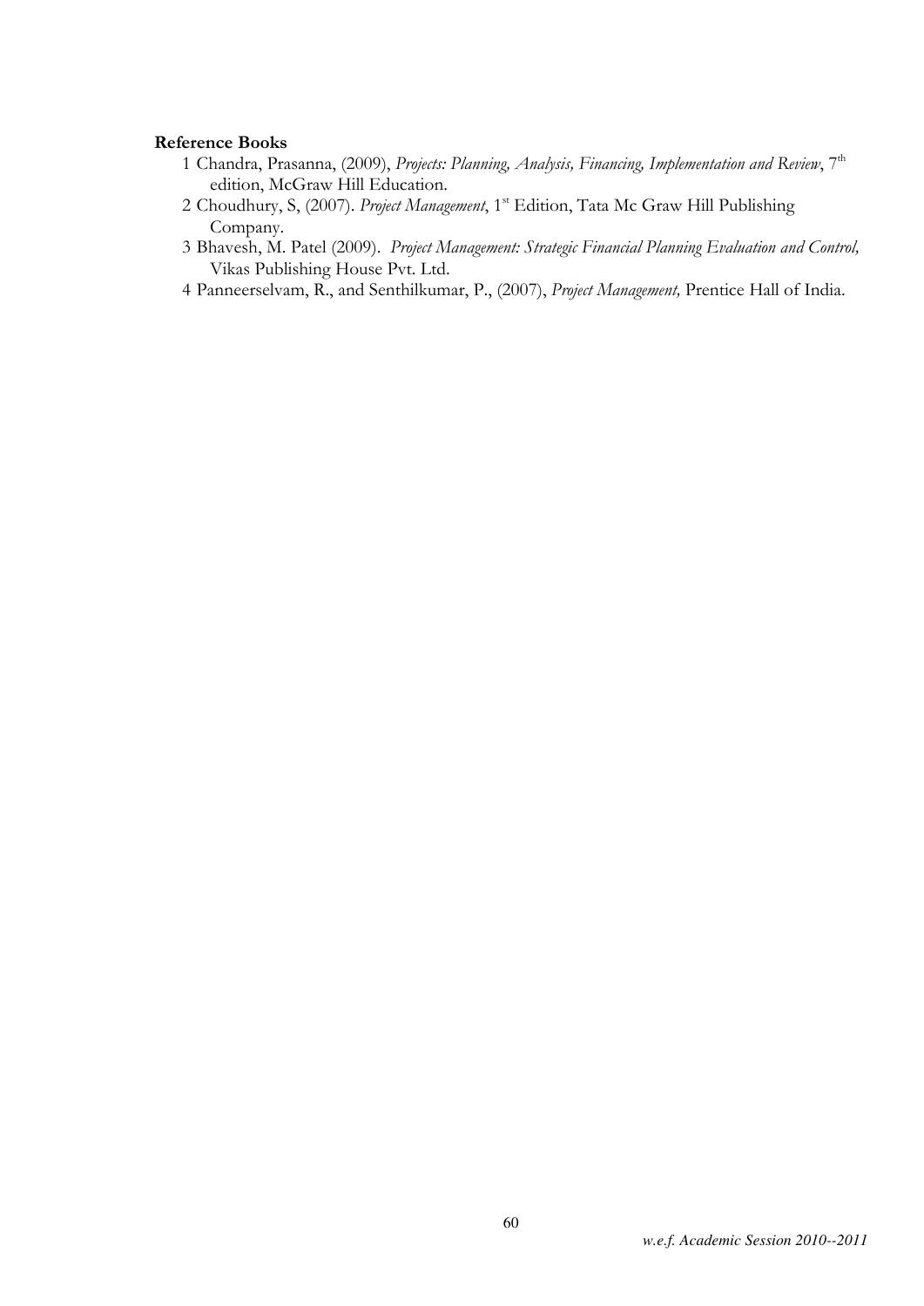**Reference Books**

1. Chandra, Prasanna, (2009), *Projects: Planning, Analysis, Financing, Implementation and Review*, 7th edition, McGraw Hill Education.
2. Choudhury, S, (2007). *Project Management*, 1st Edition, Tata Mc Graw Hill Publishing Company.
3. Bhavesh, M. Patel (2009). *Project Management: Strategic Financial Planning Evaluation and Control,* Vikas Publishing House Pvt. Ltd.
4. Panneerselvam, R., and Senthilkumar, P., (2007), *Project Management,* Prentice Hall of India.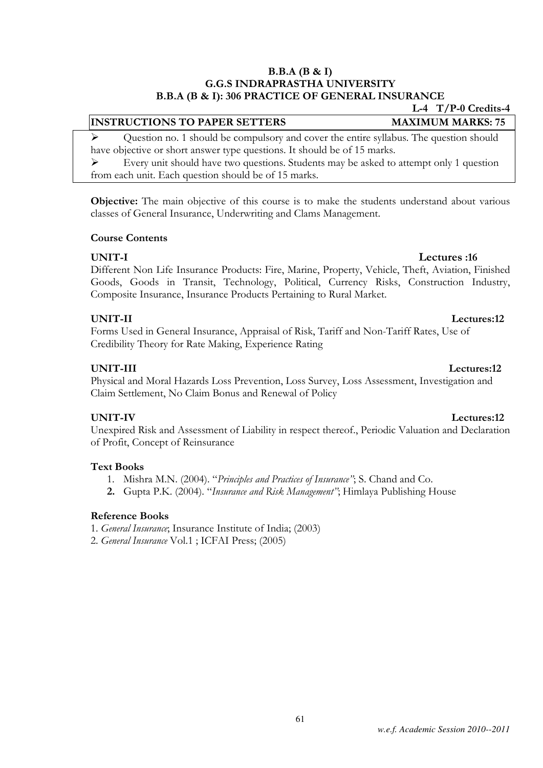**B.B.A (B & I)**
**G.G.S INDRAPRASTHA UNIVERSITY**
**B.B.A (B & I): 306 PRACTICE OF GENERAL INSURANCE**

**L-4 T/P-0 Credits-4**

| **INSTRUCTIONS TO PAPER SETTERS** | **MAXIMUM MARKS: 75** |
|---|---|
| ➢ Question no. 1 should be compulsory and cover the entire syllabus. The question should have objective or short answer type questions. It should be of 15 marks. ➢ Every unit should have two questions. Students may be asked to attempt only 1 question from each unit. Each question should be of 15 marks. | |

**Objective:** The main objective of this course is to make the students understand about various classes of General Insurance, Underwriting and Clams Management.

**Course Contents**

**UNIT-I** **Lectures :16**

Different Non Life Insurance Products: Fire, Marine, Property, Vehicle, Theft, Aviation, Finished Goods, Goods in Transit, Technology, Political, Currency Risks, Construction Industry, Composite Insurance, Insurance Products Pertaining to Rural Market.

**UNIT-II** **Lectures:12**

Forms Used in General Insurance, Appraisal of Risk, Tariff and Non-Tariff Rates, Use of Credibility Theory for Rate Making, Experience Rating

**UNIT-III** **Lectures:12**

Physical and Moral Hazards Loss Prevention, Loss Survey, Loss Assessment, Investigation and Claim Settlement, No Claim Bonus and Renewal of Policy

**UNIT-IV** **Lectures:12**

Unexpired Risk and Assessment of Liability in respect thereof., Periodic Valuation and Declaration of Profit, Concept of Reinsurance

**Text Books**

1. Mishra M.N. (2004). "*Principles and Practices of Insurance"*; S. Chand and Co.
2. Gupta P.K. (2004). "*Insurance and Risk Management"*; Himlaya Publishing House

**Reference Books**

1. *General Insurance*; Insurance Institute of India; (2003)
2. *General Insurance* Vol.1 ; ICFAI Press; (2005)

*w.e.f. Academic Session 2010--2011*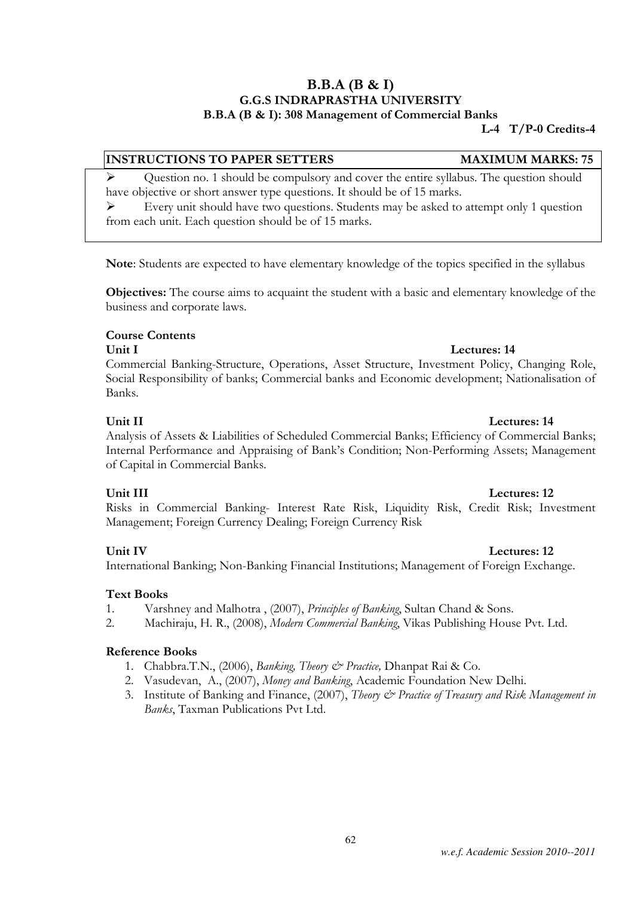# B.B.A (B & I)

## G.G.S INDRAPRASTHA UNIVERSITY

## B.B.A (B & I): 308 Management of Commercial Banks

**L-4 T/P-0 Credits-4**

| **INSTRUCTIONS TO PAPER SETTERS** | **MAXIMUM MARKS: 75** |
|---|---|
| ➢ Question no. 1 should be compulsory and cover the entire syllabus. The question should have objective or short answer type questions. It should be of 15 marks. ➢ Every unit should have two questions. Students may be asked to attempt only 1 question from each unit. Each question should be of 15 marks. | |

**Note**: Students are expected to have elementary knowledge of the topics specified in the syllabus

**Objectives:** The course aims to acquaint the student with a basic and elementary knowledge of the business and corporate laws.

### Course Contents

**Unit I** **Lectures: 14**

Commercial Banking-Structure, Operations, Asset Structure, Investment Policy, Changing Role, Social Responsibility of banks; Commercial banks and Economic development; Nationalisation of Banks.

**Unit II** **Lectures: 14**

Analysis of Assets & Liabilities of Scheduled Commercial Banks; Efficiency of Commercial Banks; Internal Performance and Appraising of Bank's Condition; Non-Performing Assets; Management of Capital in Commercial Banks.

**Unit III** **Lectures: 12**

Risks in Commercial Banking- Interest Rate Risk, Liquidity Risk, Credit Risk; Investment Management; Foreign Currency Dealing; Foreign Currency Risk

**Unit IV** **Lectures: 12**

International Banking; Non-Banking Financial Institutions; Management of Foreign Exchange.

### Text Books

1. Varshney and Malhotra , (2007), *Principles of Banking*, Sultan Chand & Sons.
2. Machiraju, H. R., (2008), *Modern Commercial Banking*, Vikas Publishing House Pvt. Ltd.

### Reference Books

1. Chabbra.T.N., (2006), *Banking, Theory & Practice,* Dhanpat Rai & Co.
2. Vasudevan, A., (2007), *Money and Banking*, Academic Foundation New Delhi.
3. Institute of Banking and Finance, (2007), *Theory & Practice of Treasury and Risk Management in Banks*, Taxman Publications Pvt Ltd.

*w.e.f. Academic Session 2010--2011*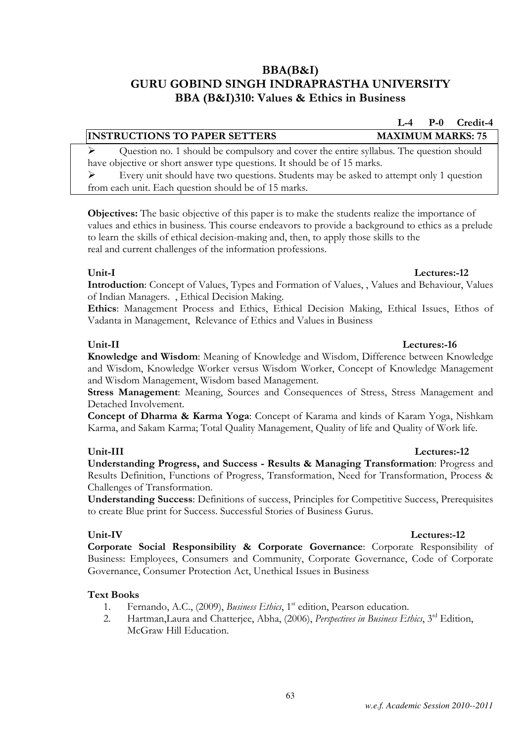# BBA(B&I)

# GURU GOBIND SINGH INDRAPRASTHA UNIVERSITY

## BBA (B&I)310: Values & Ethics in Business

**L-4 P-0 Credit-4**

| **INSTRUCTIONS TO PAPER SETTERS** | **MAXIMUM MARKS: 75** |
|---|---|

- Question no. 1 should be compulsory and cover the entire syllabus. The question should have objective or short answer type questions. It should be of 15 marks.
- Every unit should have two questions. Students may be asked to attempt only 1 question from each unit. Each question should be of 15 marks.

**Objectives:** The basic objective of this paper is to make the students realize the importance of values and ethics in business. This course endeavors to provide a background to ethics as a prelude to learn the skills of ethical decision-making and, then, to apply those skills to the real and current challenges of the information professions.

**Unit-I** **Lectures:-12**

**Introduction**: Concept of Values, Types and Formation of Values, , Values and Behaviour, Values of Indian Managers. , Ethical Decision Making.

**Ethics**: Management Process and Ethics, Ethical Decision Making, Ethical Issues, Ethos of Vadanta in Management, Relevance of Ethics and Values in Business

**Unit-II** **Lectures:-16**

**Knowledge and Wisdom**: Meaning of Knowledge and Wisdom, Difference between Knowledge and Wisdom, Knowledge Worker versus Wisdom Worker, Concept of Knowledge Management and Wisdom Management, Wisdom based Management.

**Stress Management**: Meaning, Sources and Consequences of Stress, Stress Management and Detached Involvement.

**Concept of Dharma & Karma Yoga**: Concept of Karama and kinds of Karam Yoga, Nishkam Karma, and Sakam Karma; Total Quality Management, Quality of life and Quality of Work life.

**Unit-III** **Lectures:-12**

**Understanding Progress, and Success - Results & Managing Transformation**: Progress and Results Definition, Functions of Progress, Transformation, Need for Transformation, Process & Challenges of Transformation.

**Understanding Success**: Definitions of success, Principles for Competitive Success, Prerequisites to create Blue print for Success. Successful Stories of Business Gurus.

**Unit-IV** **Lectures:-12**

**Corporate Social Responsibility & Corporate Governance**: Corporate Responsibility of Business: Employees, Consumers and Community, Corporate Governance, Code of Corporate Governance, Consumer Protection Act, Unethical Issues in Business

**Text Books**

1. Fernando, A.C., (2009), *Business Ethics*, 1st edition, Pearson education.
2. Hartman,Laura and Chatterjee, Abha, (2006), *Perspectives in Business Ethics*, 3rd Edition, McGraw Hill Education.

*w.e.f. Academic Session 2010--2011*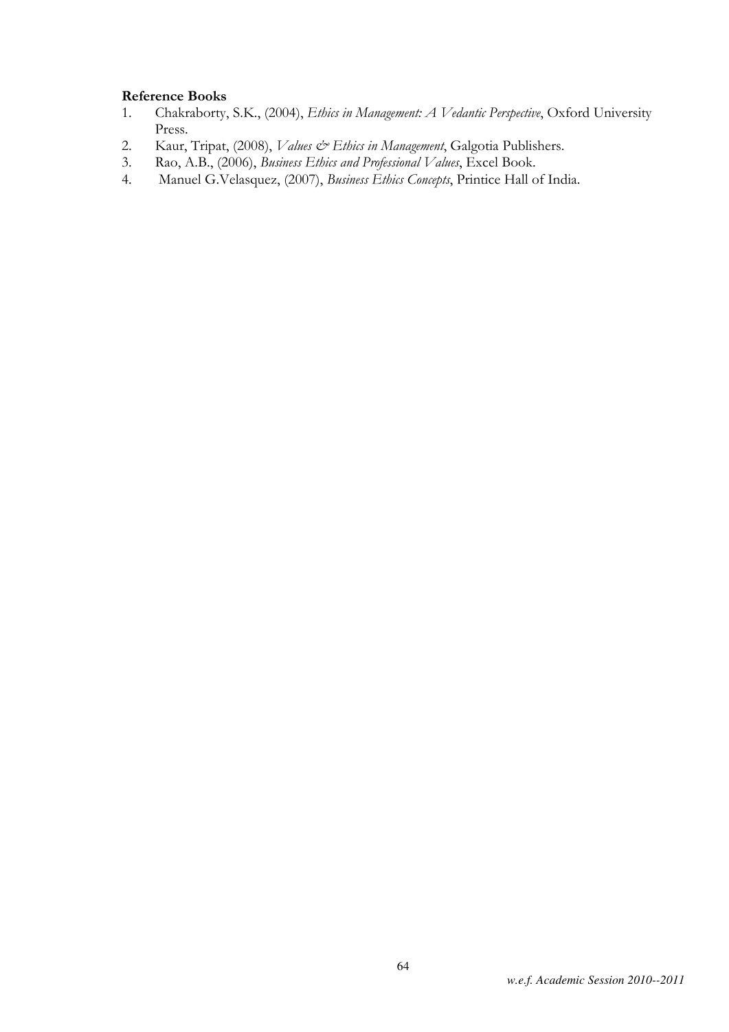**Reference Books**

1. Chakraborty, S.K., (2004), *Ethics in Management: A Vedantic Perspective*, Oxford University Press.
2. Kaur, Tripat, (2008), *Values & Ethics in Management*, Galgotia Publishers.
3. Rao, A.B., (2006), *Business Ethics and Professional Values*, Excel Book.
4. Manuel G.Velasquez, (2007), *Business Ethics Concepts*, Printice Hall of India.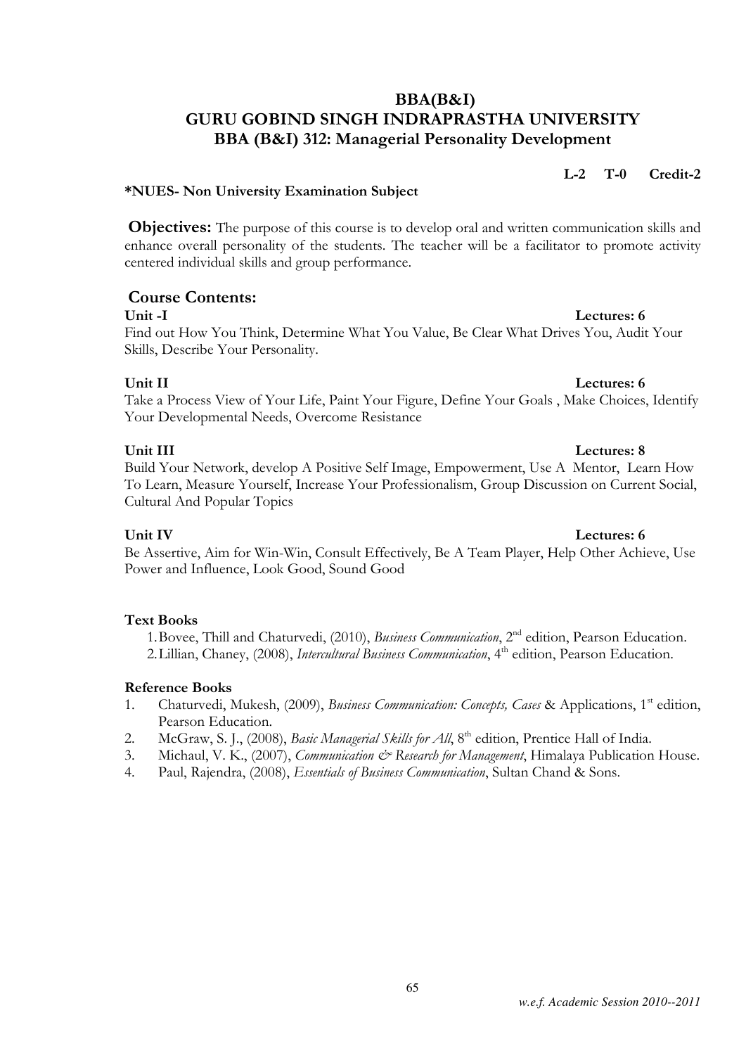# BBA(B&I)
# GURU GOBIND SINGH INDRAPRASTHA UNIVERSITY
## BBA (B&I) 312: Managerial Personality Development

**L-2 T-0 Credit-2**

**\*NUES- Non University Examination Subject**

**Objectives:** The purpose of this course is to develop oral and written communication skills and enhance overall personality of the students. The teacher will be a facilitator to promote activity centered individual skills and group performance.

### Course Contents:

**Unit -I** **Lectures: 6**

Find out How You Think, Determine What You Value, Be Clear What Drives You, Audit Your Skills, Describe Your Personality.

**Unit II** **Lectures: 6**

Take a Process View of Your Life, Paint Your Figure, Define Your Goals , Make Choices, Identify Your Developmental Needs, Overcome Resistance

**Unit III** **Lectures: 8**

Build Your Network, develop A Positive Self Image, Empowerment, Use A Mentor, Learn How To Learn, Measure Yourself, Increase Your Professionalism, Group Discussion on Current Social, Cultural And Popular Topics

**Unit IV** **Lectures: 6**

Be Assertive, Aim for Win-Win, Consult Effectively, Be A Team Player, Help Other Achieve, Use Power and Influence, Look Good, Sound Good

**Text Books**

1. Bovee, Thill and Chaturvedi, (2010), *Business Communication*, 2nd edition, Pearson Education.
2. Lillian, Chaney, (2008), *Intercultural Business Communication*, 4th edition, Pearson Education.

**Reference Books**

1. Chaturvedi, Mukesh, (2009), *Business Communication: Concepts, Cases* & Applications, 1st edition, Pearson Education.
2. McGraw, S. J., (2008), *Basic Managerial Skills for All*, 8th edition, Prentice Hall of India.
3. Michaul, V. K., (2007), *Communication & Research for Management*, Himalaya Publication House.
4. Paul, Rajendra, (2008), *Essentials of Business Communication*, Sultan Chand & Sons.

*w.e.f. Academic Session 2010--2011*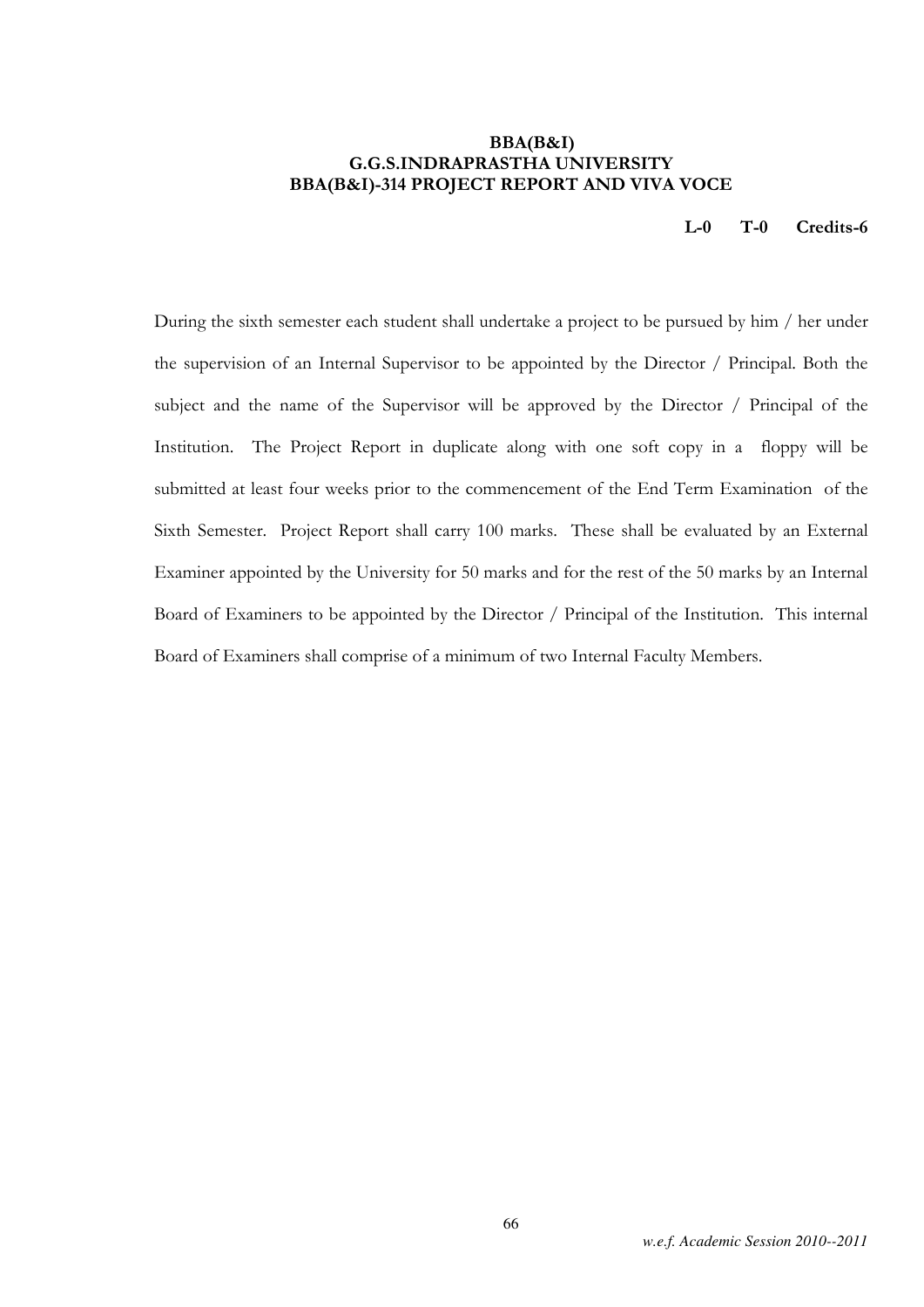**BBA(B&I)**
**G.G.S.INDRAPRASTHA UNIVERSITY**
**BBA(B&I)-314 PROJECT REPORT AND VIVA VOCE**

**L-0 T-0 Credits-6**

During the sixth semester each student shall undertake a project to be pursued by him / her under the supervision of an Internal Supervisor to be appointed by the Director / Principal. Both the subject and the name of the Supervisor will be approved by the Director / Principal of the Institution. The Project Report in duplicate along with one soft copy in a floppy will be submitted at least four weeks prior to the commencement of the End Term Examination of the Sixth Semester. Project Report shall carry 100 marks. These shall be evaluated by an External Examiner appointed by the University for 50 marks and for the rest of the 50 marks by an Internal Board of Examiners to be appointed by the Director / Principal of the Institution. This internal Board of Examiners shall comprise of a minimum of two Internal Faculty Members.